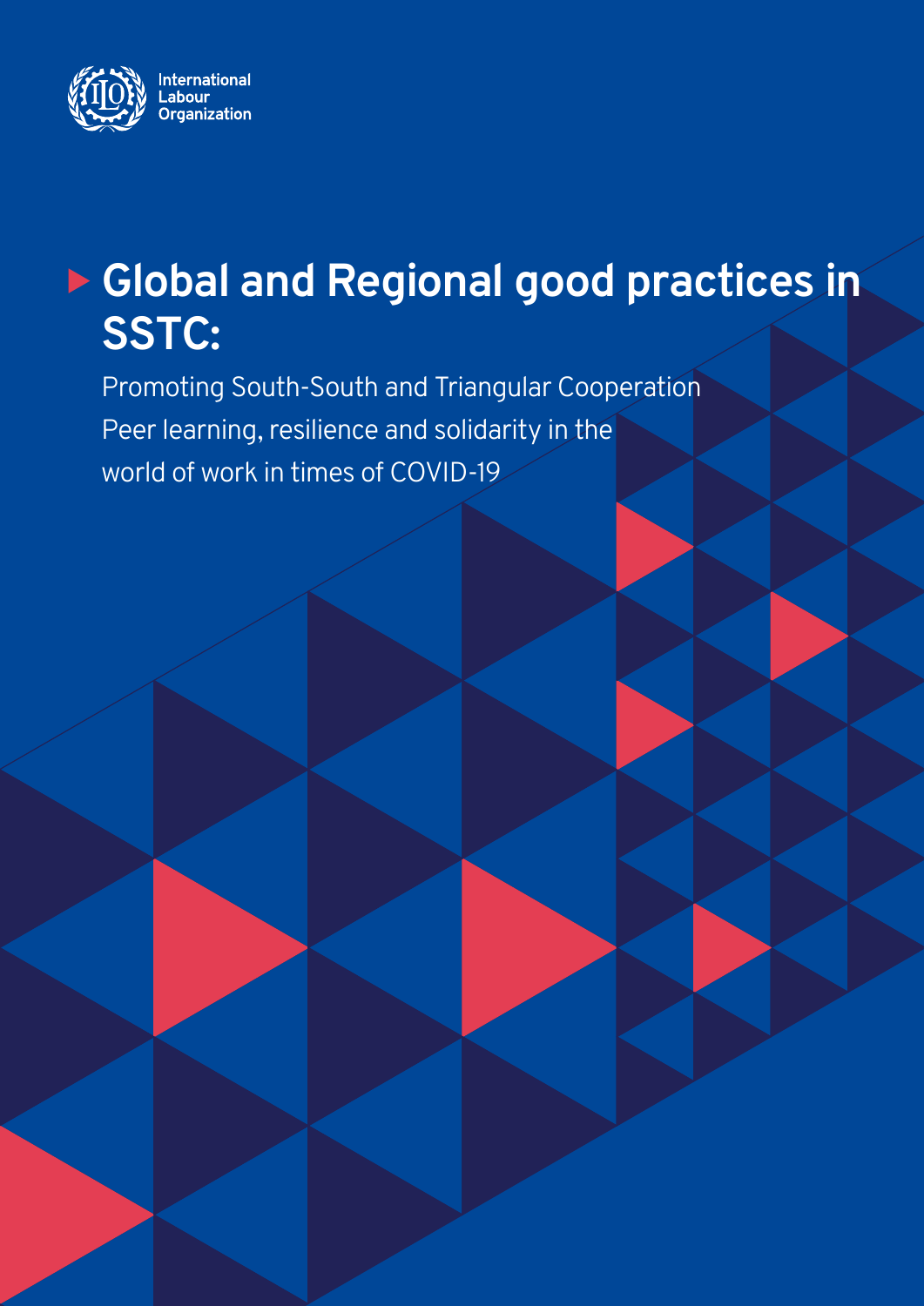International Labour Organization

# Global and Regional good practices in SSTC:

Promoting South-South and Triangular Cooperation
Peer learning, resilience and solidarity in the world of work in times of COVID-19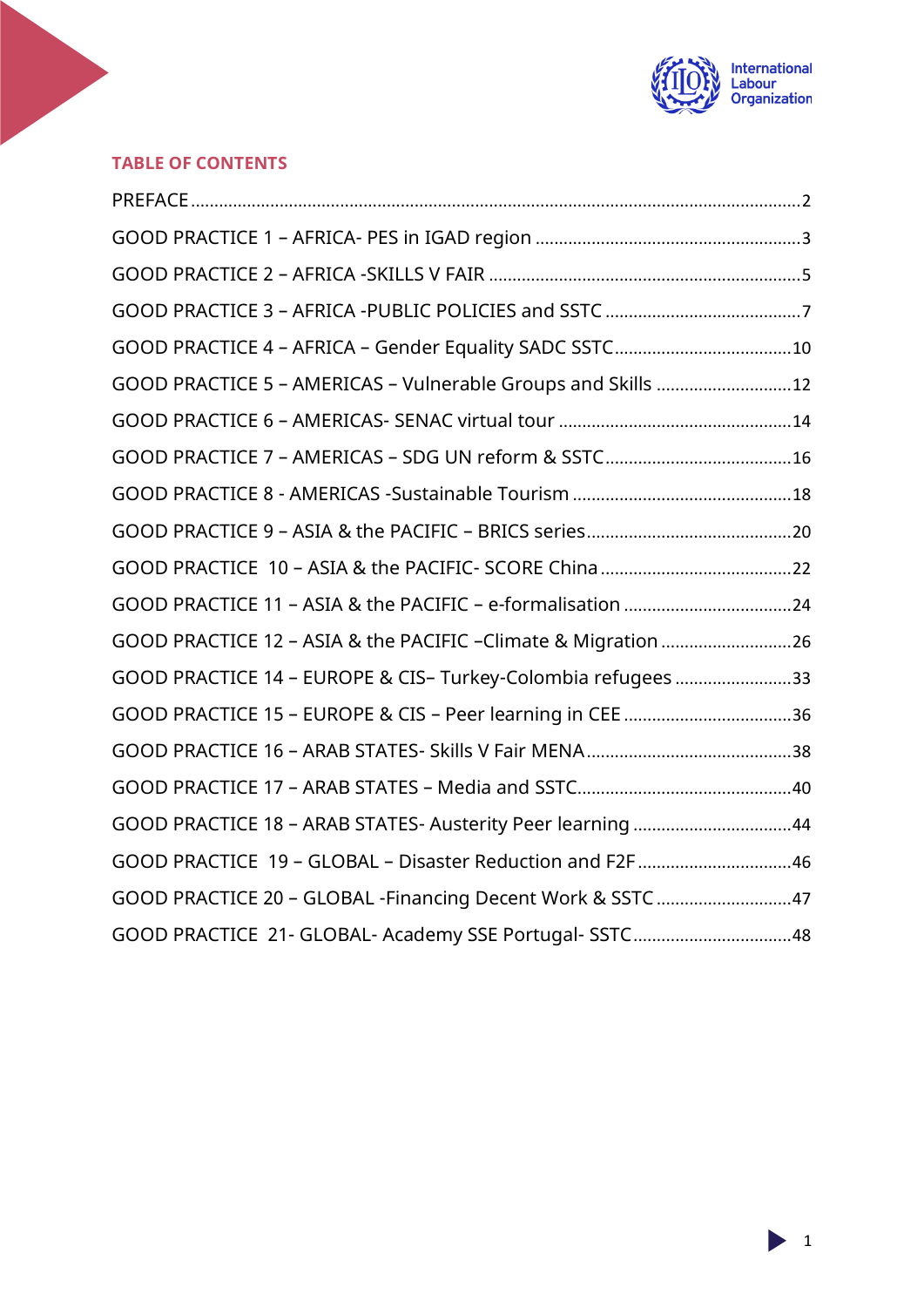## TABLE OF CONTENTS

PREFACE .......... 2

GOOD PRACTICE 1 – AFRICA- PES in IGAD region .......... 3

GOOD PRACTICE 2 – AFRICA -SKILLS V FAIR .......... 5

GOOD PRACTICE 3 – AFRICA -PUBLIC POLICIES and SSTC .......... 7

GOOD PRACTICE 4 – AFRICA – Gender Equality SADC SSTC .......... 10

GOOD PRACTICE 5 – AMERICAS – Vulnerable Groups and Skills .......... 12

GOOD PRACTICE 6 – AMERICAS- SENAC virtual tour .......... 14

GOOD PRACTICE 7 – AMERICAS – SDG UN reform & SSTC .......... 16

GOOD PRACTICE 8 - AMERICAS -Sustainable Tourism .......... 18

GOOD PRACTICE 9 – ASIA & the PACIFIC – BRICS series .......... 20

GOOD PRACTICE 10 – ASIA & the PACIFIC- SCORE China .......... 22

GOOD PRACTICE 11 – ASIA & the PACIFIC – e-formalisation .......... 24

GOOD PRACTICE 12 – ASIA & the PACIFIC –Climate & Migration .......... 26

GOOD PRACTICE 14 – EUROPE & CIS– Turkey-Colombia refugees .......... 33

GOOD PRACTICE 15 – EUROPE & CIS – Peer learning in CEE .......... 36

GOOD PRACTICE 16 – ARAB STATES- Skills V Fair MENA .......... 38

GOOD PRACTICE 17 – ARAB STATES – Media and SSTC .......... 40

GOOD PRACTICE 18 – ARAB STATES- Austerity Peer learning .......... 44

GOOD PRACTICE 19 – GLOBAL – Disaster Reduction and F2F .......... 46

GOOD PRACTICE 20 – GLOBAL -Financing Decent Work & SSTC .......... 47

GOOD PRACTICE 21- GLOBAL- Academy SSE Portugal- SSTC .......... 48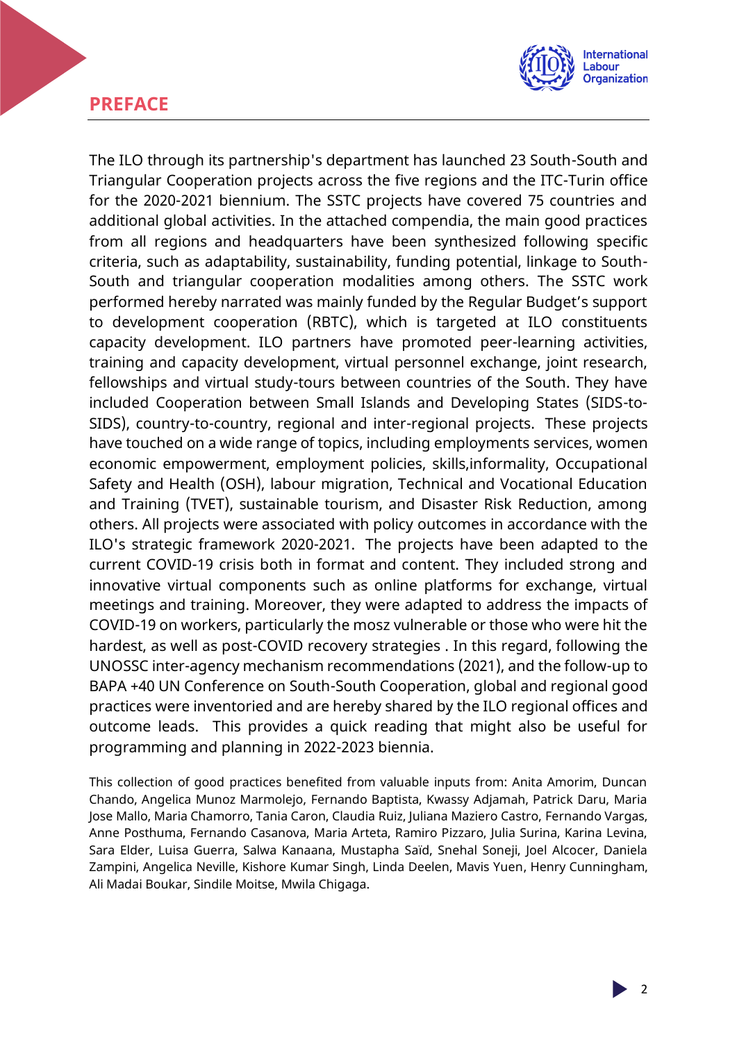# PREFACE

The ILO through its partnership's department has launched 23 South-South and Triangular Cooperation projects across the five regions and the ITC-Turin office for the 2020-2021 biennium. The SSTC projects have covered 75 countries and additional global activities. In the attached compendia, the main good practices from all regions and headquarters have been synthesized following specific criteria, such as adaptability, sustainability, funding potential, linkage to South-South and triangular cooperation modalities among others. The SSTC work performed hereby narrated was mainly funded by the Regular Budget's support to development cooperation (RBTC), which is targeted at ILO constituents capacity development. ILO partners have promoted peer-learning activities, training and capacity development, virtual personnel exchange, joint research, fellowships and virtual study-tours between countries of the South. They have included Cooperation between Small Islands and Developing States (SIDS-to-SIDS), country-to-country, regional and inter-regional projects. These projects have touched on a wide range of topics, including employments services, women economic empowerment, employment policies, skills,informality, Occupational Safety and Health (OSH), labour migration, Technical and Vocational Education and Training (TVET), sustainable tourism, and Disaster Risk Reduction, among others. All projects were associated with policy outcomes in accordance with the ILO's strategic framework 2020-2021. The projects have been adapted to the current COVID-19 crisis both in format and content. They included strong and innovative virtual components such as online platforms for exchange, virtual meetings and training. Moreover, they were adapted to address the impacts of COVID-19 on workers, particularly the mosz vulnerable or those who were hit the hardest, as well as post-COVID recovery strategies . In this regard, following the UNOSSC inter-agency mechanism recommendations (2021), and the follow-up to BAPA +40 UN Conference on South-South Cooperation, global and regional good practices were inventoried and are hereby shared by the ILO regional offices and outcome leads. This provides a quick reading that might also be useful for programming and planning in 2022-2023 biennia.

This collection of good practices benefited from valuable inputs from: Anita Amorim, Duncan Chando, Angelica Munoz Marmolejo, Fernando Baptista, Kwassy Adjamah, Patrick Daru, Maria Jose Mallo, Maria Chamorro, Tania Caron, Claudia Ruiz, Juliana Maziero Castro, Fernando Vargas, Anne Posthuma, Fernando Casanova, Maria Arteta, Ramiro Pizzaro, Julia Surina, Karina Levina, Sara Elder, Luisa Guerra, Salwa Kanaana, Mustapha Saïd, Snehal Soneji, Joel Alcocer, Daniela Zampini, Angelica Neville, Kishore Kumar Singh, Linda Deelen, Mavis Yuen, Henry Cunningham, Ali Madai Boukar, Sindile Moitse, Mwila Chigaga.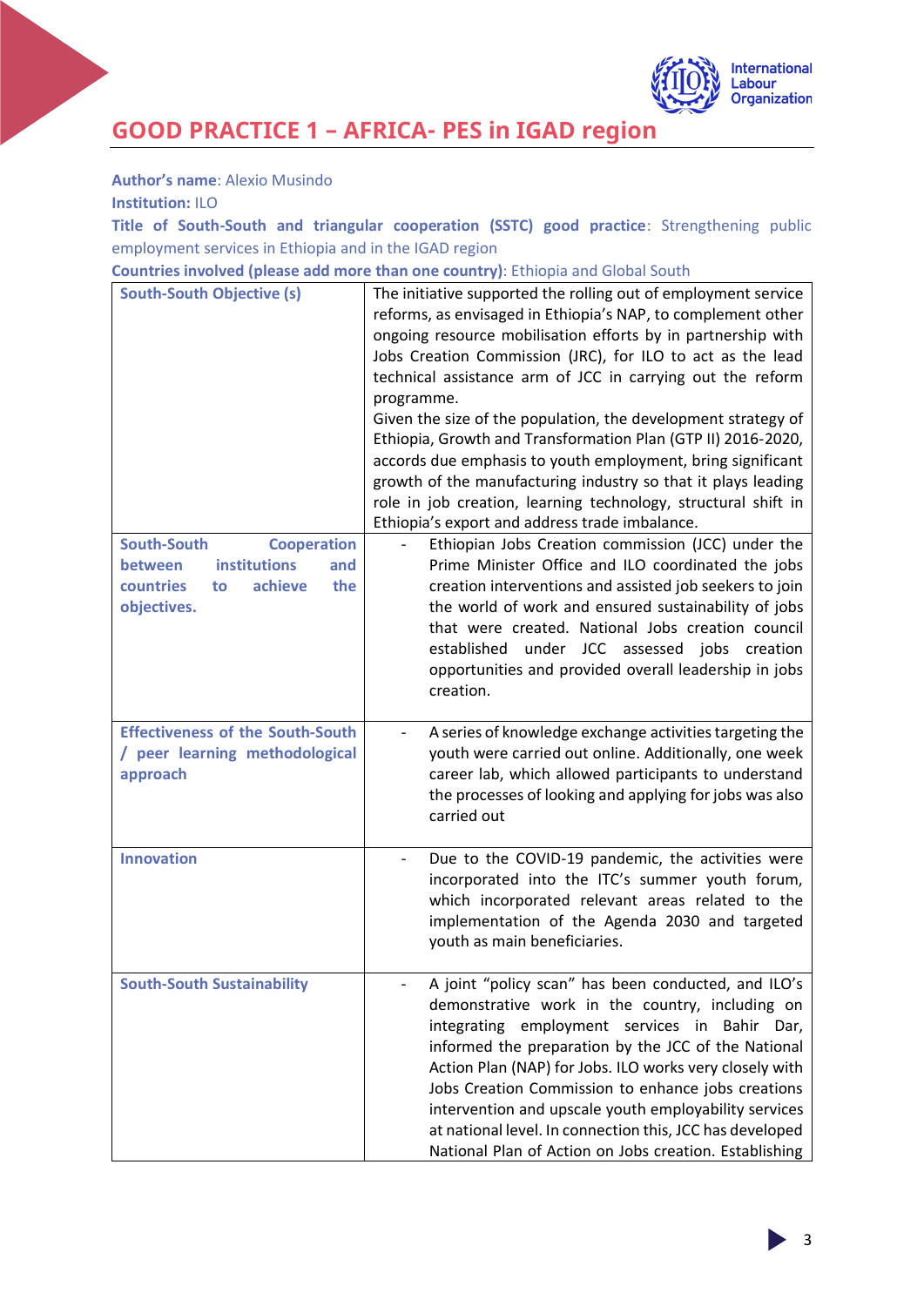# GOOD PRACTICE 1 – AFRICA- PES in IGAD region

**Author's name**: Alexio Musindo

**Institution:** ILO

**Title of South-South and triangular cooperation (SSTC) good practice**: Strengthening public employment services in Ethiopia and in the IGAD region

**Countries involved (please add more than one country)**: Ethiopia and Global South

| | |
|---|---|
| **South-South Objective (s)** | The initiative supported the rolling out of employment service reforms, as envisaged in Ethiopia's NAP, to complement other ongoing resource mobilisation efforts by in partnership with Jobs Creation Commission (JRC), for ILO to act as the lead technical assistance arm of JCC in carrying out the reform programme.<br>Given the size of the population, the development strategy of Ethiopia, Growth and Transformation Plan (GTP II) 2016-2020, accords due emphasis to youth employment, bring significant growth of the manufacturing industry so that it plays leading role in job creation, learning technology, structural shift in Ethiopia's export and address trade imbalance. |
| **South-South Cooperation between institutions and countries to achieve the objectives.** | - Ethiopian Jobs Creation commission (JCC) under the Prime Minister Office and ILO coordinated the jobs creation interventions and assisted job seekers to join the world of work and ensured sustainability of jobs that were created. National Jobs creation council established under JCC assessed jobs creation opportunities and provided overall leadership in jobs creation. |
| **Effectiveness of the South-South / peer learning methodological approach** | - A series of knowledge exchange activities targeting the youth were carried out online. Additionally, one week career lab, which allowed participants to understand the processes of looking and applying for jobs was also carried out |
| **Innovation** | - Due to the COVID-19 pandemic, the activities were incorporated into the ITC's summer youth forum, which incorporated relevant areas related to the implementation of the Agenda 2030 and targeted youth as main beneficiaries. |
| **South-South Sustainability** | - A joint "policy scan" has been conducted, and ILO's demonstrative work in the country, including on integrating employment services in Bahir Dar, informed the preparation by the JCC of the National Action Plan (NAP) for Jobs. ILO works very closely with Jobs Creation Commission to enhance jobs creations intervention and upscale youth employability services at national level. In connection this, JCC has developed National Plan of Action on Jobs creation. Establishing |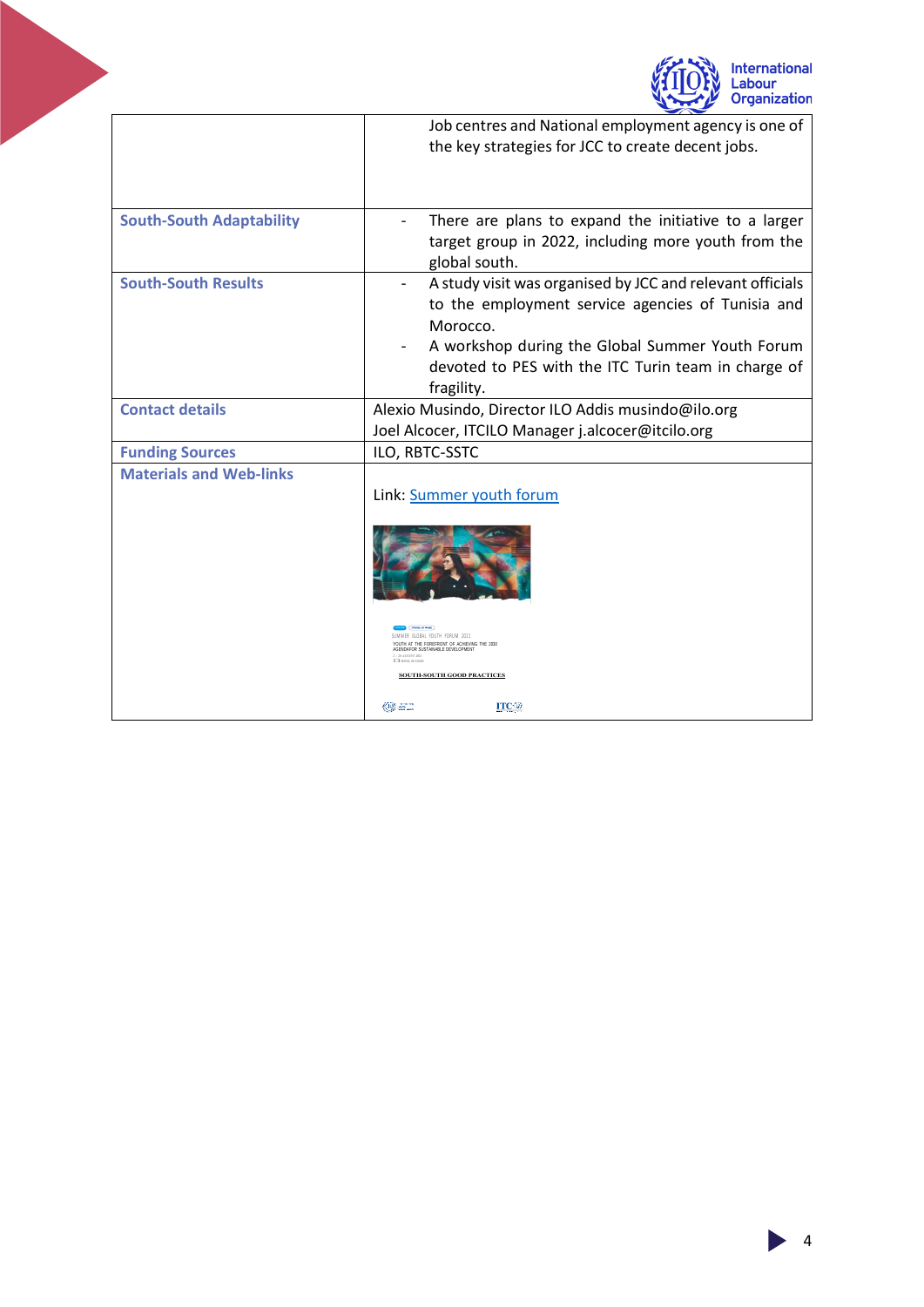| | |
|---|---|
| | Job centres and National employment agency is one of the key strategies for JCC to create decent jobs. |
| **South-South Adaptability** | - There are plans to expand the initiative to a larger target group in 2022, including more youth from the global south. |
| **South-South Results** | - A study visit was organised by JCC and relevant officials to the employment service agencies of Tunisia and Morocco.<br>- A workshop during the Global Summer Youth Forum devoted to PES with the ITC Turin team in charge of fragility. |
| **Contact details** | Alexio Musindo, Director ILO Addis musindo@ilo.org<br>Joel Alcocer, ITCILO Manager j.alcocer@itcilo.org |
| **Funding Sources** | ILO, RBTC-SSTC |
| **Materials and Web-links** | Link: [Summer youth forum]()<br>SUMMER GLOBAL YOUTH FORUM 2021<br>YOUTH AT THE FOREFRONT OF ACHIEVING THE 2030 AGENDA FOR SUSTAINABLE DEVELOPMENT<br>SOUTH-SOUTH GOOD PRACTICES |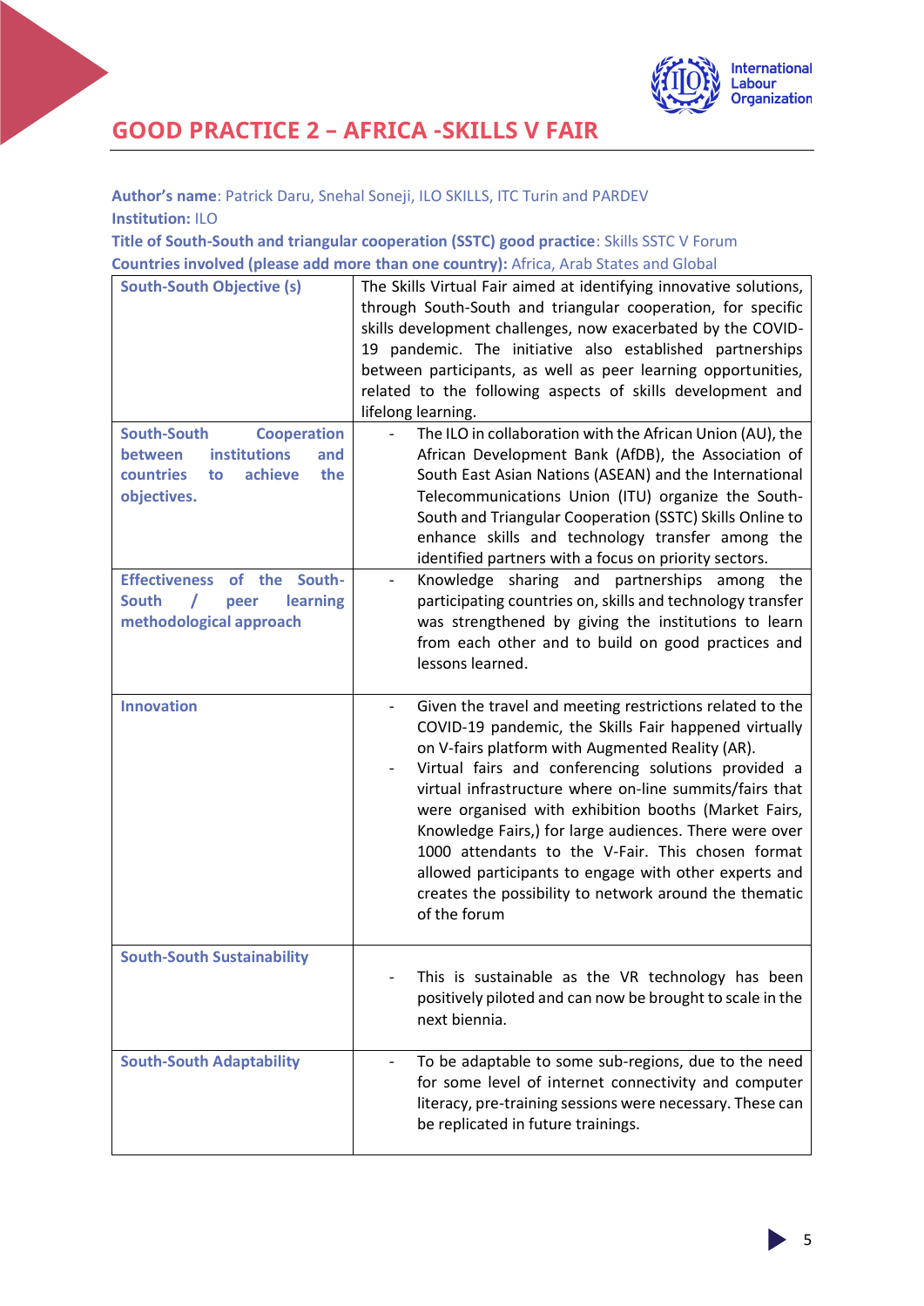# GOOD PRACTICE 2 – AFRICA -SKILLS V FAIR

**Author's name**: Patrick Daru, Snehal Soneji, ILO SKILLS, ITC Turin and PARDEV
**Institution:** ILO
**Title of South-South and triangular cooperation (SSTC) good practice**: Skills SSTC V Forum
**Countries involved (please add more than one country):** Africa, Arab States and Global

| | |
|---|---|
| **South-South Objective (s)** | The Skills Virtual Fair aimed at identifying innovative solutions, through South-South and triangular cooperation, for specific skills development challenges, now exacerbated by the COVID-19 pandemic. The initiative also established partnerships between participants, as well as peer learning opportunities, related to the following aspects of skills development and lifelong learning. |
| **South-South Cooperation between institutions and countries to achieve the objectives.** | - The ILO in collaboration with the African Union (AU), the African Development Bank (AfDB), the Association of South East Asian Nations (ASEAN) and the International Telecommunications Union (ITU) organize the South-South and Triangular Cooperation (SSTC) Skills Online to enhance skills and technology transfer among the identified partners with a focus on priority sectors. |
| **Effectiveness of the South-South / peer learning methodological approach** | - Knowledge sharing and partnerships among the participating countries on, skills and technology transfer was strengthened by giving the institutions to learn from each other and to build on good practices and lessons learned. |
| **Innovation** | - Given the travel and meeting restrictions related to the COVID-19 pandemic, the Skills Fair happened virtually on V-fairs platform with Augmented Reality (AR).<br>- Virtual fairs and conferencing solutions provided a virtual infrastructure where on-line summits/fairs that were organised with exhibition booths (Market Fairs, Knowledge Fairs,) for large audiences. There were over 1000 attendants to the V-Fair. This chosen format allowed participants to engage with other experts and creates the possibility to network around the thematic of the forum |
| **South-South Sustainability** | - This is sustainable as the VR technology has been positively piloted and can now be brought to scale in the next biennia. |
| **South-South Adaptability** | - To be adaptable to some sub-regions, due to the need for some level of internet connectivity and computer literacy, pre-training sessions were necessary. These can be replicated in future trainings. |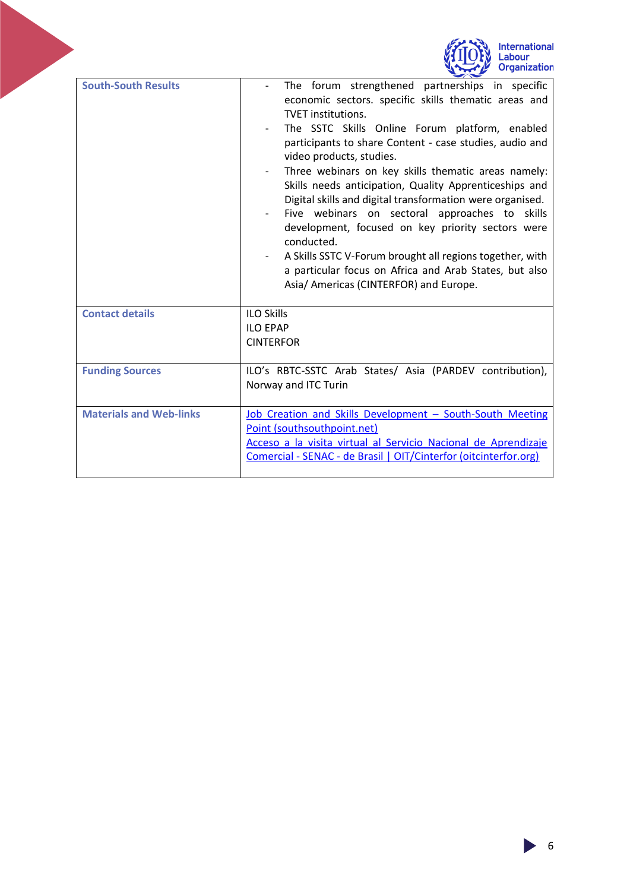| | |
|---|---|
| **South-South Results** | - The forum strengthened partnerships in specific economic sectors. specific skills thematic areas and TVET institutions.<br>- The SSTC Skills Online Forum platform, enabled participants to share Content - case studies, audio and video products, studies.<br>- Three webinars on key skills thematic areas namely: Skills needs anticipation, Quality Apprenticeships and Digital skills and digital transformation were organised.<br>- Five webinars on sectoral approaches to skills development, focused on key priority sectors were conducted.<br>- A Skills SSTC V-Forum brought all regions together, with a particular focus on Africa and Arab States, but also Asia/ Americas (CINTERFOR) and Europe. |
| **Contact details** | ILO Skills<br>ILO EPAP<br>CINTERFOR |
| **Funding Sources** | ILO's RBTC-SSTC Arab States/ Asia (PARDEV contribution), Norway and ITC Turin |
| **Materials and Web-links** | Job Creation and Skills Development – South-South Meeting Point (southsouthpoint.net)<br>Acceso a la visita virtual al Servicio Nacional de Aprendizaje Comercial - SENAC - de Brasil \| OIT/Cinterfor (oitcinterfor.org) |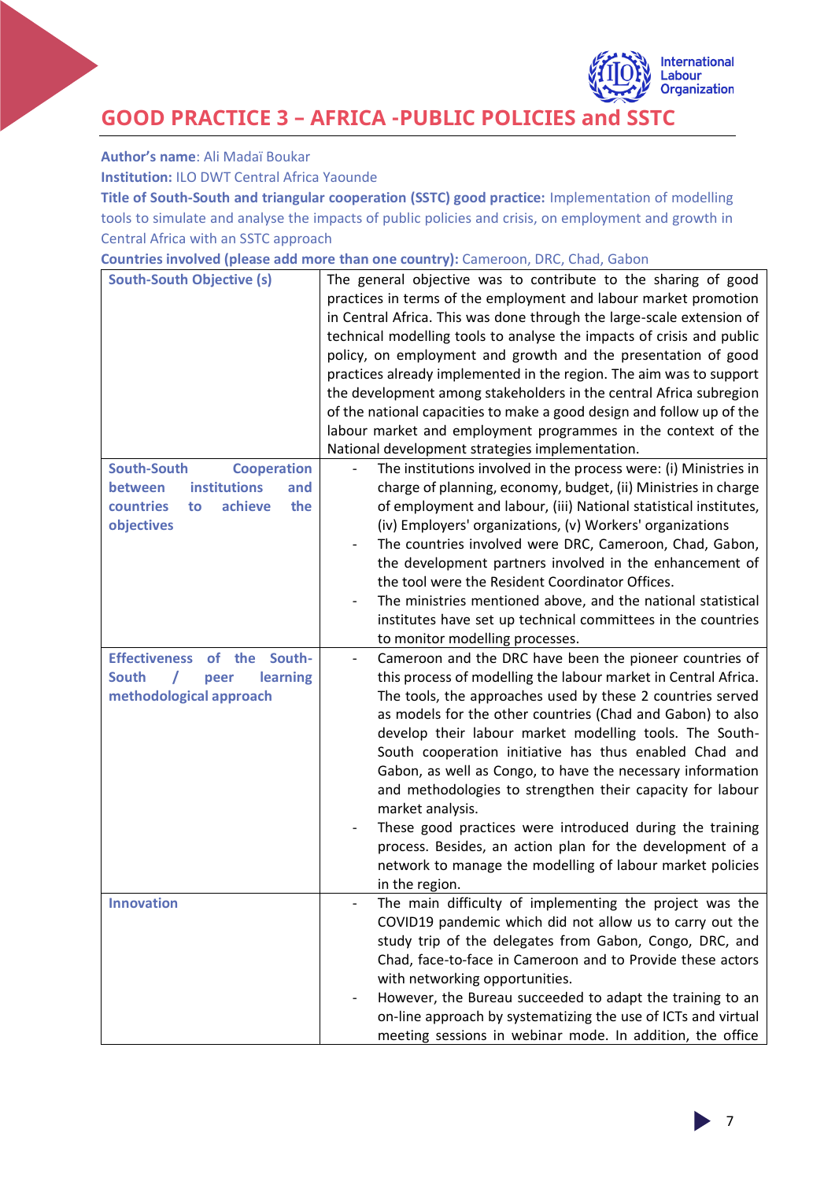# GOOD PRACTICE 3 – AFRICA -PUBLIC POLICIES and SSTC

**Author's name**: Ali Madaï Boukar

**Institution:** ILO DWT Central Africa Yaounde

**Title of South-South and triangular cooperation (SSTC) good practice:** Implementation of modelling tools to simulate and analyse the impacts of public policies and crisis, on employment and growth in Central Africa with an SSTC approach

**Countries involved (please add more than one country):** Cameroon, DRC, Chad, Gabon

| | |
|---|---|
| **South-South Objective (s)** | The general objective was to contribute to the sharing of good practices in terms of the employment and labour market promotion in Central Africa. This was done through the large-scale extension of technical modelling tools to analyse the impacts of crisis and public policy, on employment and growth and the presentation of good practices already implemented in the region. The aim was to support the development among stakeholders in the central Africa subregion of the national capacities to make a good design and follow up of the labour market and employment programmes in the context of the National development strategies implementation. |
| **South-South Cooperation between institutions and countries to achieve the objectives** | - The institutions involved in the process were: (i) Ministries in charge of planning, economy, budget, (ii) Ministries in charge of employment and labour, (iii) National statistical institutes, (iv) Employers' organizations, (v) Workers' organizations<br>- The countries involved were DRC, Cameroon, Chad, Gabon, the development partners involved in the enhancement of the tool were the Resident Coordinator Offices.<br>- The ministries mentioned above, and the national statistical institutes have set up technical committees in the countries to monitor modelling processes. |
| **Effectiveness of the South-South / peer learning methodological approach** | - Cameroon and the DRC have been the pioneer countries of this process of modelling the labour market in Central Africa. The tools, the approaches used by these 2 countries served as models for the other countries (Chad and Gabon) to also develop their labour market modelling tools. The South-South cooperation initiative has thus enabled Chad and Gabon, as well as Congo, to have the necessary information and methodologies to strengthen their capacity for labour market analysis.<br>- These good practices were introduced during the training process. Besides, an action plan for the development of a network to manage the modelling of labour market policies in the region. |
| **Innovation** | - The main difficulty of implementing the project was the COVID19 pandemic which did not allow us to carry out the study trip of the delegates from Gabon, Congo, DRC, and Chad, face-to-face in Cameroon and to Provide these actors with networking opportunities.<br>- However, the Bureau succeeded to adapt the training to an on-line approach by systematizing the use of ICTs and virtual meeting sessions in webinar mode. In addition, the office |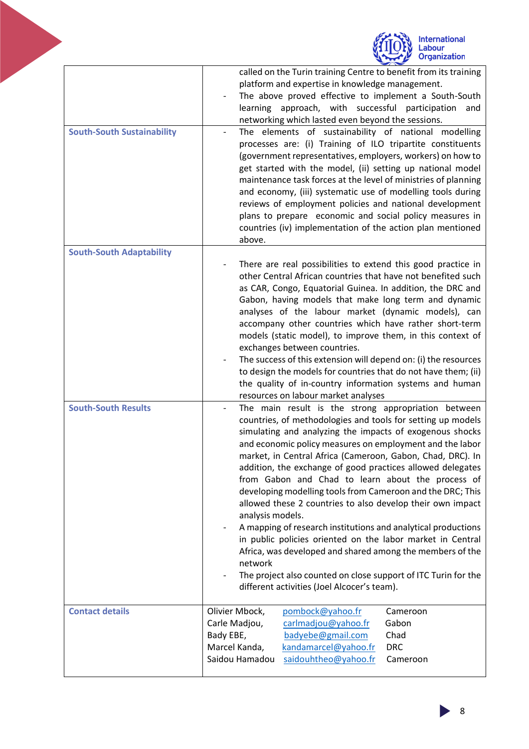| | |
|---|---|
| | called on the Turin training Centre to benefit from its training platform and expertise in knowledge management.<br>- The above proved effective to implement a South-South learning approach, with successful participation and networking which lasted even beyond the sessions. |
| **South-South Sustainability** | - The elements of sustainability of national modelling processes are: (i) Training of ILO tripartite constituents (government representatives, employers, workers) on how to get started with the model, (ii) setting up national model maintenance task forces at the level of ministries of planning and economy, (iii) systematic use of modelling tools during reviews of employment policies and national development plans to prepare economic and social policy measures in countries (iv) implementation of the action plan mentioned above. |
| **South-South Adaptability** | - There are real possibilities to extend this good practice in other Central African countries that have not benefited such as CAR, Congo, Equatorial Guinea. In addition, the DRC and Gabon, having models that make long term and dynamic analyses of the labour market (dynamic models), can accompany other countries which have rather short-term models (static model), to improve them, in this context of exchanges between countries.<br>- The success of this extension will depend on: (i) the resources to design the models for countries that do not have them; (ii) the quality of in-country information systems and human resources on labour market analyses |
| **South-South Results** | - The main result is the strong appropriation between countries, of methodologies and tools for setting up models simulating and analyzing the impacts of exogenous shocks and economic policy measures on employment and the labor market, in Central Africa (Cameroon, Gabon, Chad, DRC). In addition, the exchange of good practices allowed delegates from Gabon and Chad to learn about the process of developing modelling tools from Cameroon and the DRC; This allowed these 2 countries to also develop their own impact analysis models.<br>- A mapping of research institutions and analytical productions in public policies oriented on the labor market in Central Africa, was developed and shared among the members of the network<br>- The project also counted on close support of ITC Turin for the different activities (Joel Alcocer's team). |
| **Contact details** | Olivier Mbock, pombock@yahoo.fr Cameroon<br>Carle Madjou, carlmadjou@yahoo.fr Gabon<br>Bady EBE, badyebe@gmail.com Chad<br>Marcel Kanda, kandamarcel@yahoo.fr DRC<br>Saidou Hamadou saidouhtheo@yahoo.fr Cameroon |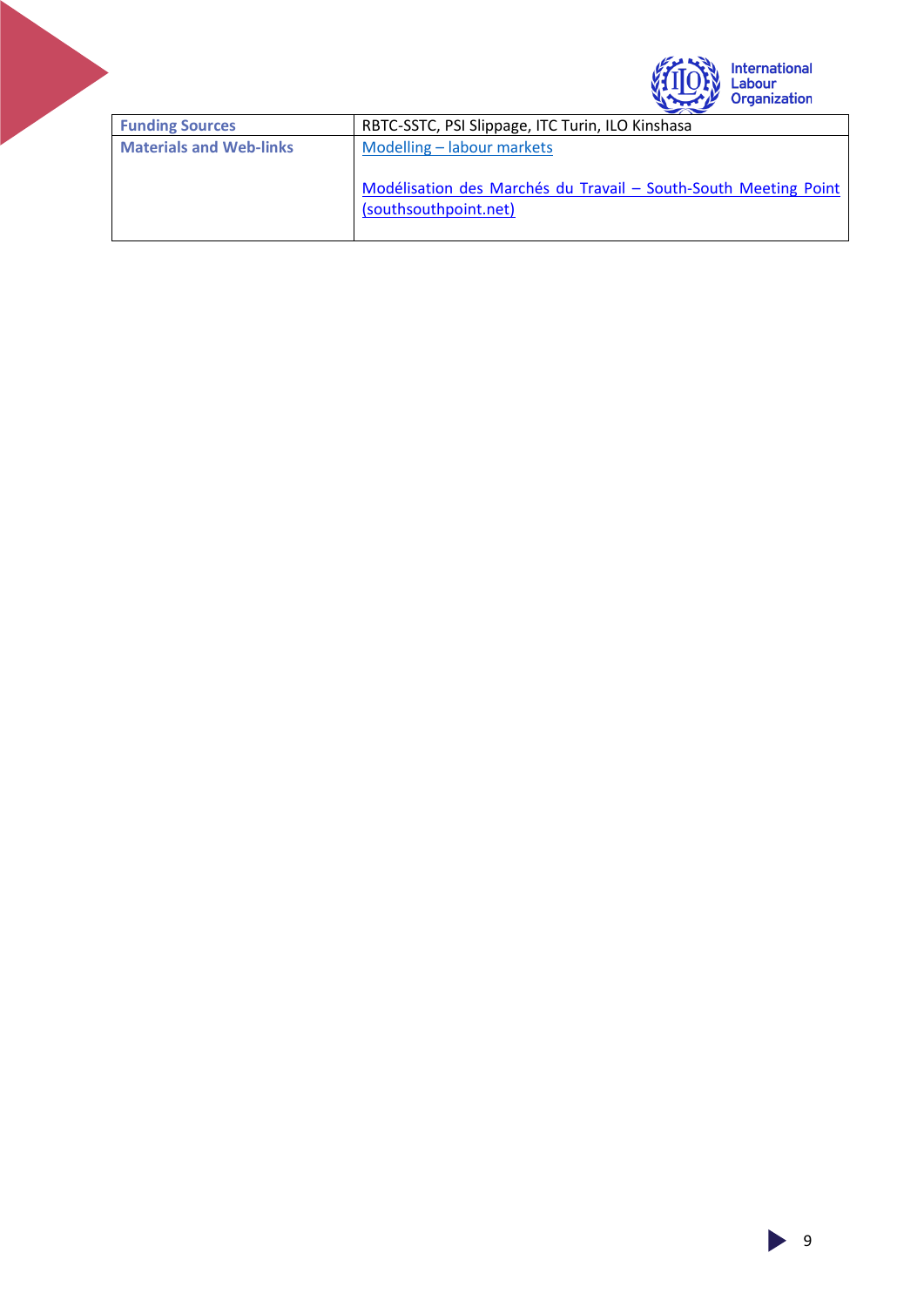| | |
|---|---|
| **Funding Sources** | RBTC-SSTC, PSI Slippage, ITC Turin, ILO Kinshasa |
| **Materials and Web-links** | Modelling – labour markets<br><br>Modélisation des Marchés du Travail – South-South Meeting Point (southsouthpoint.net) |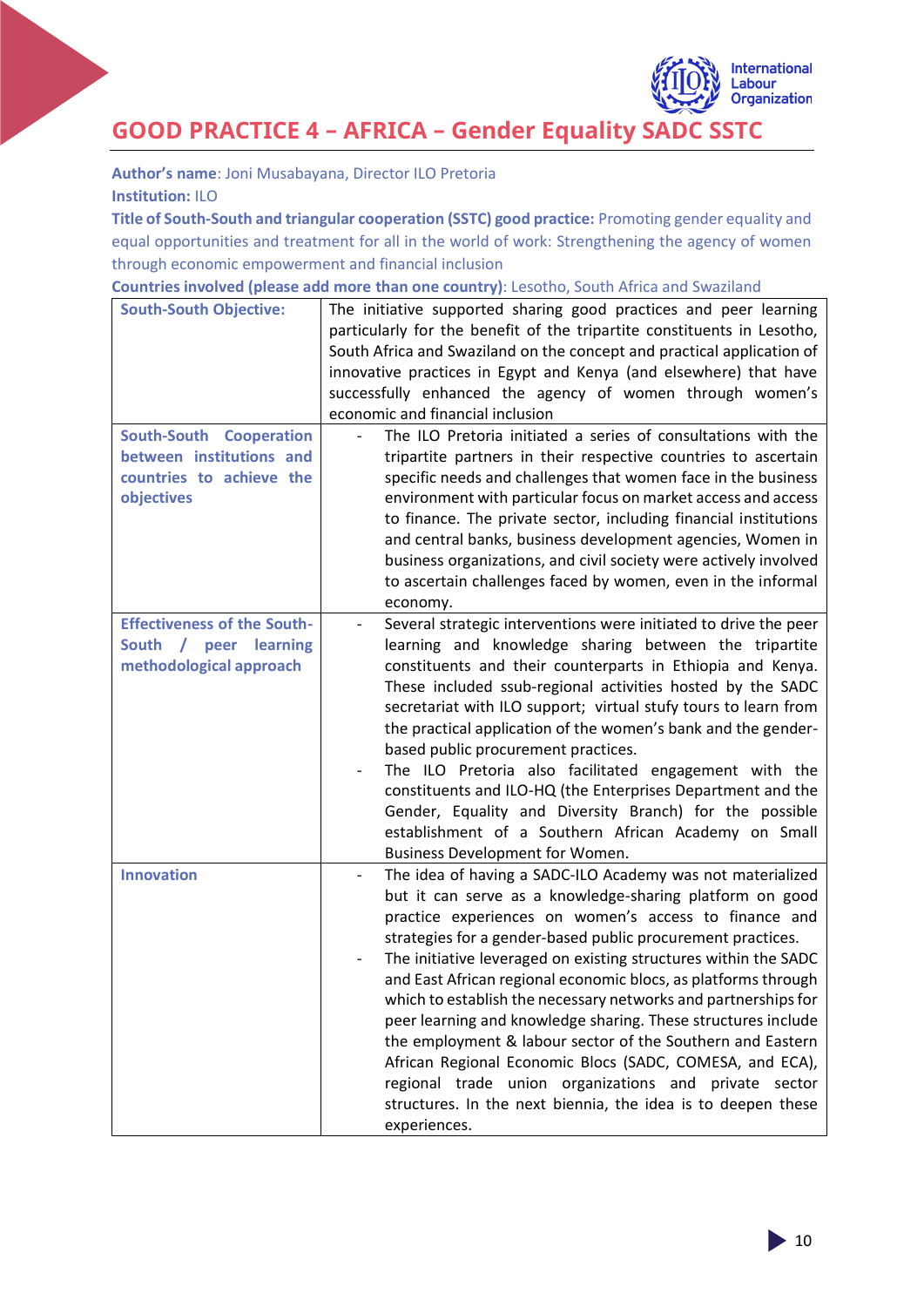# GOOD PRACTICE 4 – AFRICA – Gender Equality SADC SSTC

**Author's name**: Joni Musabayana, Director ILO Pretoria

**Institution:** ILO

**Title of South-South and triangular cooperation (SSTC) good practice:** Promoting gender equality and equal opportunities and treatment for all in the world of work: Strengthening the agency of women through economic empowerment and financial inclusion

**Countries involved (please add more than one country)**: Lesotho, South Africa and Swaziland

| | |
|---|---|
| **South-South Objective:** | The initiative supported sharing good practices and peer learning particularly for the benefit of the tripartite constituents in Lesotho, South Africa and Swaziland on the concept and practical application of innovative practices in Egypt and Kenya (and elsewhere) that have successfully enhanced the agency of women through women's economic and financial inclusion |
| **South-South Cooperation between institutions and countries to achieve the objectives** | - The ILO Pretoria initiated a series of consultations with the tripartite partners in their respective countries to ascertain specific needs and challenges that women face in the business environment with particular focus on market access and access to finance. The private sector, including financial institutions and central banks, business development agencies, Women in business organizations, and civil society were actively involved to ascertain challenges faced by women, even in the informal economy. |
| **Effectiveness of the South-South / peer learning methodological approach** | - Several strategic interventions were initiated to drive the peer learning and knowledge sharing between the tripartite constituents and their counterparts in Ethiopia and Kenya. These included ssub-regional activities hosted by the SADC secretariat with ILO support; virtual stufy tours to learn from the practical application of the women's bank and the gender-based public procurement practices.<br>- The ILO Pretoria also facilitated engagement with the constituents and ILO-HQ (the Enterprises Department and the Gender, Equality and Diversity Branch) for the possible establishment of a Southern African Academy on Small Business Development for Women. |
| **Innovation** | - The idea of having a SADC-ILO Academy was not materialized but it can serve as a knowledge-sharing platform on good practice experiences on women's access to finance and strategies for a gender-based public procurement practices.<br>- The initiative leveraged on existing structures within the SADC and East African regional economic blocs, as platforms through which to establish the necessary networks and partnerships for peer learning and knowledge sharing. These structures include the employment & labour sector of the Southern and Eastern African Regional Economic Blocs (SADC, COMESA, and ECA), regional trade union organizations and private sector structures. In the next biennia, the idea is to deepen these experiences. |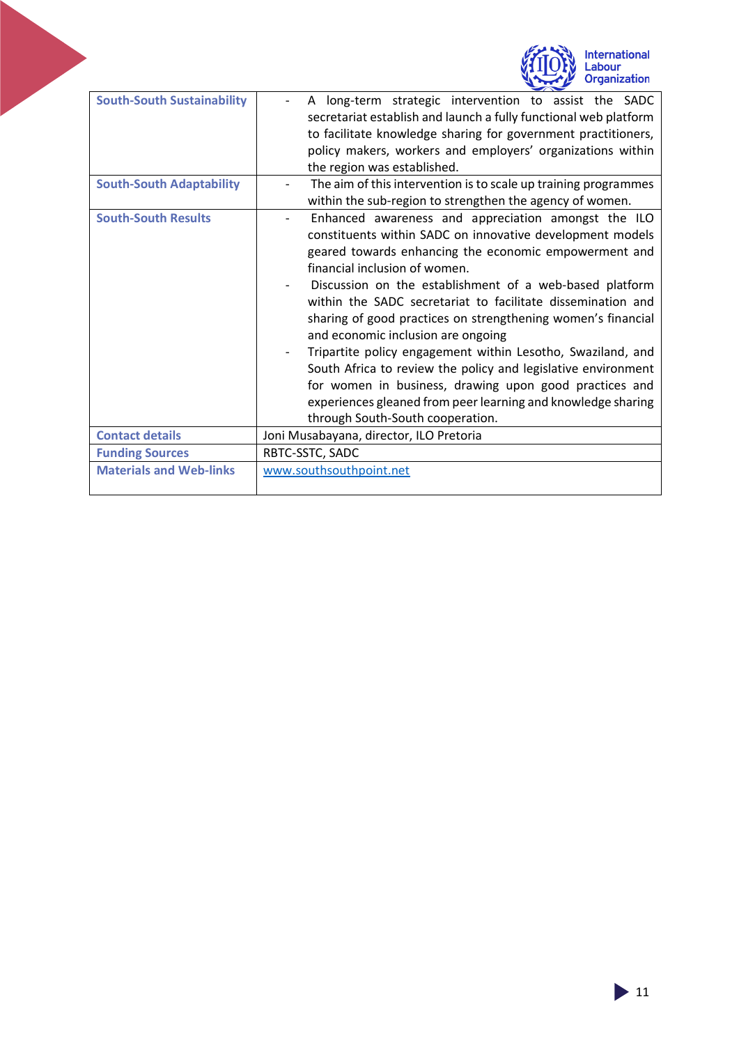| | |
|---|---|
| **South-South Sustainability** | - A long-term strategic intervention to assist the SADC secretariat establish and launch a fully functional web platform to facilitate knowledge sharing for government practitioners, policy makers, workers and employers' organizations within the region was established. |
| **South-South Adaptability** | - The aim of this intervention is to scale up training programmes within the sub-region to strengthen the agency of women. |
| **South-South Results** | - Enhanced awareness and appreciation amongst the ILO constituents within SADC on innovative development models geared towards enhancing the economic empowerment and financial inclusion of women.<br>- Discussion on the establishment of a web-based platform within the SADC secretariat to facilitate dissemination and sharing of good practices on strengthening women's financial and economic inclusion are ongoing<br>- Tripartite policy engagement within Lesotho, Swaziland, and South Africa to review the policy and legislative environment for women in business, drawing upon good practices and experiences gleaned from peer learning and knowledge sharing through South-South cooperation. |
| **Contact details** | Joni Musabayana, director, ILO Pretoria |
| **Funding Sources** | RBTC-SSTC, SADC |
| **Materials and Web-links** | www.southsouthpoint.net |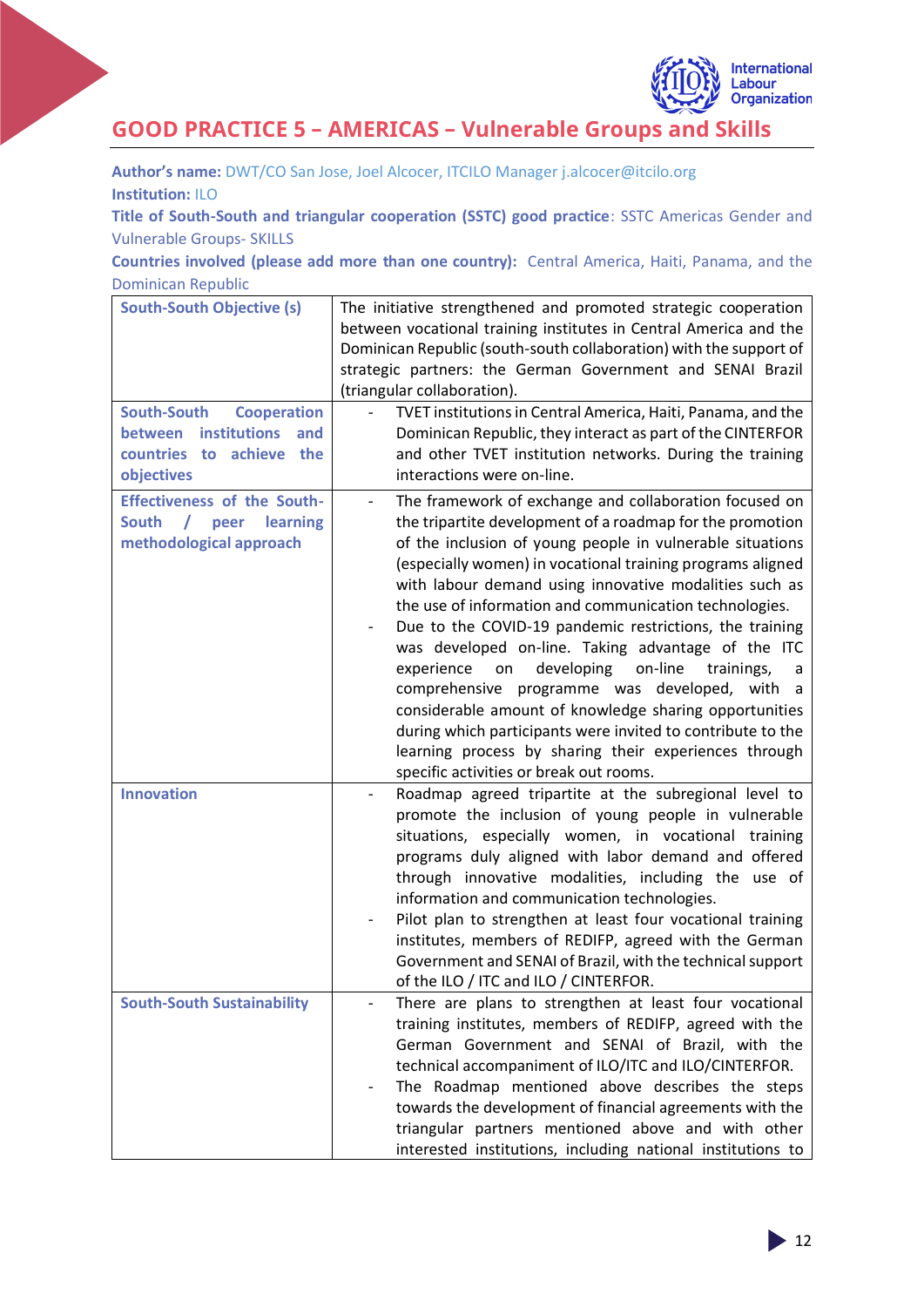# GOOD PRACTICE 5 – AMERICAS – Vulnerable Groups and Skills

**Author's name:** DWT/CO San Jose, Joel Alcocer, ITCILO Manager j.alcocer@itcilo.org
**Institution:** ILO
**Title of South-South and triangular cooperation (SSTC) good practice**: SSTC Americas Gender and Vulnerable Groups- SKILLS
**Countries involved (please add more than one country):** Central America, Haiti, Panama, and the Dominican Republic

| | |
|---|---|
| **South-South Objective (s)** | The initiative strengthened and promoted strategic cooperation between vocational training institutes in Central America and the Dominican Republic (south-south collaboration) with the support of strategic partners: the German Government and SENAI Brazil (triangular collaboration). |
| **South-South Cooperation between institutions and countries to achieve the objectives** | - TVET institutions in Central America, Haiti, Panama, and the Dominican Republic, they interact as part of the CINTERFOR and other TVET institution networks. During the training interactions were on-line. |
| **Effectiveness of the South-South / peer learning methodological approach** | - The framework of exchange and collaboration focused on the tripartite development of a roadmap for the promotion of the inclusion of young people in vulnerable situations (especially women) in vocational training programs aligned with labour demand using innovative modalities such as the use of information and communication technologies.<br>- Due to the COVID-19 pandemic restrictions, the training was developed on-line. Taking advantage of the ITC experience on developing on-line trainings, a comprehensive programme was developed, with a considerable amount of knowledge sharing opportunities during which participants were invited to contribute to the learning process by sharing their experiences through specific activities or break out rooms. |
| **Innovation** | - Roadmap agreed tripartite at the subregional level to promote the inclusion of young people in vulnerable situations, especially women, in vocational training programs duly aligned with labor demand and offered through innovative modalities, including the use of information and communication technologies.<br>- Pilot plan to strengthen at least four vocational training institutes, members of REDIFP, agreed with the German Government and SENAI of Brazil, with the technical support of the ILO / ITC and ILO / CINTERFOR. |
| **South-South Sustainability** | - There are plans to strengthen at least four vocational training institutes, members of REDIFP, agreed with the German Government and SENAI of Brazil, with the technical accompaniment of ILO/ITC and ILO/CINTERFOR.<br>- The Roadmap mentioned above describes the steps towards the development of financial agreements with the triangular partners mentioned above and with other interested institutions, including national institutions to |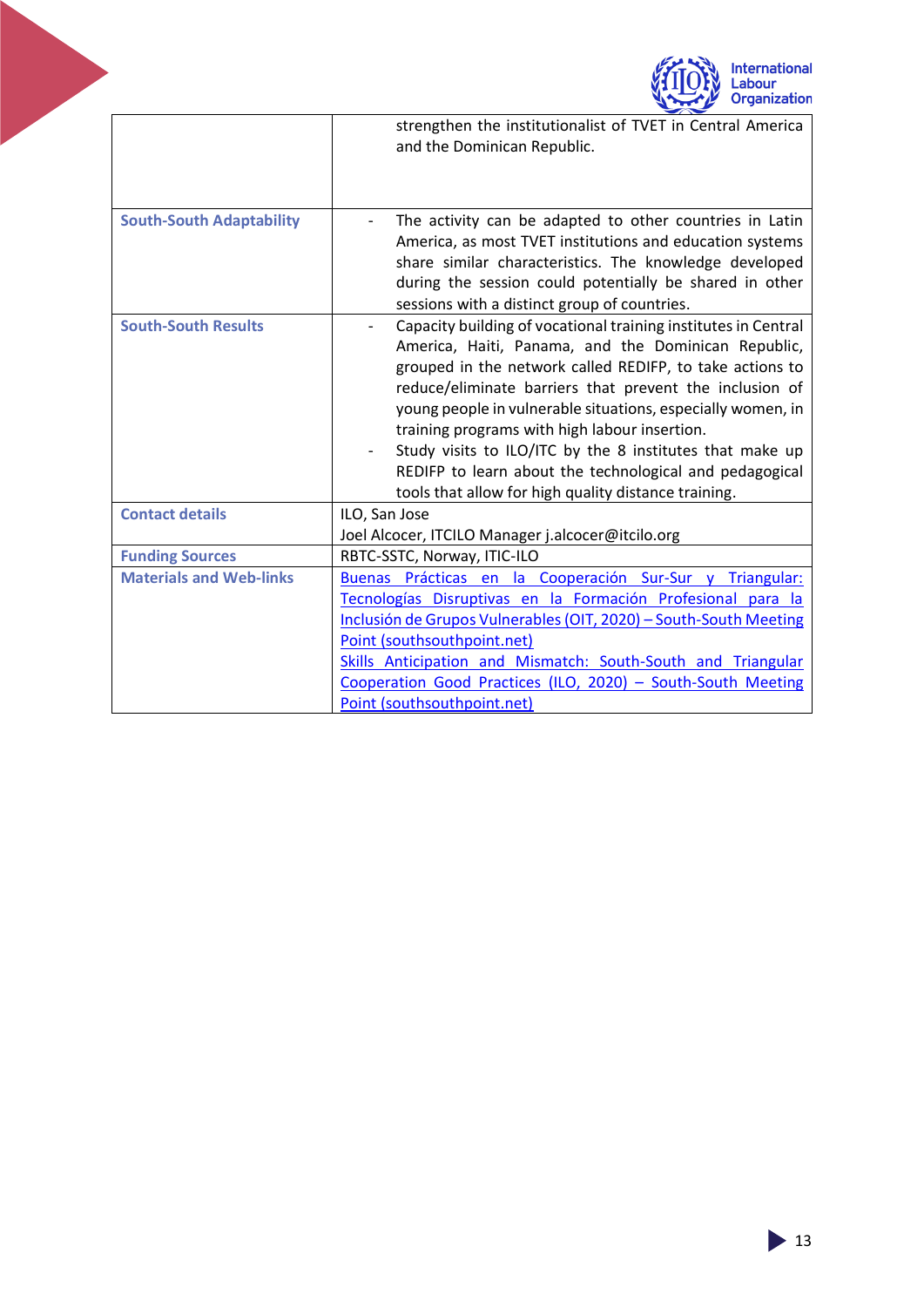| | |
|---|---|
| | strengthen the institutionalist of TVET in Central America and the Dominican Republic. |
| **South-South Adaptability** | - The activity can be adapted to other countries in Latin America, as most TVET institutions and education systems share similar characteristics. The knowledge developed during the session could potentially be shared in other sessions with a distinct group of countries. |
| **South-South Results** | - Capacity building of vocational training institutes in Central America, Haiti, Panama, and the Dominican Republic, grouped in the network called REDIFP, to take actions to reduce/eliminate barriers that prevent the inclusion of young people in vulnerable situations, especially women, in training programs with high labour insertion.<br>- Study visits to ILO/ITC by the 8 institutes that make up REDIFP to learn about the technological and pedagogical tools that allow for high quality distance training. |
| **Contact details** | ILO, San Jose<br>Joel Alcocer, ITCILO Manager j.alcocer@itcilo.org |
| **Funding Sources** | RBTC-SSTC, Norway, ITIC-ILO |
| **Materials and Web-links** | Buenas Prácticas en la Cooperación Sur-Sur y Triangular: Tecnologías Disruptivas en la Formación Profesional para la Inclusión de Grupos Vulnerables (OIT, 2020) – South-South Meeting Point (southsouthpoint.net)<br>Skills Anticipation and Mismatch: South-South and Triangular Cooperation Good Practices (ILO, 2020) – South-South Meeting Point (southsouthpoint.net) |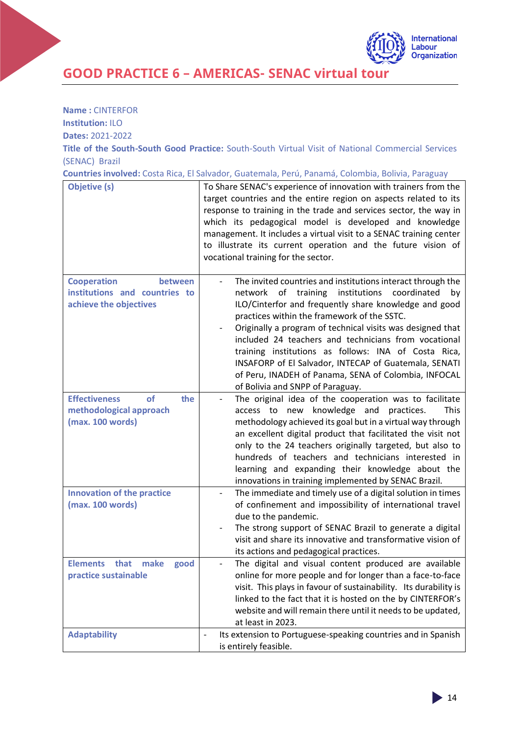## GOOD PRACTICE 6 – AMERICAS- SENAC virtual tour

**Name :** CINTERFOR
**Institution:** ILO
**Dates:** 2021-2022
**Title of the South-South Good Practice:** South-South Virtual Visit of National Commercial Services (SENAC) Brazil
**Countries involved:** Costa Rica, El Salvador, Guatemala, Perú, Panamá, Colombia, Bolivia, Paraguay

| Objetive (s) | To Share SENAC's experience of innovation with trainers from the target countries and the entire region on aspects related to its response to training in the trade and services sector, the way in which its pedagogical model is developed and knowledge management. It includes a virtual visit to a SENAC training center to illustrate its current operation and the future vision of vocational training for the sector. |
|---|---|
| Cooperation between institutions and countries to achieve the objectives | - The invited countries and institutions interact through the network of training institutions coordinated by ILO/Cinterfor and frequently share knowledge and good practices within the framework of the SSTC.<br>- Originally a program of technical visits was designed that included 24 teachers and technicians from vocational training institutions as follows: INA of Costa Rica, INSAFORP of El Salvador, INTECAP of Guatemala, SENATI of Peru, INADEH of Panama, SENA of Colombia, INFOCAL of Bolivia and SNPP of Paraguay. |
| Effectiveness of the methodological approach (max. 100 words) | - The original idea of the cooperation was to facilitate access to new knowledge and practices. This methodology achieved its goal but in a virtual way through an excellent digital product that facilitated the visit not only to the 24 teachers originally targeted, but also to hundreds of teachers and technicians interested in learning and expanding their knowledge about the innovations in training implemented by SENAC Brazil. |
| Innovation of the practice (max. 100 words) | - The immediate and timely use of a digital solution in times of confinement and impossibility of international travel due to the pandemic.<br>- The strong support of SENAC Brazil to generate a digital visit and share its innovative and transformative vision of its actions and pedagogical practices. |
| Elements that make good practice sustainable | - The digital and visual content produced are available online for more people and for longer than a face-to-face visit. This plays in favour of sustainability. Its durability is linked to the fact that it is hosted on the by CINTERFOR's website and will remain there until it needs to be updated, at least in 2023. |
| Adaptability | - Its extension to Portuguese-speaking countries and in Spanish is entirely feasible. |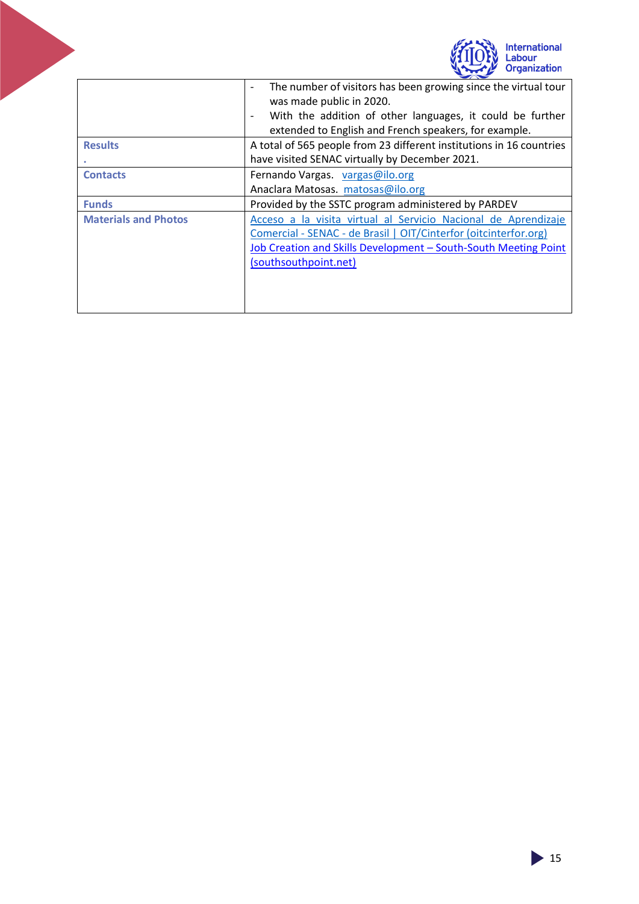| | |
|---|---|
| | - The number of visitors has been growing since the virtual tour was made public in 2020.<br>- With the addition of other languages, it could be further extended to English and French speakers, for example. |
| **Results**<br>. | A total of 565 people from 23 different institutions in 16 countries have visited SENAC virtually by December 2021. |
| **Contacts** | Fernando Vargas. vargas@ilo.org<br>Anaclara Matosas. matosas@ilo.org |
| **Funds** | Provided by the SSTC program administered by PARDEV |
| **Materials and Photos** | Acceso a la visita virtual al Servicio Nacional de Aprendizaje Comercial - SENAC - de Brasil \| OIT/Cinterfor (oitcinterfor.org)<br>Job Creation and Skills Development – South-South Meeting Point (southsouthpoint.net) |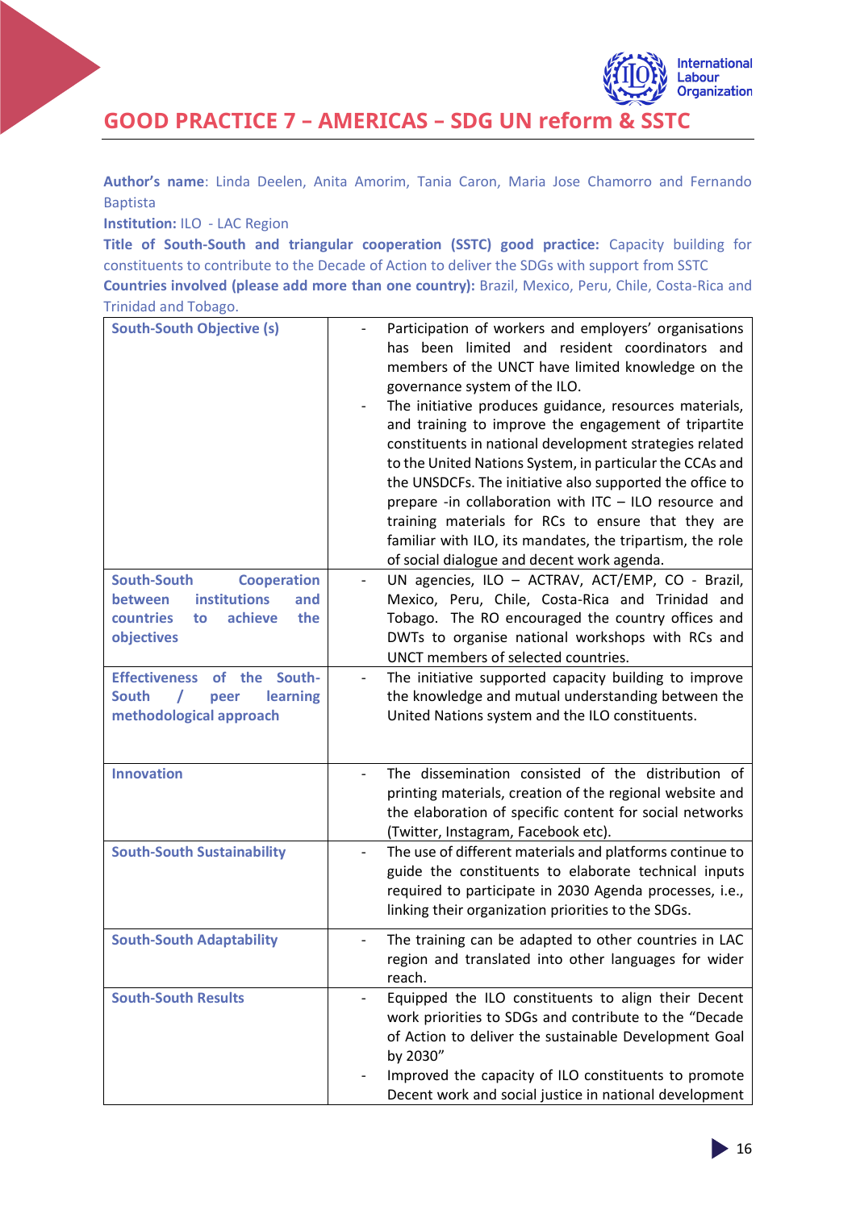# GOOD PRACTICE 7 – AMERICAS – SDG UN reform & SSTC

**Author's name**: Linda Deelen, Anita Amorim, Tania Caron, Maria Jose Chamorro and Fernando Baptista

**Institution:** ILO - LAC Region

**Title of South-South and triangular cooperation (SSTC) good practice:** Capacity building for constituents to contribute to the Decade of Action to deliver the SDGs with support from SSTC

**Countries involved (please add more than one country):** Brazil, Mexico, Peru, Chile, Costa-Rica and Trinidad and Tobago.

| | |
|---|---|
| **South-South Objective (s)** | - Participation of workers and employers' organisations has been limited and resident coordinators and members of the UNCT have limited knowledge on the governance system of the ILO.<br>- The initiative produces guidance, resources materials, and training to improve the engagement of tripartite constituents in national development strategies related to the United Nations System, in particular the CCAs and the UNSDCFs. The initiative also supported the office to prepare -in collaboration with ITC – ILO resource and training materials for RCs to ensure that they are familiar with ILO, its mandates, the tripartism, the role of social dialogue and decent work agenda. |
| **South-South Cooperation between institutions and countries to achieve the objectives** | - UN agencies, ILO – ACTRAV, ACT/EMP, CO - Brazil, Mexico, Peru, Chile, Costa-Rica and Trinidad and Tobago. The RO encouraged the country offices and DWTs to organise national workshops with RCs and UNCT members of selected countries. |
| **Effectiveness of the South-South / peer learning methodological approach** | - The initiative supported capacity building to improve the knowledge and mutual understanding between the United Nations system and the ILO constituents. |
| **Innovation** | - The dissemination consisted of the distribution of printing materials, creation of the regional website and the elaboration of specific content for social networks (Twitter, Instagram, Facebook etc). |
| **South-South Sustainability** | - The use of different materials and platforms continue to guide the constituents to elaborate technical inputs required to participate in 2030 Agenda processes, i.e., linking their organization priorities to the SDGs. |
| **South-South Adaptability** | - The training can be adapted to other countries in LAC region and translated into other languages for wider reach. |
| **South-South Results** | - Equipped the ILO constituents to align their Decent work priorities to SDGs and contribute to the "Decade of Action to deliver the sustainable Development Goal by 2030"<br>- Improved the capacity of ILO constituents to promote Decent work and social justice in national development |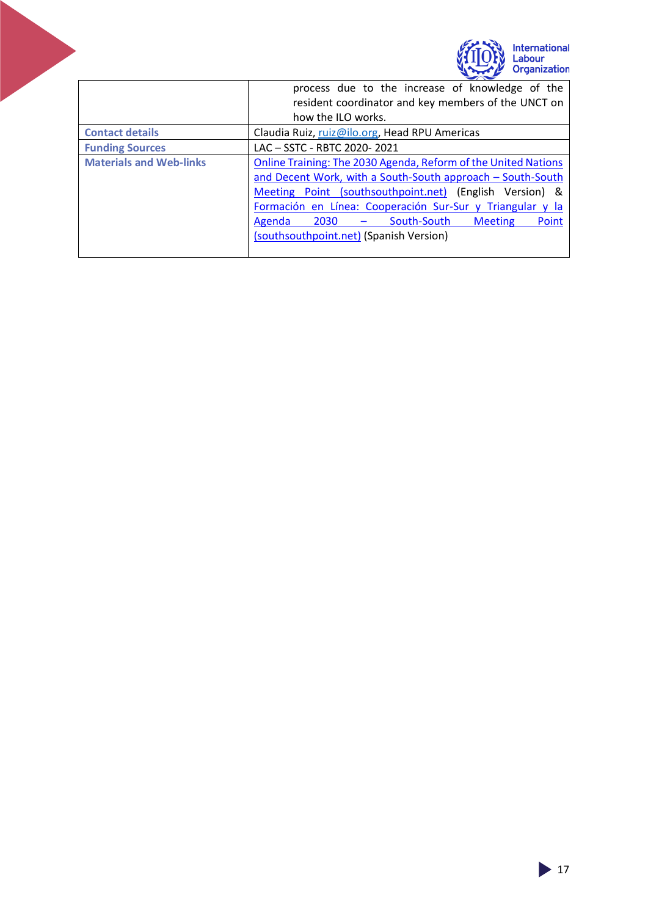| | |
|---|---|
| | process due to the increase of knowledge of the resident coordinator and key members of the UNCT on how the ILO works. |
| **Contact details** | Claudia Ruiz, ruiz@ilo.org, Head RPU Americas |
| **Funding Sources** | LAC – SSTC - RBTC 2020- 2021 |
| **Materials and Web-links** | Online Training: The 2030 Agenda, Reform of the United Nations and Decent Work, with a South-South approach – South-South Meeting Point (southsouthpoint.net) (English Version) & Formación en Línea: Cooperación Sur-Sur y Triangular y la Agenda 2030 – South-South Meeting Point (southsouthpoint.net) (Spanish Version) |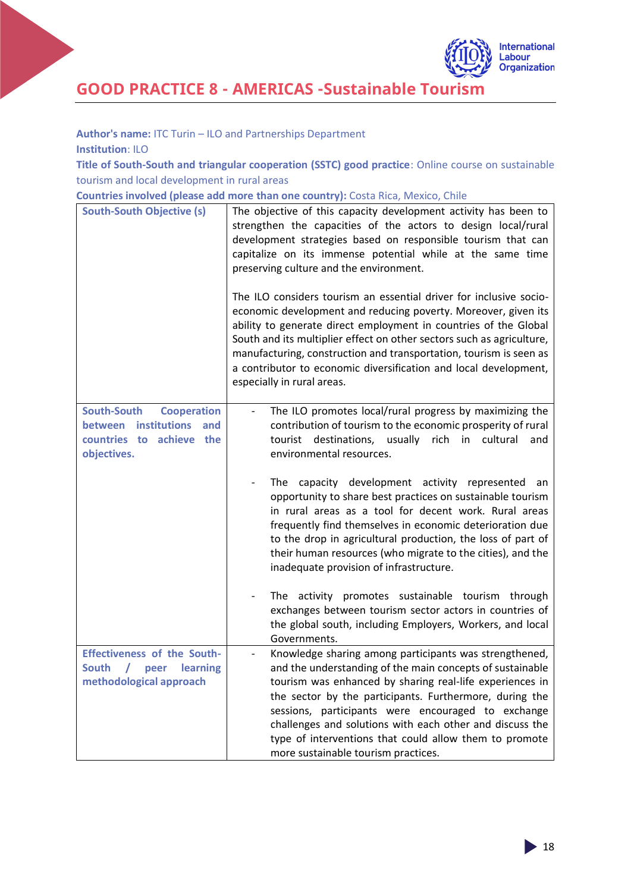## GOOD PRACTICE 8 - AMERICAS -Sustainable Tourism

**Author's name:** ITC Turin – ILO and Partnerships Department
**Institution**: ILO
**Title of South-South and triangular cooperation (SSTC) good practice**: Online course on sustainable tourism and local development in rural areas
**Countries involved (please add more than one country):** Costa Rica, Mexico, Chile

| | |
|---|---|
| **South-South Objective (s)** | The objective of this capacity development activity has been to strengthen the capacities of the actors to design local/rural development strategies based on responsible tourism that can capitalize on its immense potential while at the same time preserving culture and the environment.<br><br>The ILO considers tourism an essential driver for inclusive socio-economic development and reducing poverty. Moreover, given its ability to generate direct employment in countries of the Global South and its multiplier effect on other sectors such as agriculture, manufacturing, construction and transportation, tourism is seen as a contributor to economic diversification and local development, especially in rural areas. |
| **South-South Cooperation between institutions and countries to achieve the objectives.** | - The ILO promotes local/rural progress by maximizing the contribution of tourism to the economic prosperity of rural tourist destinations, usually rich in cultural and environmental resources.<br><br>- The capacity development activity represented an opportunity to share best practices on sustainable tourism in rural areas as a tool for decent work. Rural areas frequently find themselves in economic deterioration due to the drop in agricultural production, the loss of part of their human resources (who migrate to the cities), and the inadequate provision of infrastructure.<br><br>- The activity promotes sustainable tourism through exchanges between tourism sector actors in countries of the global south, including Employers, Workers, and local Governments. |
| **Effectiveness of the South-South / peer learning methodological approach** | - Knowledge sharing among participants was strengthened, and the understanding of the main concepts of sustainable tourism was enhanced by sharing real-life experiences in the sector by the participants. Furthermore, during the sessions, participants were encouraged to exchange challenges and solutions with each other and discuss the type of interventions that could allow them to promote more sustainable tourism practices. |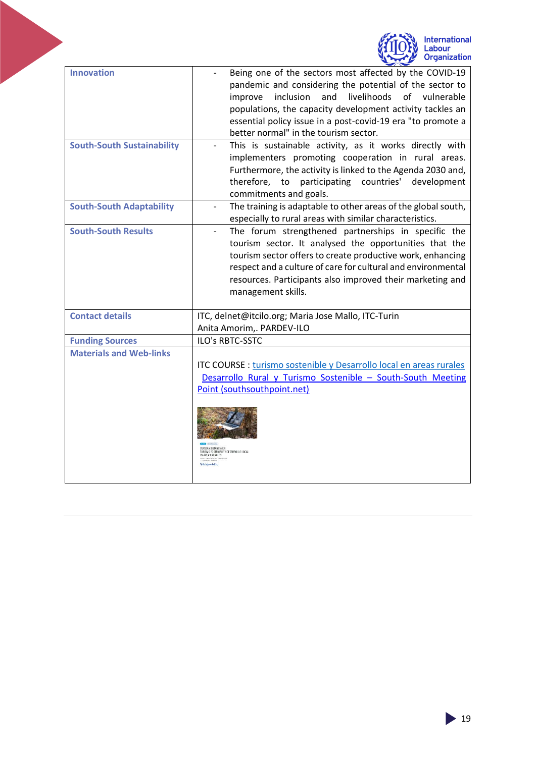| | |
|---|---|
| **Innovation** | - Being one of the sectors most affected by the COVID-19 pandemic and considering the potential of the sector to improve inclusion and livelihoods of vulnerable populations, the capacity development activity tackles an essential policy issue in a post-covid-19 era "to promote a better normal" in the tourism sector. |
| **South-South Sustainability** | - This is sustainable activity, as it works directly with implementers promoting cooperation in rural areas. Furthermore, the activity is linked to the Agenda 2030 and, therefore, to participating countries' development commitments and goals. |
| **South-South Adaptability** | - The training is adaptable to other areas of the global south, especially to rural areas with similar characteristics. |
| **South-South Results** | - The forum strengthened partnerships in specific the tourism sector. It analysed the opportunities that the tourism sector offers to create productive work, enhancing respect and a culture of care for cultural and environmental resources. Participants also improved their marketing and management skills. |
| **Contact details** | ITC, delnet@itcilo.org; Maria Jose Mallo, ITC-Turin<br>Anita Amorim,. PARDEV-ILO |
| **Funding Sources** | ILO's RBTC-SSTC |
| **Materials and Web-links** | ITC COURSE : turismo sostenible y Desarrollo local en areas rurales<br>Desarrollo Rural y Turismo Sostenible – South-South Meeting Point (southsouthpoint.net) |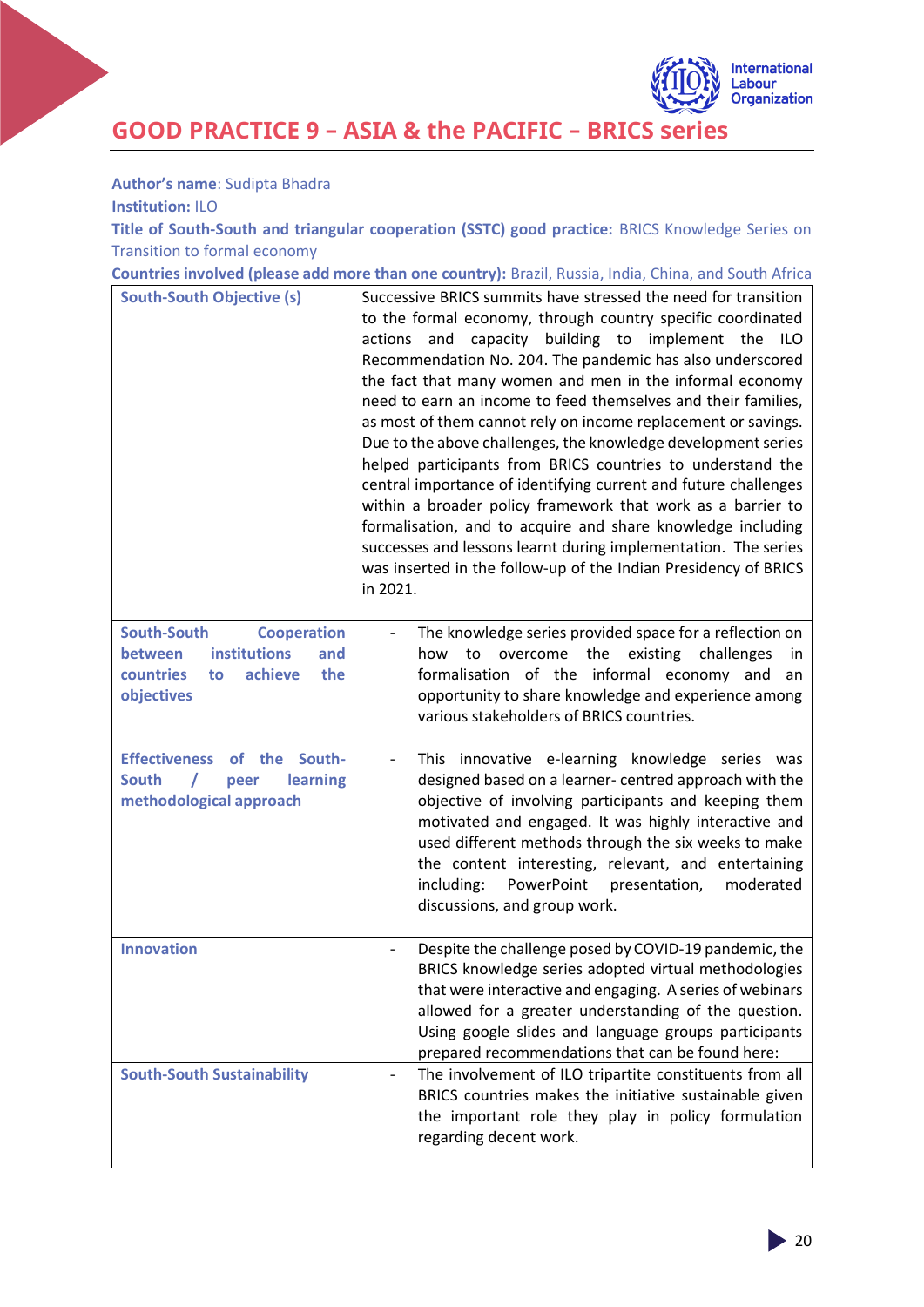# GOOD PRACTICE 9 – ASIA & the PACIFIC – BRICS series

**Author's name**: Sudipta Bhadra
**Institution:** ILO
**Title of South-South and triangular cooperation (SSTC) good practice:** BRICS Knowledge Series on Transition to formal economy
**Countries involved (please add more than one country):** Brazil, Russia, India, China, and South Africa

| | |
|---|---|
| **South-South Objective (s)** | Successive BRICS summits have stressed the need for transition to the formal economy, through country specific coordinated actions and capacity building to implement the ILO Recommendation No. 204. The pandemic has also underscored the fact that many women and men in the informal economy need to earn an income to feed themselves and their families, as most of them cannot rely on income replacement or savings. Due to the above challenges, the knowledge development series helped participants from BRICS countries to understand the central importance of identifying current and future challenges within a broader policy framework that work as a barrier to formalisation, and to acquire and share knowledge including successes and lessons learnt during implementation. The series was inserted in the follow-up of the Indian Presidency of BRICS in 2021. |
| **South-South Cooperation between institutions and countries to achieve the objectives** | - The knowledge series provided space for a reflection on how to overcome the existing challenges in formalisation of the informal economy and an opportunity to share knowledge and experience among various stakeholders of BRICS countries. |
| **Effectiveness of the South-South / peer learning methodological approach** | - This innovative e-learning knowledge series was designed based on a learner- centred approach with the objective of involving participants and keeping them motivated and engaged. It was highly interactive and used different methods through the six weeks to make the content interesting, relevant, and entertaining including: PowerPoint presentation, moderated discussions, and group work. |
| **Innovation** | - Despite the challenge posed by COVID-19 pandemic, the BRICS knowledge series adopted virtual methodologies that were interactive and engaging. A series of webinars allowed for a greater understanding of the question. Using google slides and language groups participants prepared recommendations that can be found here: |
| **South-South Sustainability** | - The involvement of ILO tripartite constituents from all BRICS countries makes the initiative sustainable given the important role they play in policy formulation regarding decent work. |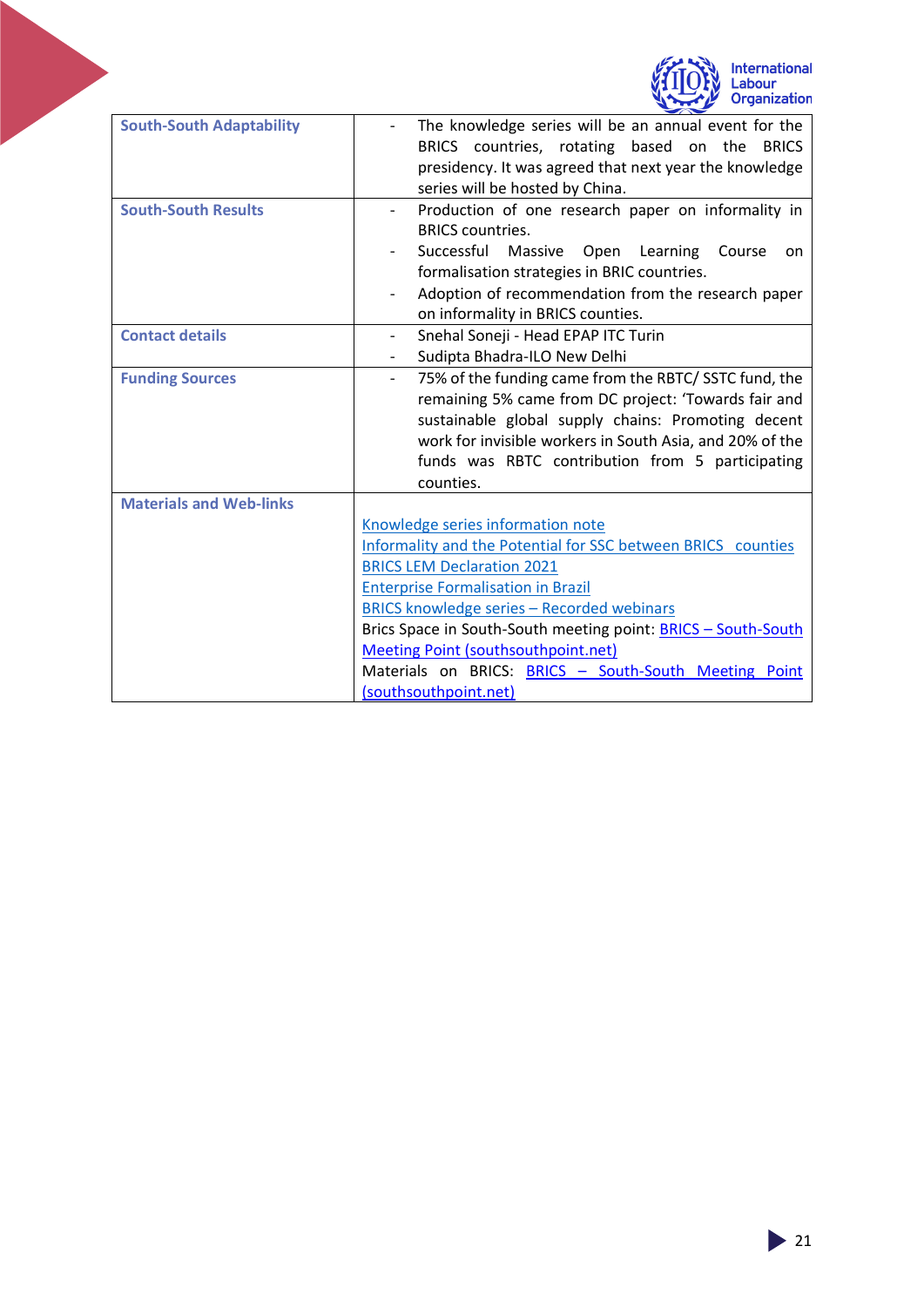| | |
|---|---|
| **South-South Adaptability** | - The knowledge series will be an annual event for the BRICS countries, rotating based on the BRICS presidency. It was agreed that next year the knowledge series will be hosted by China. |
| **South-South Results** | - Production of one research paper on informality in BRICS countries.<br>- Successful Massive Open Learning Course on formalisation strategies in BRIC countries.<br>- Adoption of recommendation from the research paper on informality in BRICS counties. |
| **Contact details** | - Snehal Soneji - Head EPAP ITC Turin<br>- Sudipta Bhadra-ILO New Delhi |
| **Funding Sources** | - 75% of the funding came from the RBTC/ SSTC fund, the remaining 5% came from DC project: 'Towards fair and sustainable global supply chains: Promoting decent work for invisible workers in South Asia, and 20% of the funds was RBTC contribution from 5 participating counties. |
| **Materials and Web-links** | Knowledge series information note<br>Informality and the Potential for SSC between BRICS counties<br>BRICS LEM Declaration 2021<br>Enterprise Formalisation in Brazil<br>BRICS knowledge series – Recorded webinars<br>Brics Space in South-South meeting point: BRICS – South-South Meeting Point (southsouthpoint.net)<br>Materials on BRICS: BRICS – South-South Meeting Point (southsouthpoint.net) |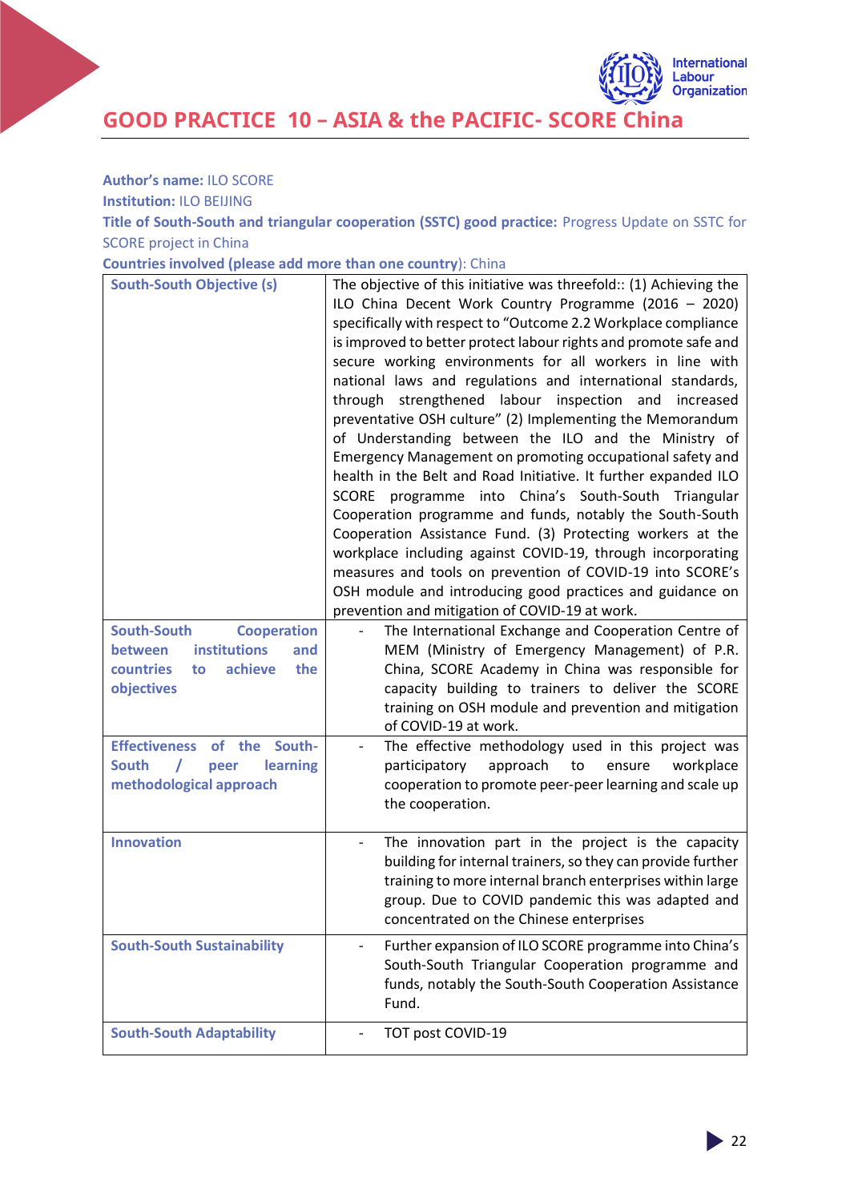# GOOD PRACTICE 10 – ASIA & the PACIFIC- SCORE China

**Author's name:** ILO SCORE

**Institution:** ILO BEIJING

**Title of South-South and triangular cooperation (SSTC) good practice:** Progress Update on SSTC for SCORE project in China

**Countries involved (please add more than one country):** China

| | |
|---|---|
| **South-South Objective (s)** | The objective of this initiative was threefold:: (1) Achieving the ILO China Decent Work Country Programme (2016 – 2020) specifically with respect to "Outcome 2.2 Workplace compliance is improved to better protect labour rights and promote safe and secure working environments for all workers in line with national laws and regulations and international standards, through strengthened labour inspection and increased preventative OSH culture" (2) Implementing the Memorandum of Understanding between the ILO and the Ministry of Emergency Management on promoting occupational safety and health in the Belt and Road Initiative. It further expanded ILO SCORE programme into China's South-South Triangular Cooperation programme and funds, notably the South-South Cooperation Assistance Fund. (3) Protecting workers at the workplace including against COVID-19, through incorporating measures and tools on prevention of COVID-19 into SCORE's OSH module and introducing good practices and guidance on prevention and mitigation of COVID-19 at work. |
| **South-South Cooperation between institutions and countries to achieve the objectives** | - The International Exchange and Cooperation Centre of MEM (Ministry of Emergency Management) of P.R. China, SCORE Academy in China was responsible for capacity building to trainers to deliver the SCORE training on OSH module and prevention and mitigation of COVID-19 at work. |
| **Effectiveness of the South-South / peer learning methodological approach** | - The effective methodology used in this project was participatory approach to ensure workplace cooperation to promote peer-peer learning and scale up the cooperation. |
| **Innovation** | - The innovation part in the project is the capacity building for internal trainers, so they can provide further training to more internal branch enterprises within large group. Due to COVID pandemic this was adapted and concentrated on the Chinese enterprises |
| **South-South Sustainability** | - Further expansion of ILO SCORE programme into China's South-South Triangular Cooperation programme and funds, notably the South-South Cooperation Assistance Fund. |
| **South-South Adaptability** | - TOT post COVID-19 |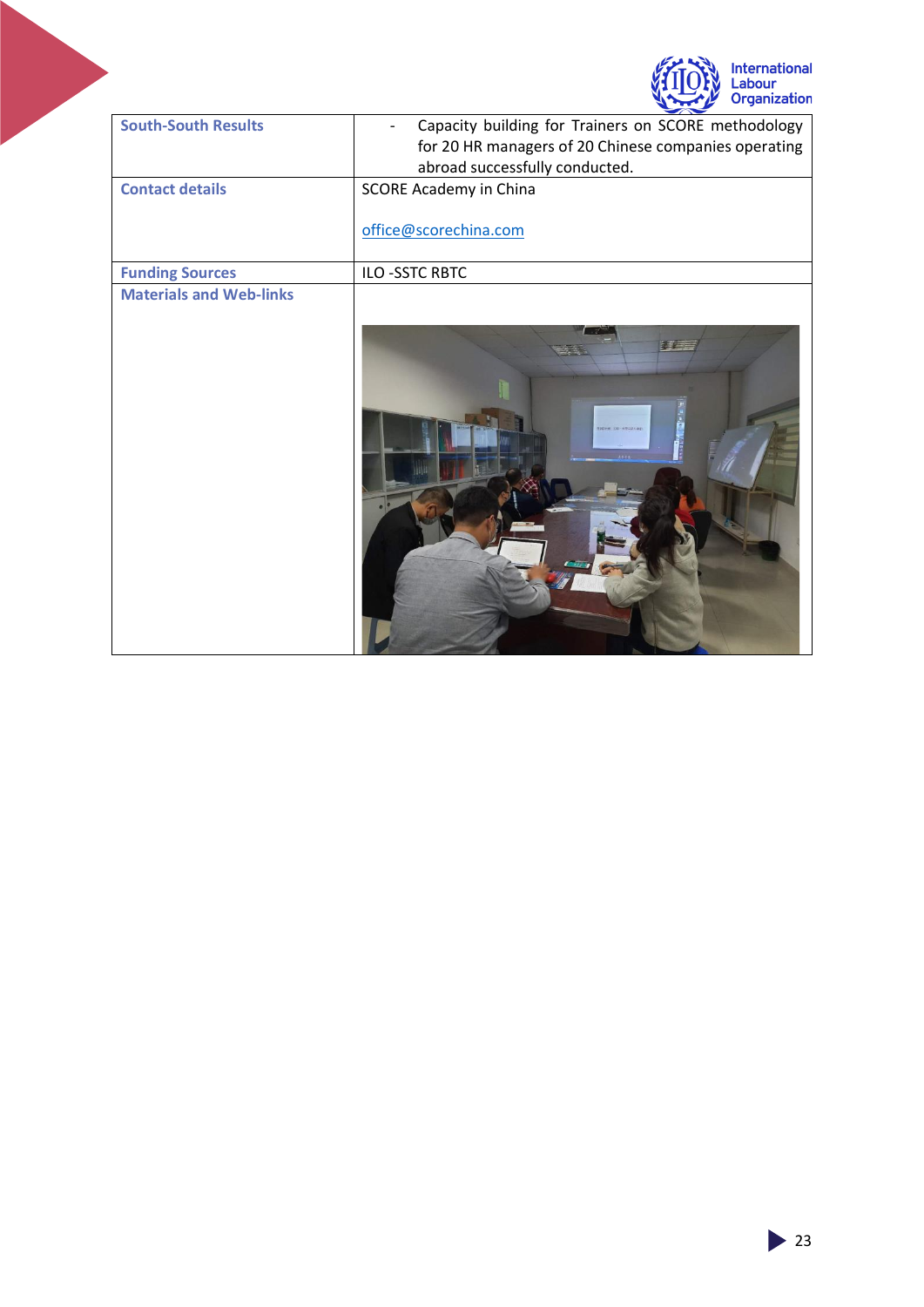| | |
|---|---|
| **South-South Results** | - Capacity building for Trainers on SCORE methodology for 20 HR managers of 20 Chinese companies operating abroad successfully conducted. |
| **Contact details** | SCORE Academy in China<br><br>office@scorechina.com |
| **Funding Sources** | ILO -SSTC RBTC |
| **Materials and Web-links** | |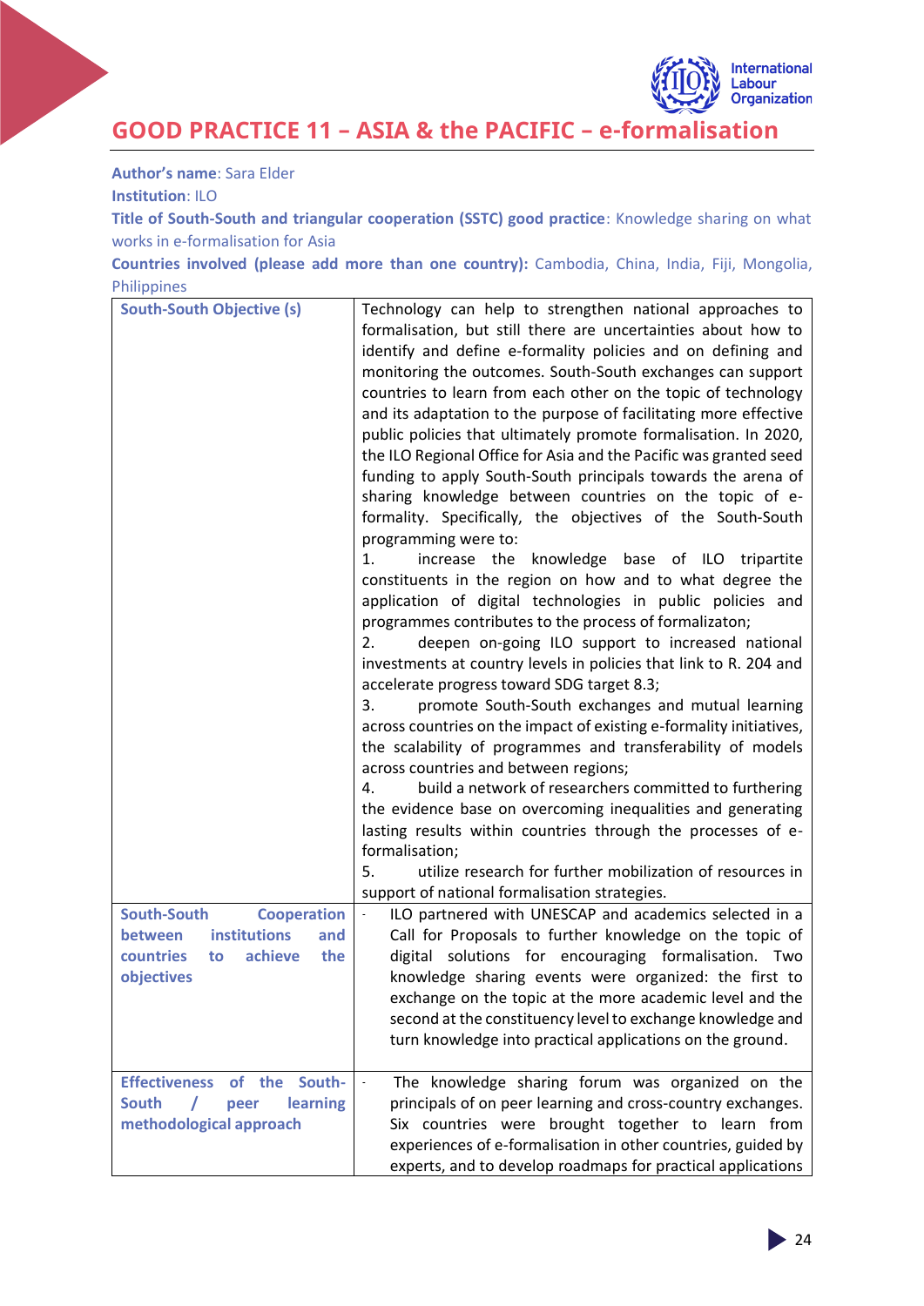# GOOD PRACTICE 11 – ASIA & the PACIFIC – e-formalisation

**Author's name**: Sara Elder

**Institution**: ILO

**Title of South-South and triangular cooperation (SSTC) good practice**: Knowledge sharing on what works in e-formalisation for Asia

**Countries involved (please add more than one country):** Cambodia, China, India, Fiji, Mongolia, Philippines

| | |
|---|---|
| **South-South Objective (s)** | Technology can help to strengthen national approaches to formalisation, but still there are uncertainties about how to identify and define e-formality policies and on defining and monitoring the outcomes. South-South exchanges can support countries to learn from each other on the topic of technology and its adaptation to the purpose of facilitating more effective public policies that ultimately promote formalisation. In 2020, the ILO Regional Office for Asia and the Pacific was granted seed funding to apply South-South principals towards the arena of sharing knowledge between countries on the topic of e-formality. Specifically, the objectives of the South-South programming were to:<br>1. increase the knowledge base of ILO tripartite constituents in the region on how and to what degree the application of digital technologies in public policies and programmes contributes to the process of formalizaton;<br>2. deepen on-going ILO support to increased national investments at country levels in policies that link to R. 204 and accelerate progress toward SDG target 8.3;<br>3. promote South-South exchanges and mutual learning across countries on the impact of existing e-formality initiatives, the scalability of programmes and transferability of models across countries and between regions;<br>4. build a network of researchers committed to furthering the evidence base on overcoming inequalities and generating lasting results within countries through the processes of e-formalisation;<br>5. utilize research for further mobilization of resources in support of national formalisation strategies. |
| **South-South Cooperation between institutions and countries to achieve the objectives** | - ILO partnered with UNESCAP and academics selected in a Call for Proposals to further knowledge on the topic of digital solutions for encouraging formalisation. Two knowledge sharing events were organized: the first to exchange on the topic at the more academic level and the second at the constituency level to exchange knowledge and turn knowledge into practical applications on the ground. |
| **Effectiveness of the South-South / peer learning methodological approach** | - The knowledge sharing forum was organized on the principals of on peer learning and cross-country exchanges. Six countries were brought together to learn from experiences of e-formalisation in other countries, guided by experts, and to develop roadmaps for practical applications |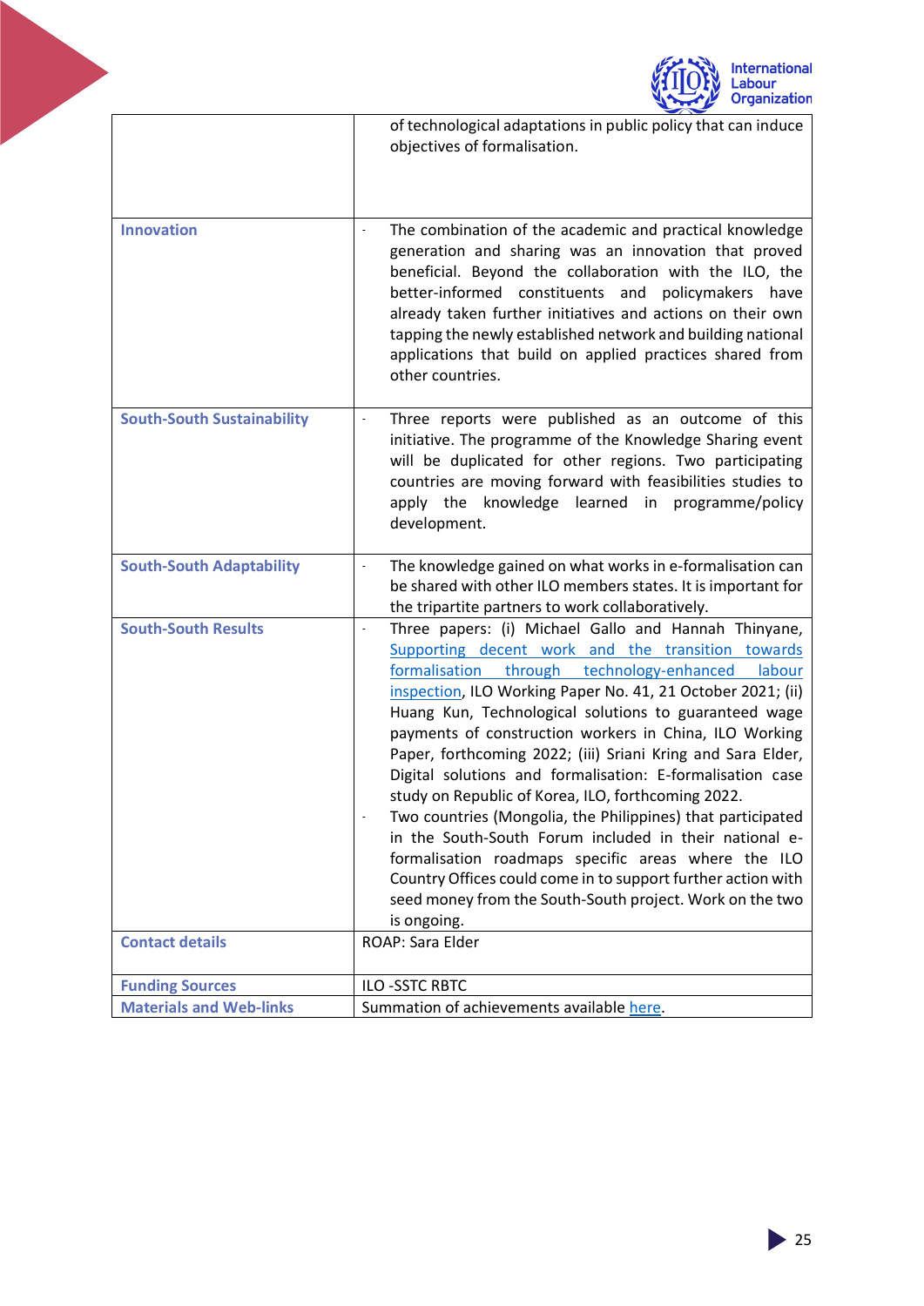| | |
|---|---|
| | of technological adaptations in public policy that can induce objectives of formalisation. |
| **Innovation** | - The combination of the academic and practical knowledge generation and sharing was an innovation that proved beneficial. Beyond the collaboration with the ILO, the better-informed constituents and policymakers have already taken further initiatives and actions on their own tapping the newly established network and building national applications that build on applied practices shared from other countries. |
| **South-South Sustainability** | - Three reports were published as an outcome of this initiative. The programme of the Knowledge Sharing event will be duplicated for other regions. Two participating countries are moving forward with feasibilities studies to apply the knowledge learned in programme/policy development. |
| **South-South Adaptability** | - The knowledge gained on what works in e-formalisation can be shared with other ILO members states. It is important for the tripartite partners to work collaboratively. |
| **South-South Results** | - Three papers: (i) Michael Gallo and Hannah Thinyane, [Supporting decent work and the transition towards formalisation through technology-enhanced labour inspection](), ILO Working Paper No. 41, 21 October 2021; (ii) Huang Kun, Technological solutions to guaranteed wage payments of construction workers in China, ILO Working Paper, forthcoming 2022; (iii) Sriani Kring and Sara Elder, Digital solutions and formalisation: E-formalisation case study on Republic of Korea, ILO, forthcoming 2022.<br>- Two countries (Mongolia, the Philippines) that participated in the South-South Forum included in their national e-formalisation roadmaps specific areas where the ILO Country Offices could come in to support further action with seed money from the South-South project. Work on the two is ongoing. |
| **Contact details** | ROAP: Sara Elder |
| **Funding Sources** | ILO -SSTC RBTC |
| **Materials and Web-links** | Summation of achievements available [here](). |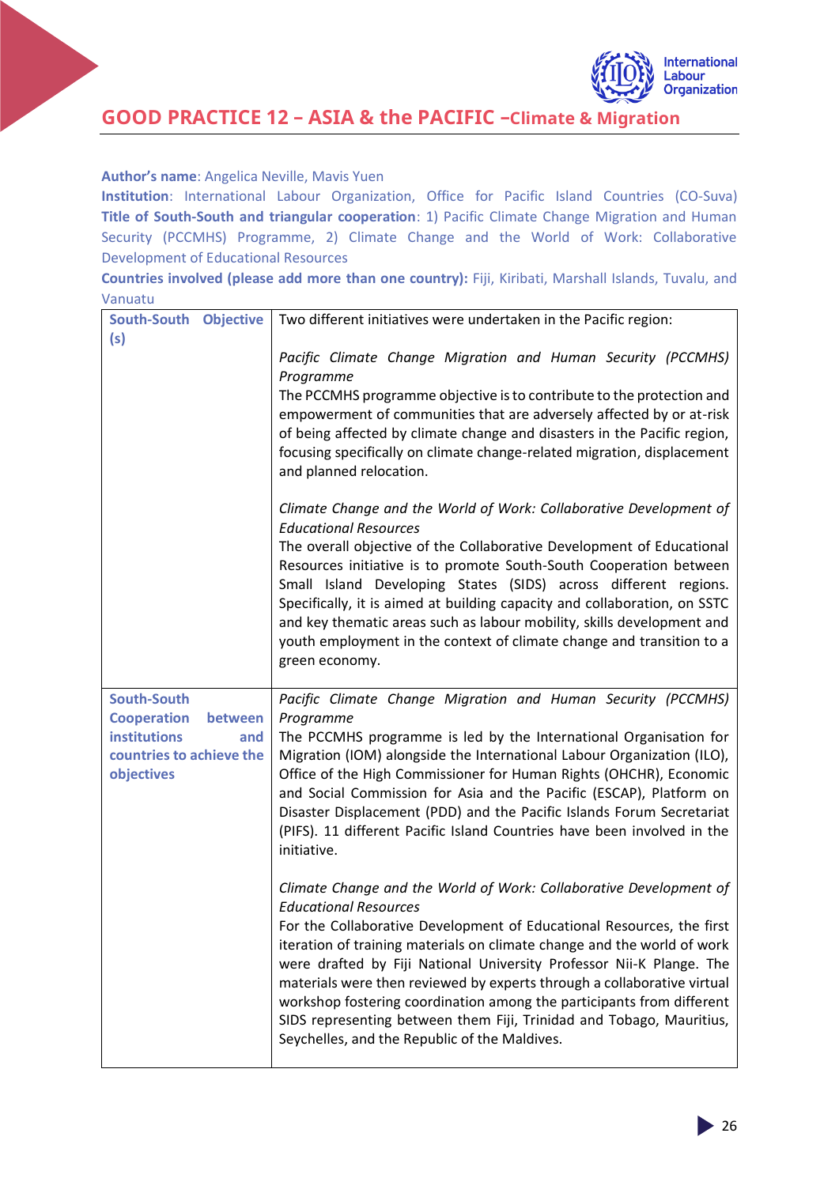## GOOD PRACTICE 12 – ASIA & the PACIFIC –Climate & Migration

**Author's name**: Angelica Neville, Mavis Yuen
**Institution**: International Labour Organization, Office for Pacific Island Countries (CO-Suva)
**Title of South-South and triangular cooperation**: 1) Pacific Climate Change Migration and Human Security (PCCMHS) Programme, 2) Climate Change and the World of Work: Collaborative Development of Educational Resources
**Countries involved (please add more than one country):** Fiji, Kiribati, Marshall Islands, Tuvalu, and Vanuatu

| | |
|---|---|
| **South-South Objective (s)** | Two different initiatives were undertaken in the Pacific region:<br><br>*Pacific Climate Change Migration and Human Security (PCCMHS) Programme*<br>The PCCMHS programme objective is to contribute to the protection and empowerment of communities that are adversely affected by or at-risk of being affected by climate change and disasters in the Pacific region, focusing specifically on climate change-related migration, displacement and planned relocation.<br><br>*Climate Change and the World of Work: Collaborative Development of Educational Resources*<br>The overall objective of the Collaborative Development of Educational Resources initiative is to promote South-South Cooperation between Small Island Developing States (SIDS) across different regions. Specifically, it is aimed at building capacity and collaboration, on SSTC and key thematic areas such as labour mobility, skills development and youth employment in the context of climate change and transition to a green economy. |
| **South-South Cooperation between institutions and countries to achieve the objectives** | *Pacific Climate Change Migration and Human Security (PCCMHS) Programme*<br>The PCCMHS programme is led by the International Organisation for Migration (IOM) alongside the International Labour Organization (ILO), Office of the High Commissioner for Human Rights (OHCHR), Economic and Social Commission for Asia and the Pacific (ESCAP), Platform on Disaster Displacement (PDD) and the Pacific Islands Forum Secretariat (PIFS). 11 different Pacific Island Countries have been involved in the initiative.<br><br>*Climate Change and the World of Work: Collaborative Development of Educational Resources*<br>For the Collaborative Development of Educational Resources, the first iteration of training materials on climate change and the world of work were drafted by Fiji National University Professor Nii-K Plange. The materials were then reviewed by experts through a collaborative virtual workshop fostering coordination among the participants from different SIDS representing between them Fiji, Trinidad and Tobago, Mauritius, Seychelles, and the Republic of the Maldives. |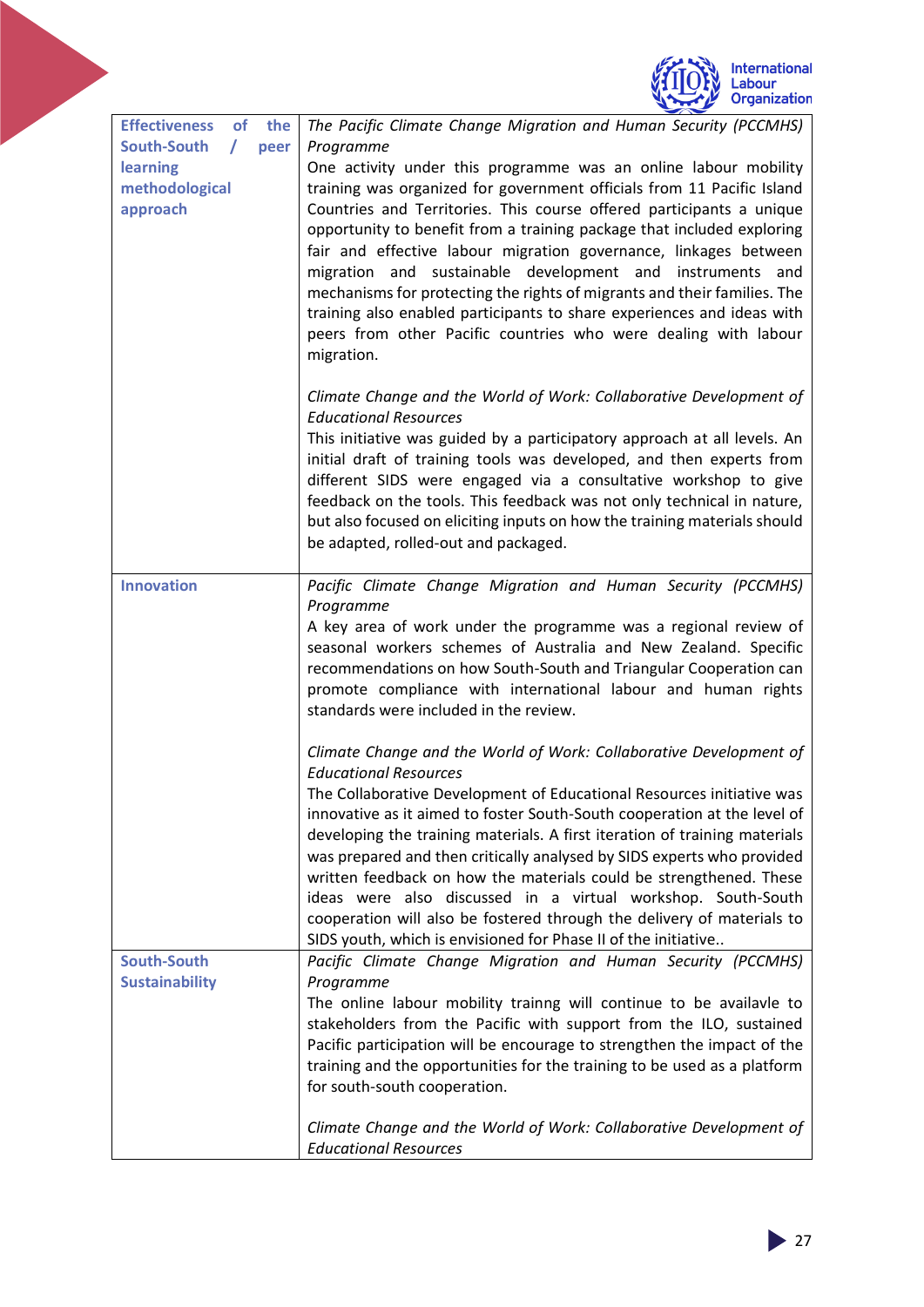| | |
|---|---|
| **Effectiveness of the South-South / peer learning methodological approach** | *The Pacific Climate Change Migration and Human Security (PCCMHS) Programme*<br>One activity under this programme was an online labour mobility training was organized for government officials from 11 Pacific Island Countries and Territories. This course offered participants a unique opportunity to benefit from a training package that included exploring fair and effective labour migration governance, linkages between migration and sustainable development and instruments and mechanisms for protecting the rights of migrants and their families. The training also enabled participants to share experiences and ideas with peers from other Pacific countries who were dealing with labour migration.<br><br>*Climate Change and the World of Work: Collaborative Development of Educational Resources*<br>This initiative was guided by a participatory approach at all levels. An initial draft of training tools was developed, and then experts from different SIDS were engaged via a consultative workshop to give feedback on the tools. This feedback was not only technical in nature, but also focused on eliciting inputs on how the training materials should be adapted, rolled-out and packaged. |
| **Innovation** | *Pacific Climate Change Migration and Human Security (PCCMHS) Programme*<br>A key area of work under the programme was a regional review of seasonal workers schemes of Australia and New Zealand. Specific recommendations on how South-South and Triangular Cooperation can promote compliance with international labour and human rights standards were included in the review.<br><br>*Climate Change and the World of Work: Collaborative Development of Educational Resources*<br>The Collaborative Development of Educational Resources initiative was innovative as it aimed to foster South-South cooperation at the level of developing the training materials. A first iteration of training materials was prepared and then critically analysed by SIDS experts who provided written feedback on how the materials could be strengthened. These ideas were also discussed in a virtual workshop. South-South cooperation will also be fostered through the delivery of materials to SIDS youth, which is envisioned for Phase II of the initiative.. |
| **South-South Sustainability** | *Pacific Climate Change Migration and Human Security (PCCMHS) Programme*<br>The online labour mobility trainng will continue to be availavle to stakeholders from the Pacific with support from the ILO, sustained Pacific participation will be encourage to strengthen the impact of the training and the opportunities for the training to be used as a platform for south-south cooperation.<br><br>*Climate Change and the World of Work: Collaborative Development of Educational Resources* |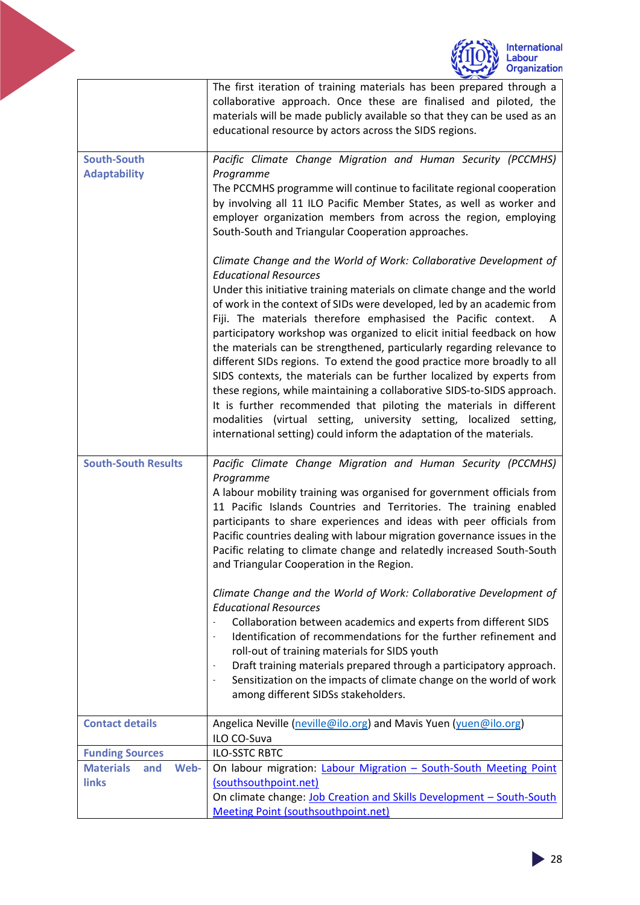| | |
|---|---|
| | The first iteration of training materials has been prepared through a collaborative approach. Once these are finalised and piloted, the materials will be made publicly available so that they can be used as an educational resource by actors across the SIDS regions. |
| **South-South Adaptability** | *Pacific Climate Change Migration and Human Security (PCCMHS) Programme*<br>The PCCMHS programme will continue to facilitate regional cooperation by involving all 11 ILO Pacific Member States, as well as worker and employer organization members from across the region, employing South-South and Triangular Cooperation approaches.<br><br>*Climate Change and the World of Work: Collaborative Development of Educational Resources*<br>Under this initiative training materials on climate change and the world of work in the context of SIDs were developed, led by an academic from Fiji. The materials therefore emphasised the Pacific context. A participatory workshop was organized to elicit initial feedback on how the materials can be strengthened, particularly regarding relevance to different SIDs regions. To extend the good practice more broadly to all SIDS contexts, the materials can be further localized by experts from these regions, while maintaining a collaborative SIDS-to-SIDS approach. It is further recommended that piloting the materials in different modalities (virtual setting, university setting, localized setting, international setting) could inform the adaptation of the materials. |
| **South-South Results** | *Pacific Climate Change Migration and Human Security (PCCMHS) Programme*<br>A labour mobility training was organised for government officials from 11 Pacific Islands Countries and Territories. The training enabled participants to share experiences and ideas with peer officials from Pacific countries dealing with labour migration governance issues in the Pacific relating to climate change and relatedly increased South-South and Triangular Cooperation in the Region.<br><br>*Climate Change and the World of Work: Collaborative Development of Educational Resources*<br>- Collaboration between academics and experts from different SIDS<br>- Identification of recommendations for the further refinement and roll-out of training materials for SIDS youth<br>- Draft training materials prepared through a participatory approach.<br>- Sensitization on the impacts of climate change on the world of work among different SIDSs stakeholders. |
| **Contact details** | Angelica Neville (neville@ilo.org) and Mavis Yuen (yuen@ilo.org)<br>ILO CO-Suva |
| **Funding Sources** | ILO-SSTC RBTC |
| **Materials and Web-links** | On labour migration: [Labour Migration – South-South Meeting Point (southsouthpoint.net)]<br>On climate change: [Job Creation and Skills Development – South-South Meeting Point (southsouthpoint.net)] |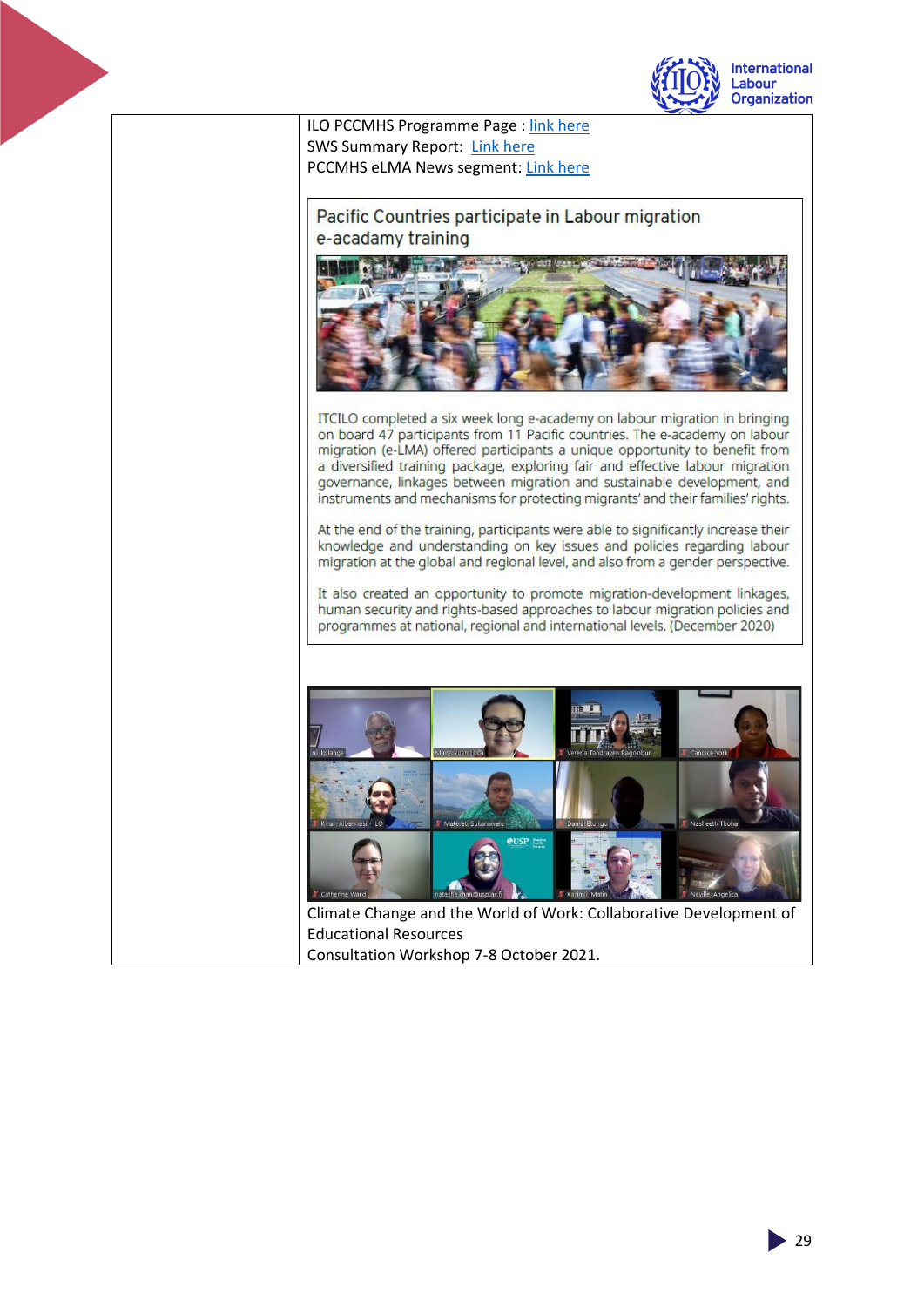| | ILO PCCMHS Programme Page : link here<br>SWS Summary Report: Link here<br>PCCMHS eLMA News segment: Link here<br><br>**Pacific Countries participate in Labour migration e-acadamy training**<br><br>ITCILO completed a six week long e-academy on labour migration in bringing on board 47 participants from 11 Pacific countries. The e-academy on labour migration (e-LMA) offered participants a unique opportunity to benefit from a diversified training package, exploring fair and effective labour migration governance, linkages between migration and sustainable development, and instruments and mechanisms for protecting migrants' and their families' rights.<br><br>At the end of the training, participants were able to significantly increase their knowledge and understanding on key issues and policies regarding labour migration at the global and regional level, and also from a gender perspective.<br><br>It also created an opportunity to promote migration-development linkages, human security and rights-based approaches to labour migration policies and programmes at national, regional and international levels. (December 2020)<br><br>Climate Change and the World of Work: Collaborative Development of Educational Resources<br>Consultation Workshop 7-8 October 2021. |
|---|---|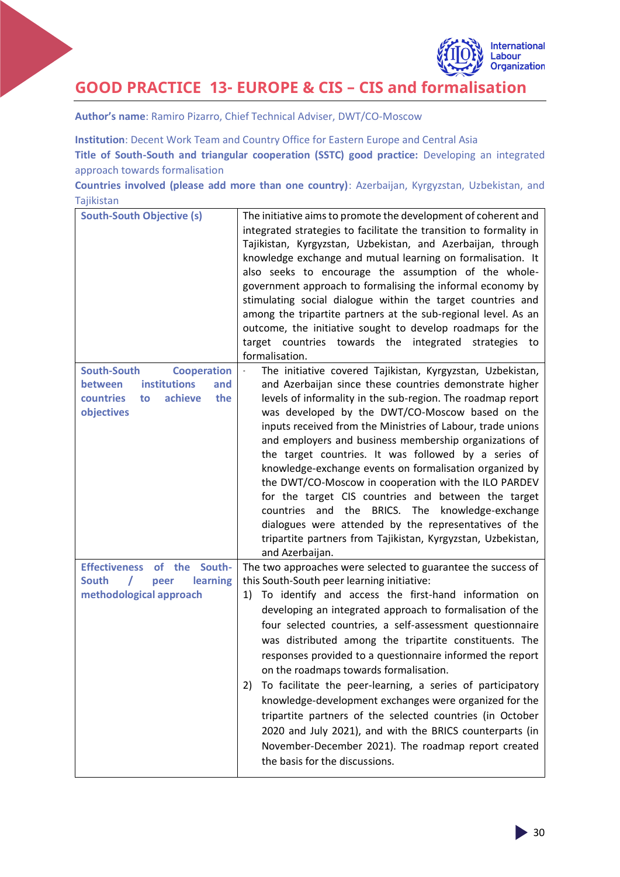## GOOD PRACTICE 13- EUROPE & CIS – CIS and formalisation

**Author's name**: Ramiro Pizarro, Chief Technical Adviser, DWT/CO-Moscow

**Institution**: Decent Work Team and Country Office for Eastern Europe and Central Asia

**Title of South-South and triangular cooperation (SSTC) good practice:** Developing an integrated approach towards formalisation

**Countries involved (please add more than one country)**: Azerbaijan, Kyrgyzstan, Uzbekistan, and Tajikistan

| | |
|---|---|
| **South-South Objective (s)** | The initiative aims to promote the development of coherent and integrated strategies to facilitate the transition to formality in Tajikistan, Kyrgyzstan, Uzbekistan, and Azerbaijan, through knowledge exchange and mutual learning on formalisation. It also seeks to encourage the assumption of the whole-government approach to formalising the informal economy by stimulating social dialogue within the target countries and among the tripartite partners at the sub-regional level. As an outcome, the initiative sought to develop roadmaps for the target countries towards the integrated strategies to formalisation. |
| **South-South Cooperation between institutions and countries to achieve the objectives** | - The initiative covered Tajikistan, Kyrgyzstan, Uzbekistan, and Azerbaijan since these countries demonstrate higher levels of informality in the sub-region. The roadmap report was developed by the DWT/CO-Moscow based on the inputs received from the Ministries of Labour, trade unions and employers and business membership organizations of the target countries. It was followed by a series of knowledge-exchange events on formalisation organized by the DWT/CO-Moscow in cooperation with the ILO PARDEV for the target CIS countries and between the target countries and the BRICS. The knowledge-exchange dialogues were attended by the representatives of the tripartite partners from Tajikistan, Kyrgyzstan, Uzbekistan, and Azerbaijan. |
| **Effectiveness of the South-South / peer learning methodological approach** | The two approaches were selected to guarantee the success of this South-South peer learning initiative:<br>1) To identify and access the first-hand information on developing an integrated approach to formalisation of the four selected countries, a self-assessment questionnaire was distributed among the tripartite constituents. The responses provided to a questionnaire informed the report on the roadmaps towards formalisation.<br>2) To facilitate the peer-learning, a series of participatory knowledge-development exchanges were organized for the tripartite partners of the selected countries (in October 2020 and July 2021), and with the BRICS counterparts (in November-December 2021). The roadmap report created the basis for the discussions. |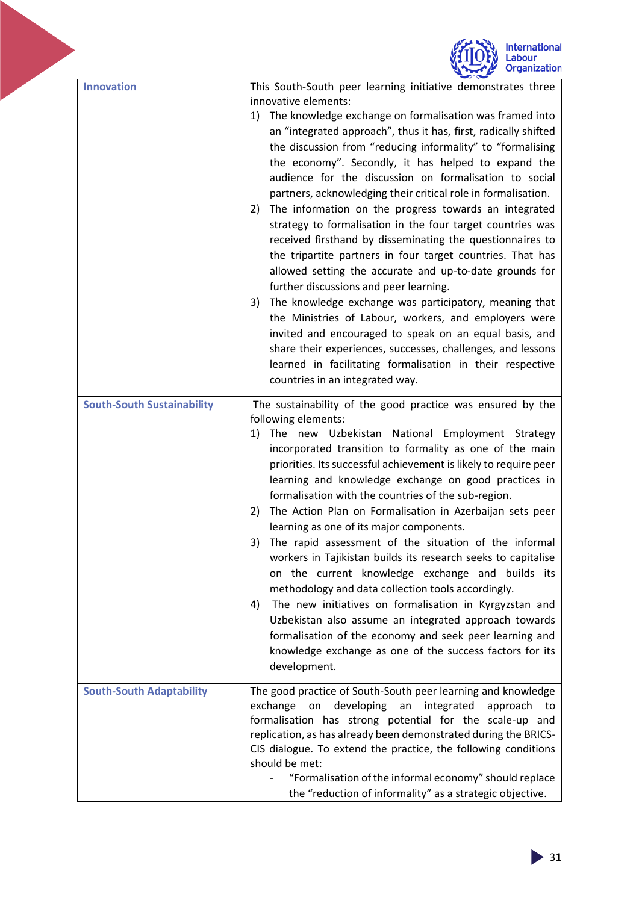| | |
|---|---|
| **Innovation** | This South-South peer learning initiative demonstrates three innovative elements:<br>1) The knowledge exchange on formalisation was framed into an "integrated approach", thus it has, first, radically shifted the discussion from "reducing informality" to "formalising the economy". Secondly, it has helped to expand the audience for the discussion on formalisation to social partners, acknowledging their critical role in formalisation.<br>2) The information on the progress towards an integrated strategy to formalisation in the four target countries was received firsthand by disseminating the questionnaires to the tripartite partners in four target countries. That has allowed setting the accurate and up-to-date grounds for further discussions and peer learning.<br>3) The knowledge exchange was participatory, meaning that the Ministries of Labour, workers, and employers were invited and encouraged to speak on an equal basis, and share their experiences, successes, challenges, and lessons learned in facilitating formalisation in their respective countries in an integrated way. |
| **South-South Sustainability** | The sustainability of the good practice was ensured by the following elements:<br>1) The new Uzbekistan National Employment Strategy incorporated transition to formality as one of the main priorities. Its successful achievement is likely to require peer learning and knowledge exchange on good practices in formalisation with the countries of the sub-region.<br>2) The Action Plan on Formalisation in Azerbaijan sets peer learning as one of its major components.<br>3) The rapid assessment of the situation of the informal workers in Tajikistan builds its research seeks to capitalise on the current knowledge exchange and builds its methodology and data collection tools accordingly.<br>4) The new initiatives on formalisation in Kyrgyzstan and Uzbekistan also assume an integrated approach towards formalisation of the economy and seek peer learning and knowledge exchange as one of the success factors for its development. |
| **South-South Adaptability** | The good practice of South-South peer learning and knowledge exchange on developing an integrated approach to formalisation has strong potential for the scale-up and replication, as has already been demonstrated during the BRICS-CIS dialogue. To extend the practice, the following conditions should be met:<br>- "Formalisation of the informal economy" should replace the "reduction of informality" as a strategic objective. |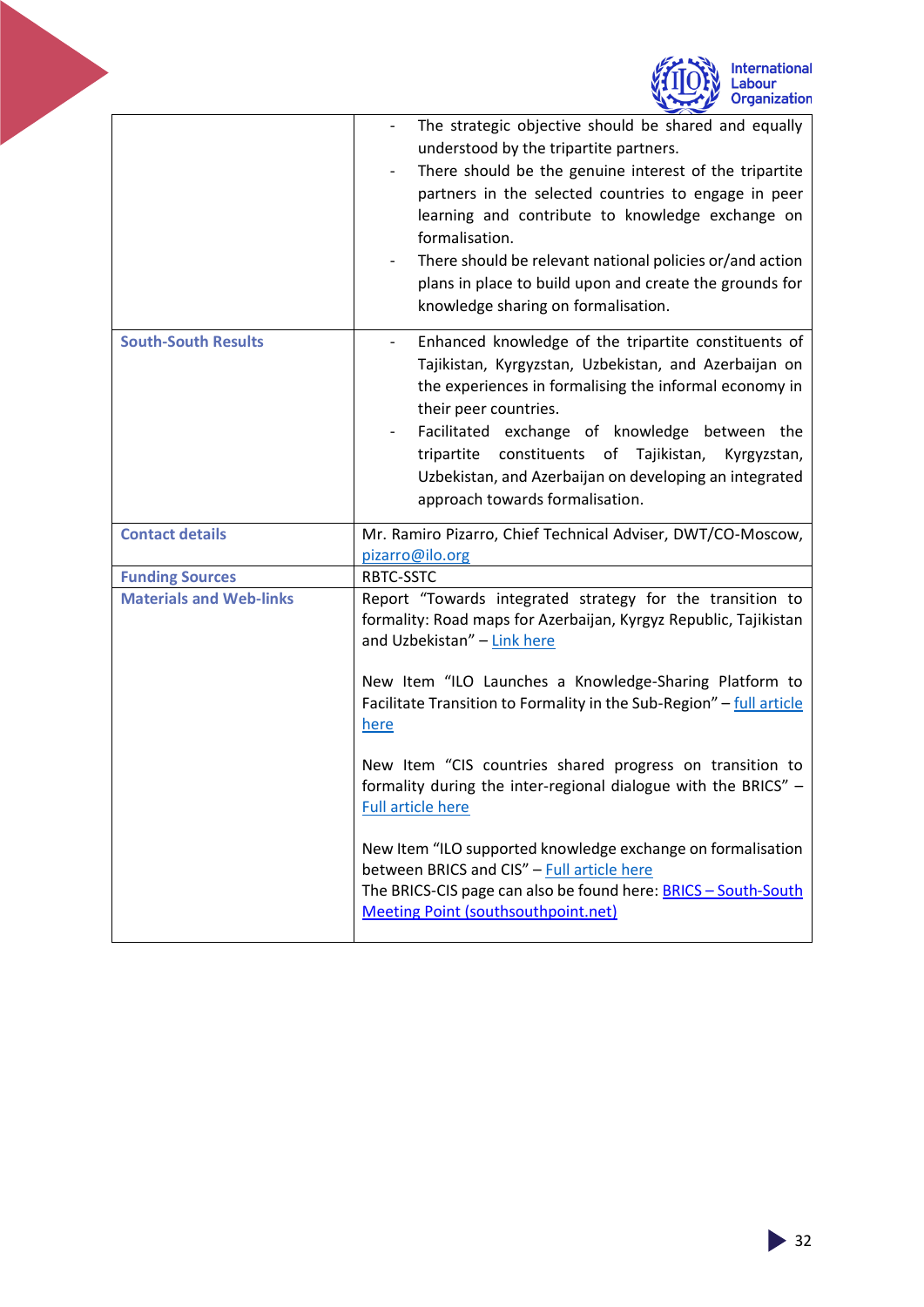| | |
|---|---|
| | - The strategic objective should be shared and equally understood by the tripartite partners.<br>- There should be the genuine interest of the tripartite partners in the selected countries to engage in peer learning and contribute to knowledge exchange on formalisation.<br>- There should be relevant national policies or/and action plans in place to build upon and create the grounds for knowledge sharing on formalisation. |
| **South-South Results** | - Enhanced knowledge of the tripartite constituents of Tajikistan, Kyrgyzstan, Uzbekistan, and Azerbaijan on the experiences in formalising the informal economy in their peer countries.<br>- Facilitated exchange of knowledge between the tripartite constituents of Tajikistan, Kyrgyzstan, Uzbekistan, and Azerbaijan on developing an integrated approach towards formalisation. |
| **Contact details** | Mr. Ramiro Pizarro, Chief Technical Adviser, DWT/CO-Moscow, pizarro@ilo.org |
| **Funding Sources** | RBTC-SSTC |
| **Materials and Web-links** | Report "Towards integrated strategy for the transition to formality: Road maps for Azerbaijan, Kyrgyz Republic, Tajikistan and Uzbekistan" – Link here<br><br>New Item "ILO Launches a Knowledge-Sharing Platform to Facilitate Transition to Formality in the Sub-Region" – full article here<br><br>New Item "CIS countries shared progress on transition to formality during the inter-regional dialogue with the BRICS" – Full article here<br><br>New Item "ILO supported knowledge exchange on formalisation between BRICS and CIS" – Full article here<br>The BRICS-CIS page can also be found here: BRICS – South-South Meeting Point (southsouthpoint.net) |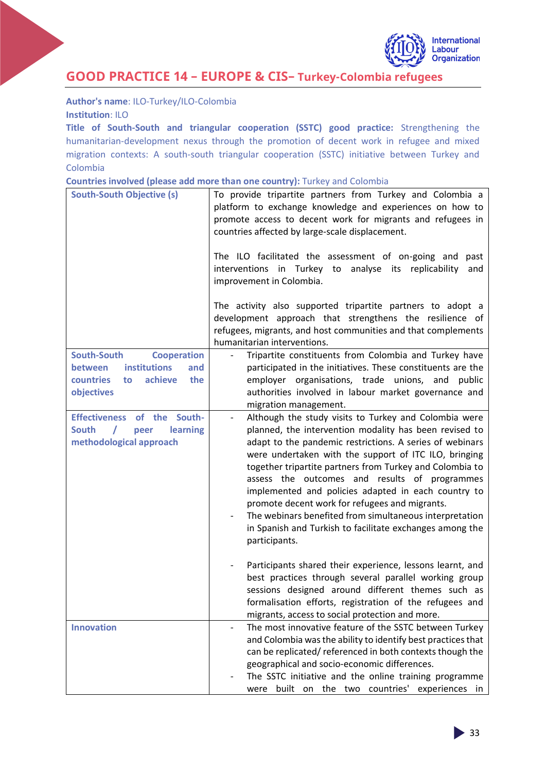## GOOD PRACTICE 14 – EUROPE & CIS– Turkey-Colombia refugees

**Author's name**: ILO-Turkey/ILO-Colombia

**Institution**: ILO

**Title of South-South and triangular cooperation (SSTC) good practice:** Strengthening the humanitarian-development nexus through the promotion of decent work in refugee and mixed migration contexts: A south-south triangular cooperation (SSTC) initiative between Turkey and Colombia

**Countries involved (please add more than one country):** Turkey and Colombia

| | |
|---|---|
| **South-South Objective (s)** | To provide tripartite partners from Turkey and Colombia a platform to exchange knowledge and experiences on how to promote access to decent work for migrants and refugees in countries affected by large-scale displacement.<br><br>The ILO facilitated the assessment of on-going and past interventions in Turkey to analyse its replicability and improvement in Colombia.<br><br>The activity also supported tripartite partners to adopt a development approach that strengthens the resilience of refugees, migrants, and host communities and that complements humanitarian interventions. |
| **South-South Cooperation between institutions and countries to achieve the objectives** | - Tripartite constituents from Colombia and Turkey have participated in the initiatives. These constituents are the employer organisations, trade unions, and public authorities involved in labour market governance and migration management. |
| **Effectiveness of the South-South / peer learning methodological approach** | - Although the study visits to Turkey and Colombia were planned, the intervention modality has been revised to adapt to the pandemic restrictions. A series of webinars were undertaken with the support of ITC ILO, bringing together tripartite partners from Turkey and Colombia to assess the outcomes and results of programmes implemented and policies adapted in each country to promote decent work for refugees and migrants.<br>- The webinars benefited from simultaneous interpretation in Spanish and Turkish to facilitate exchanges among the participants.<br><br>- Participants shared their experience, lessons learnt, and best practices through several parallel working group sessions designed around different themes such as formalisation efforts, registration of the refugees and migrants, access to social protection and more. |
| **Innovation** | - The most innovative feature of the SSTC between Turkey and Colombia was the ability to identify best practices that can be replicated/ referenced in both contexts though the geographical and socio-economic differences.<br>- The SSTC initiative and the online training programme were built on the two countries' experiences in |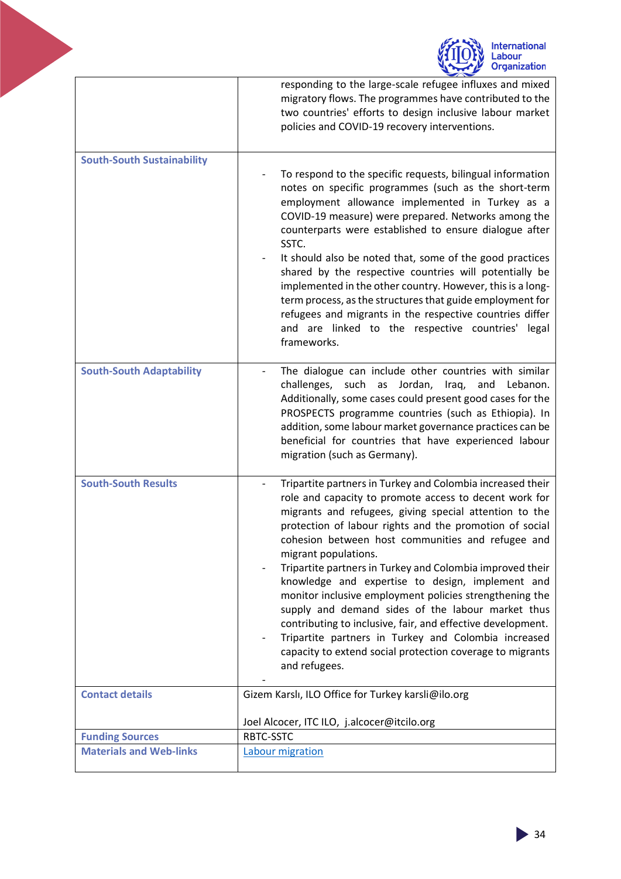| | |
|---|---|
| | responding to the large-scale refugee influxes and mixed migratory flows. The programmes have contributed to the two countries' efforts to design inclusive labour market policies and COVID-19 recovery interventions. |
| **South-South Sustainability** | - To respond to the specific requests, bilingual information notes on specific programmes (such as the short-term employment allowance implemented in Turkey as a COVID-19 measure) were prepared. Networks among the counterparts were established to ensure dialogue after SSTC.<br>- It should also be noted that, some of the good practices shared by the respective countries will potentially be implemented in the other country. However, this is a long-term process, as the structures that guide employment for refugees and migrants in the respective countries differ and are linked to the respective countries' legal frameworks. |
| **South-South Adaptability** | - The dialogue can include other countries with similar challenges, such as Jordan, Iraq, and Lebanon. Additionally, some cases could present good cases for the PROSPECTS programme countries (such as Ethiopia). In addition, some labour market governance practices can be beneficial for countries that have experienced labour migration (such as Germany). |
| **South-South Results** | - Tripartite partners in Turkey and Colombia increased their role and capacity to promote access to decent work for migrants and refugees, giving special attention to the protection of labour rights and the promotion of social cohesion between host communities and refugee and migrant populations.<br>- Tripartite partners in Turkey and Colombia improved their knowledge and expertise to design, implement and monitor inclusive employment policies strengthening the supply and demand sides of the labour market thus contributing to inclusive, fair, and effective development.<br>- Tripartite partners in Turkey and Colombia increased capacity to extend social protection coverage to migrants and refugees.<br>- |
| **Contact details** | Gizem Karslı, ILO Office for Turkey karsli@ilo.org<br><br>Joel Alcocer, ITC ILO, j.alcocer@itcilo.org |
| **Funding Sources** | RBTC-SSTC |
| **Materials and Web-links** | Labour migration |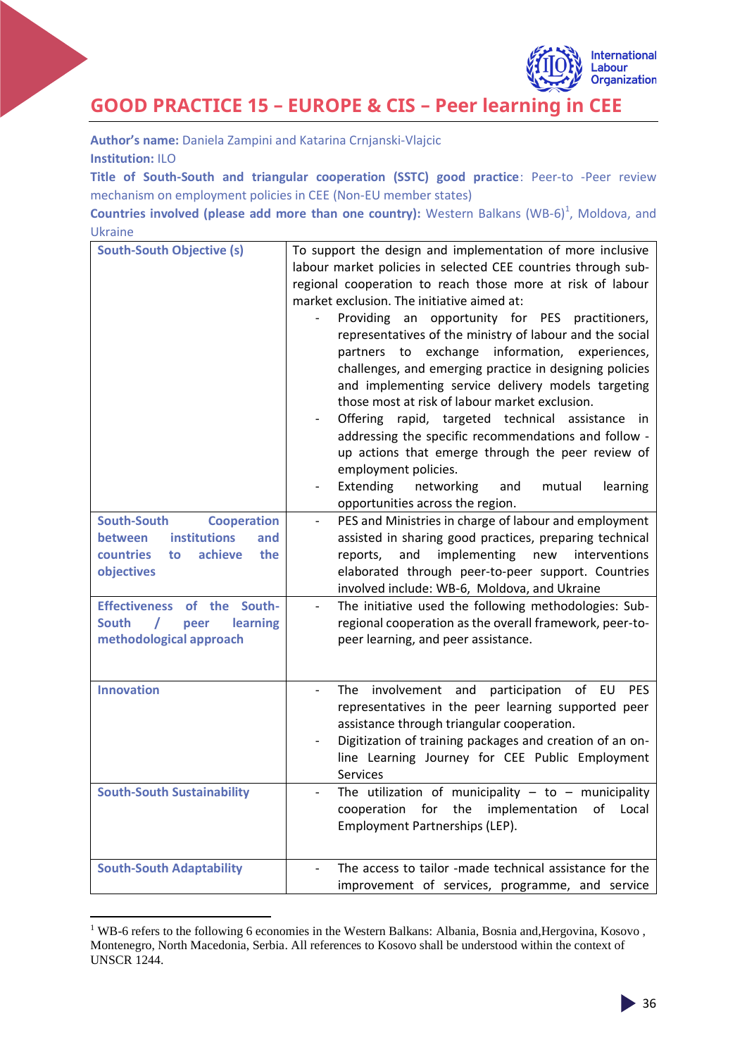# GOOD PRACTICE 15 – EUROPE & CIS – Peer learning in CEE

**Author's name:** Daniela Zampini and Katarina Crnjanski-Vlajcic

**Institution:** ILO

**Title of South-South and triangular cooperation (SSTC) good practice**: Peer-to -Peer review mechanism on employment policies in CEE (Non-EU member states)

**Countries involved (please add more than one country):** Western Balkans (WB-6)[1], Moldova, and Ukraine

| | |
|---|---|
| **South-South Objective (s)** | To support the design and implementation of more inclusive labour market policies in selected CEE countries through sub-regional cooperation to reach those more at risk of labour market exclusion. The initiative aimed at:<br>- Providing an opportunity for PES practitioners, representatives of the ministry of labour and the social partners to exchange information, experiences, challenges, and emerging practice in designing policies and implementing service delivery models targeting those most at risk of labour market exclusion.<br>- Offering rapid, targeted technical assistance in addressing the specific recommendations and follow - up actions that emerge through the peer review of employment policies.<br>- Extending networking and mutual learning opportunities across the region. |
| **South-South Cooperation between institutions and countries to achieve the objectives** | - PES and Ministries in charge of labour and employment assisted in sharing good practices, preparing technical reports, and implementing new interventions elaborated through peer-to-peer support. Countries involved include: WB-6, Moldova, and Ukraine |
| **Effectiveness of the South-South / peer learning methodological approach** | - The initiative used the following methodologies: Sub-regional cooperation as the overall framework, peer-to-peer learning, and peer assistance. |
| **Innovation** | - The involvement and participation of EU PES representatives in the peer learning supported peer assistance through triangular cooperation.<br>- Digitization of training packages and creation of an on-line Learning Journey for CEE Public Employment Services |
| **South-South Sustainability** | - The utilization of municipality – to – municipality cooperation for the implementation of Local Employment Partnerships (LEP). |
| **South-South Adaptability** | - The access to tailor -made technical assistance for the improvement of services, programme, and service |

[1] WB-6 refers to the following 6 economies in the Western Balkans: Albania, Bosnia and,Hergovina, Kosovo , Montenegro, North Macedonia, Serbia. All references to Kosovo shall be understood within the context of UNSCR 1244.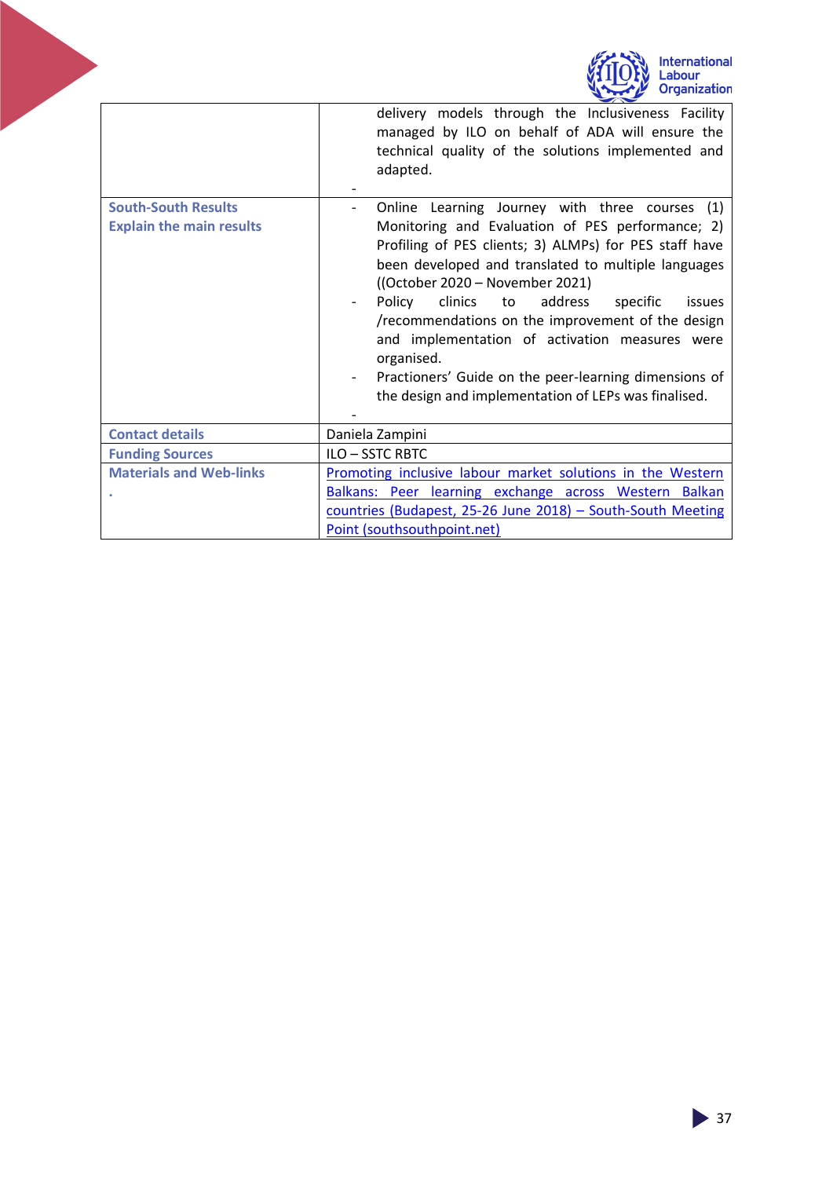| | |
|---|---|
| | delivery models through the Inclusiveness Facility managed by ILO on behalf of ADA will ensure the technical quality of the solutions implemented and adapted.<br>- |
| **South-South Results**<br>**Explain the main results** | - Online Learning Journey with three courses (1) Monitoring and Evaluation of PES performance; 2) Profiling of PES clients; 3) ALMPs) for PES staff have been developed and translated to multiple languages ((October 2020 – November 2021)<br>- Policy clinics to address specific issues /recommendations on the improvement of the design and implementation of activation measures were organised.<br>- Practioners' Guide on the peer-learning dimensions of the design and implementation of LEPs was finalised.<br>- |
| **Contact details** | Daniela Zampini |
| **Funding Sources** | ILO – SSTC RBTC |
| **Materials and Web-links**<br>. | Promoting inclusive labour market solutions in the Western Balkans: Peer learning exchange across Western Balkan countries (Budapest, 25-26 June 2018) – South-South Meeting Point (southsouthpoint.net) |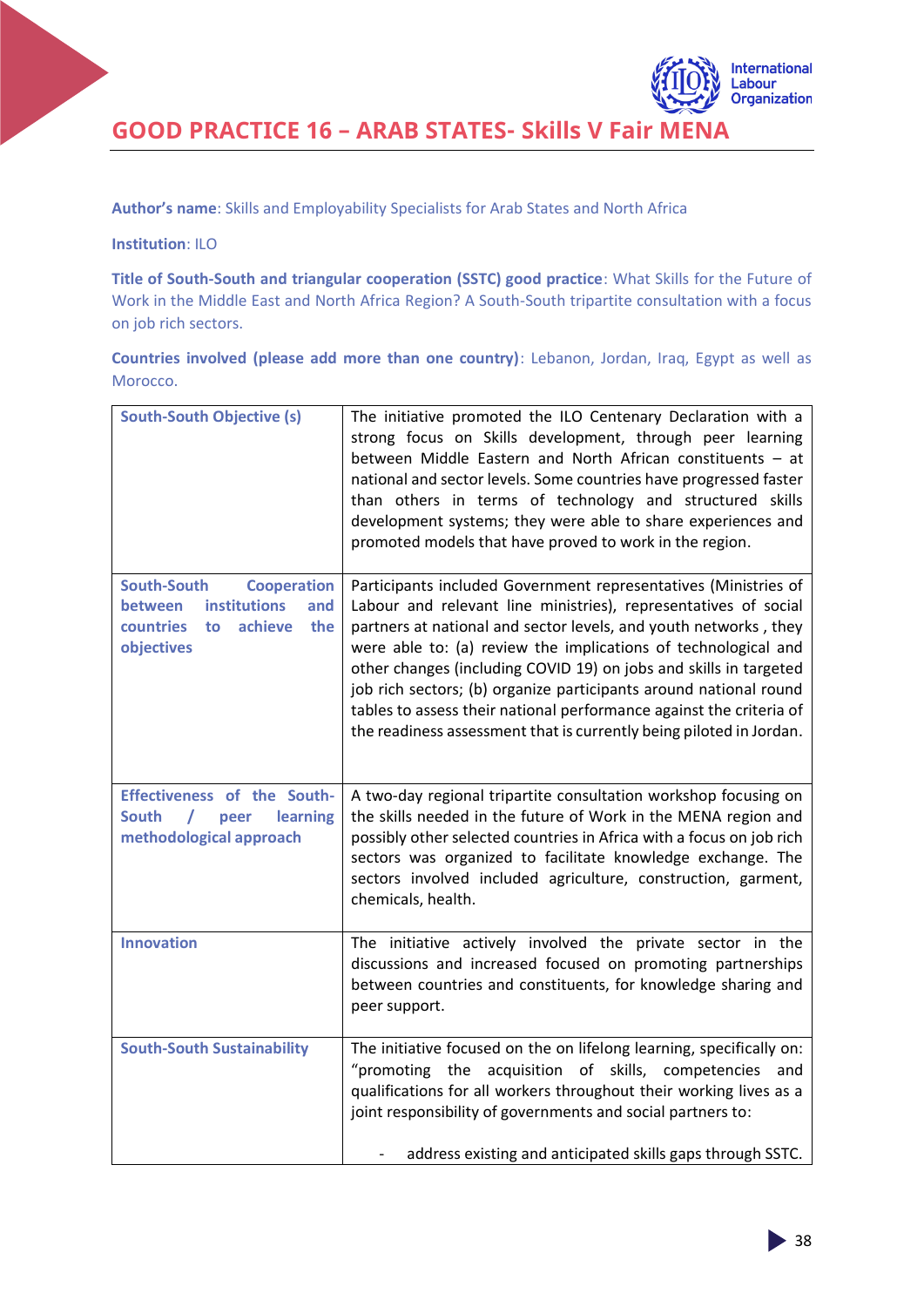## GOOD PRACTICE 16 – ARAB STATES- Skills V Fair MENA

**Author's name**: Skills and Employability Specialists for Arab States and North Africa

**Institution**: ILO

**Title of South-South and triangular cooperation (SSTC) good practice**: What Skills for the Future of Work in the Middle East and North Africa Region? A South-South tripartite consultation with a focus on job rich sectors.

**Countries involved (please add more than one country)**: Lebanon, Jordan, Iraq, Egypt as well as Morocco.

| | |
|---|---|
| **South-South Objective (s)** | The initiative promoted the ILO Centenary Declaration with a strong focus on Skills development, through peer learning between Middle Eastern and North African constituents – at national and sector levels. Some countries have progressed faster than others in terms of technology and structured skills development systems; they were able to share experiences and promoted models that have proved to work in the region. |
| **South-South Cooperation between institutions and countries to achieve the objectives** | Participants included Government representatives (Ministries of Labour and relevant line ministries), representatives of social partners at national and sector levels, and youth networks , they were able to: (a) review the implications of technological and other changes (including COVID 19) on jobs and skills in targeted job rich sectors; (b) organize participants around national round tables to assess their national performance against the criteria of the readiness assessment that is currently being piloted in Jordan. |
| **Effectiveness of the South-South / peer learning methodological approach** | A two-day regional tripartite consultation workshop focusing on the skills needed in the future of Work in the MENA region and possibly other selected countries in Africa with a focus on job rich sectors was organized to facilitate knowledge exchange. The sectors involved included agriculture, construction, garment, chemicals, health. |
| **Innovation** | The initiative actively involved the private sector in the discussions and increased focused on promoting partnerships between countries and constituents, for knowledge sharing and peer support. |
| **South-South Sustainability** | The initiative focused on the on lifelong learning, specifically on: "promoting the acquisition of skills, competencies and qualifications for all workers throughout their working lives as a joint responsibility of governments and social partners to:<br><br>- address existing and anticipated skills gaps through SSTC. |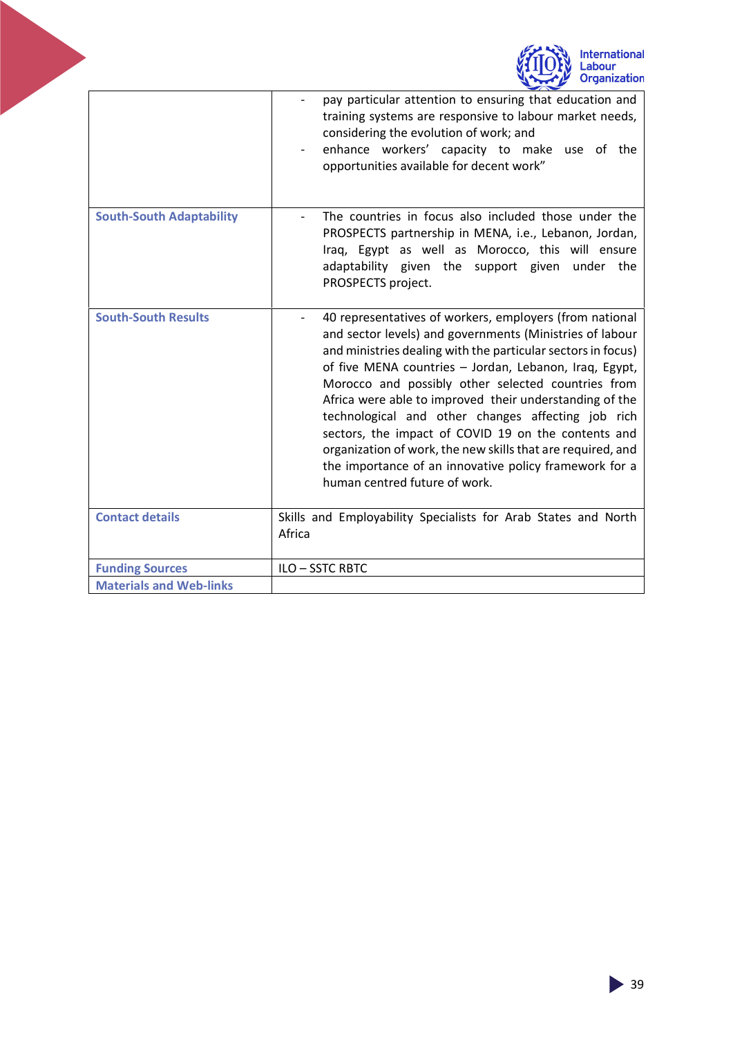| | |
|---|---|
| | - pay particular attention to ensuring that education and training systems are responsive to labour market needs, considering the evolution of work; and<br>- enhance workers' capacity to make use of the opportunities available for decent work" |
| **South-South Adaptability** | - The countries in focus also included those under the PROSPECTS partnership in MENA, i.e., Lebanon, Jordan, Iraq, Egypt as well as Morocco, this will ensure adaptability given the support given under the PROSPECTS project. |
| **South-South Results** | - 40 representatives of workers, employers (from national and sector levels) and governments (Ministries of labour and ministries dealing with the particular sectors in focus) of five MENA countries – Jordan, Lebanon, Iraq, Egypt, Morocco and possibly other selected countries from Africa were able to improved their understanding of the technological and other changes affecting job rich sectors, the impact of COVID 19 on the contents and organization of work, the new skills that are required, and the importance of an innovative policy framework for a human centred future of work. |
| **Contact details** | Skills and Employability Specialists for Arab States and North Africa |
| **Funding Sources** | ILO – SSTC RBTC |
| **Materials and Web-links** | |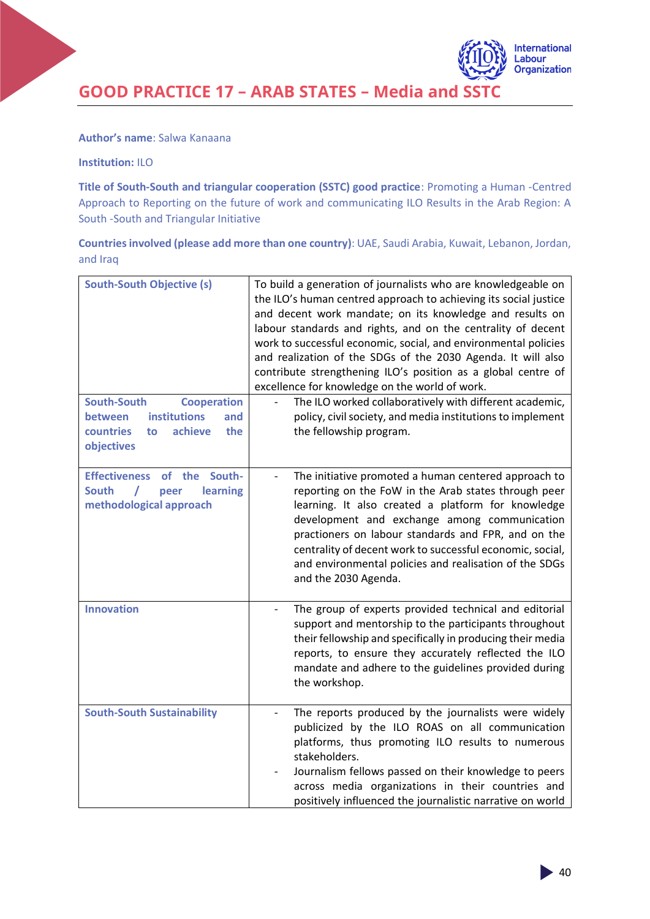# GOOD PRACTICE 17 – ARAB STATES – Media and SSTC

**Author's name**: Salwa Kanaana

**Institution:** ILO

**Title of South-South and triangular cooperation (SSTC) good practice**: Promoting a Human -Centred Approach to Reporting on the future of work and communicating ILO Results in the Arab Region: A South -South and Triangular Initiative

**Countries involved (please add more than one country)**: UAE, Saudi Arabia, Kuwait, Lebanon, Jordan, and Iraq

| | |
|---|---|
| **South-South Objective (s)** | To build a generation of journalists who are knowledgeable on the ILO's human centred approach to achieving its social justice and decent work mandate; on its knowledge and results on labour standards and rights, and on the centrality of decent work to successful economic, social, and environmental policies and realization of the SDGs of the 2030 Agenda. It will also contribute strengthening ILO's position as a global centre of excellence for knowledge on the world of work. |
| **South-South Cooperation between institutions and countries to achieve the objectives** | - The ILO worked collaboratively with different academic, policy, civil society, and media institutions to implement the fellowship program. |
| **Effectiveness of the South-South / peer learning methodological approach** | - The initiative promoted a human centered approach to reporting on the FoW in the Arab states through peer learning. It also created a platform for knowledge development and exchange among communication practioners on labour standards and FPR, and on the centrality of decent work to successful economic, social, and environmental policies and realisation of the SDGs and the 2030 Agenda. |
| **Innovation** | - The group of experts provided technical and editorial support and mentorship to the participants throughout their fellowship and specifically in producing their media reports, to ensure they accurately reflected the ILO mandate and adhere to the guidelines provided during the workshop. |
| **South-South Sustainability** | - The reports produced by the journalists were widely publicized by the ILO ROAS on all communication platforms, thus promoting ILO results to numerous stakeholders.<br>- Journalism fellows passed on their knowledge to peers across media organizations in their countries and positively influenced the journalistic narrative on world |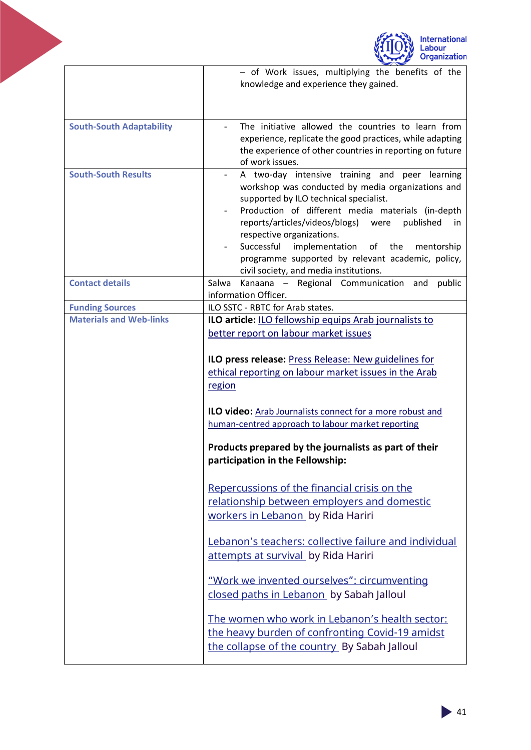| | |
|---|---|
| | – of Work issues, multiplying the benefits of the knowledge and experience they gained. |
| **South-South Adaptability** | - The initiative allowed the countries to learn from experience, replicate the good practices, while adapting the experience of other countries in reporting on future of work issues. |
| **South-South Results** | - A two-day intensive training and peer learning workshop was conducted by media organizations and supported by ILO technical specialist.<br>- Production of different media materials (in-depth reports/articles/videos/blogs) were published in respective organizations.<br>- Successful implementation of the mentorship programme supported by relevant academic, policy, civil society, and media institutions. |
| **Contact details** | Salwa Kanaana – Regional Communication and public information Officer. |
| **Funding Sources** | ILO SSTC - RBTC for Arab states. |
| **Materials and Web-links** | **ILO article:** ILO fellowship equips Arab journalists to better report on labour market issues<br><br>**ILO press release:** Press Release: New guidelines for ethical reporting on labour market issues in the Arab region<br><br>**ILO video:** Arab Journalists connect for a more robust and human-centred approach to labour market reporting<br><br>**Products prepared by the journalists as part of their participation in the Fellowship:**<br><br>Repercussions of the financial crisis on the relationship between employers and domestic workers in Lebanon by Rida Hariri<br><br>Lebanon's teachers: collective failure and individual attempts at survival by Rida Hariri<br><br>"Work we invented ourselves": circumventing closed paths in Lebanon by Sabah Jalloul<br><br>The women who work in Lebanon's health sector: the heavy burden of confronting Covid-19 amidst the collapse of the country By Sabah Jalloul |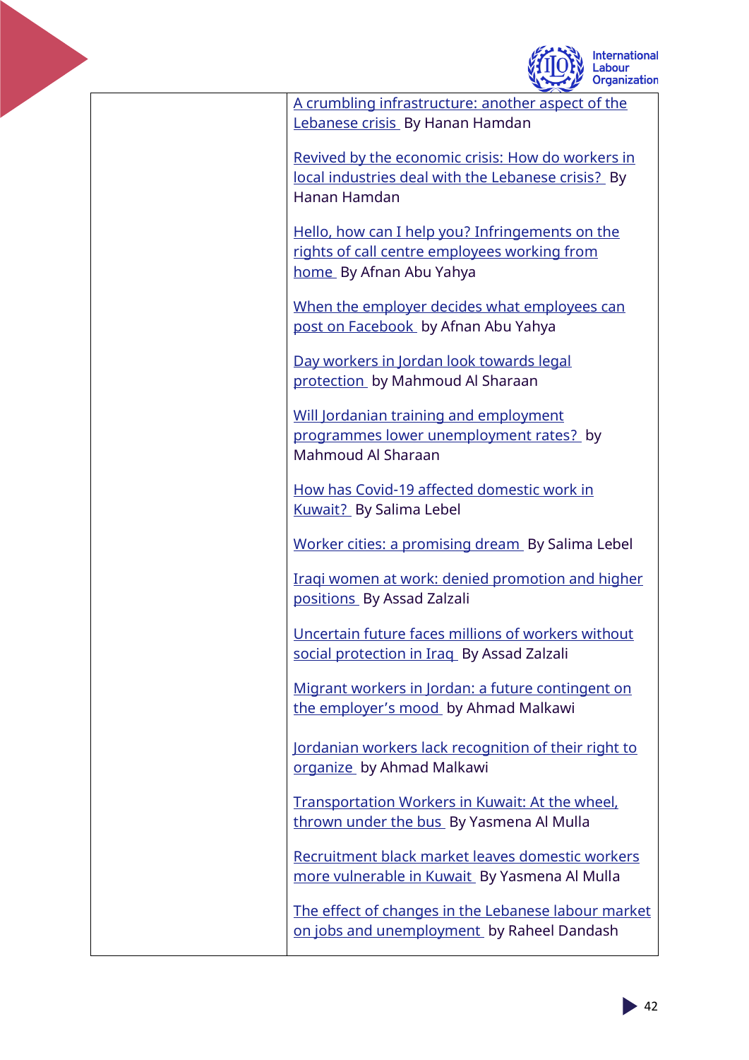| | |
|---|---|
| | A crumbling infrastructure: another aspect of the Lebanese crisis By Hanan Hamdan<br><br>Revived by the economic crisis: How do workers in local industries deal with the Lebanese crisis? By Hanan Hamdan<br><br>Hello, how can I help you? Infringements on the rights of call centre employees working from home By Afnan Abu Yahya<br><br>When the employer decides what employees can post on Facebook by Afnan Abu Yahya<br><br>Day workers in Jordan look towards legal protection by Mahmoud Al Sharaan<br><br>Will Jordanian training and employment programmes lower unemployment rates? by Mahmoud Al Sharaan<br><br>How has Covid-19 affected domestic work in Kuwait? By Salima Lebel<br><br>Worker cities: a promising dream By Salima Lebel<br><br>Iraqi women at work: denied promotion and higher positions By Assad Zalzali<br><br>Uncertain future faces millions of workers without social protection in Iraq By Assad Zalzali<br><br>Migrant workers in Jordan: a future contingent on the employer's mood by Ahmad Malkawi<br><br>Jordanian workers lack recognition of their right to organize by Ahmad Malkawi<br><br>Transportation Workers in Kuwait: At the wheel, thrown under the bus By Yasmena Al Mulla<br><br>Recruitment black market leaves domestic workers more vulnerable in Kuwait By Yasmena Al Mulla<br><br>The effect of changes in the Lebanese labour market on jobs and unemployment by Raheel Dandash |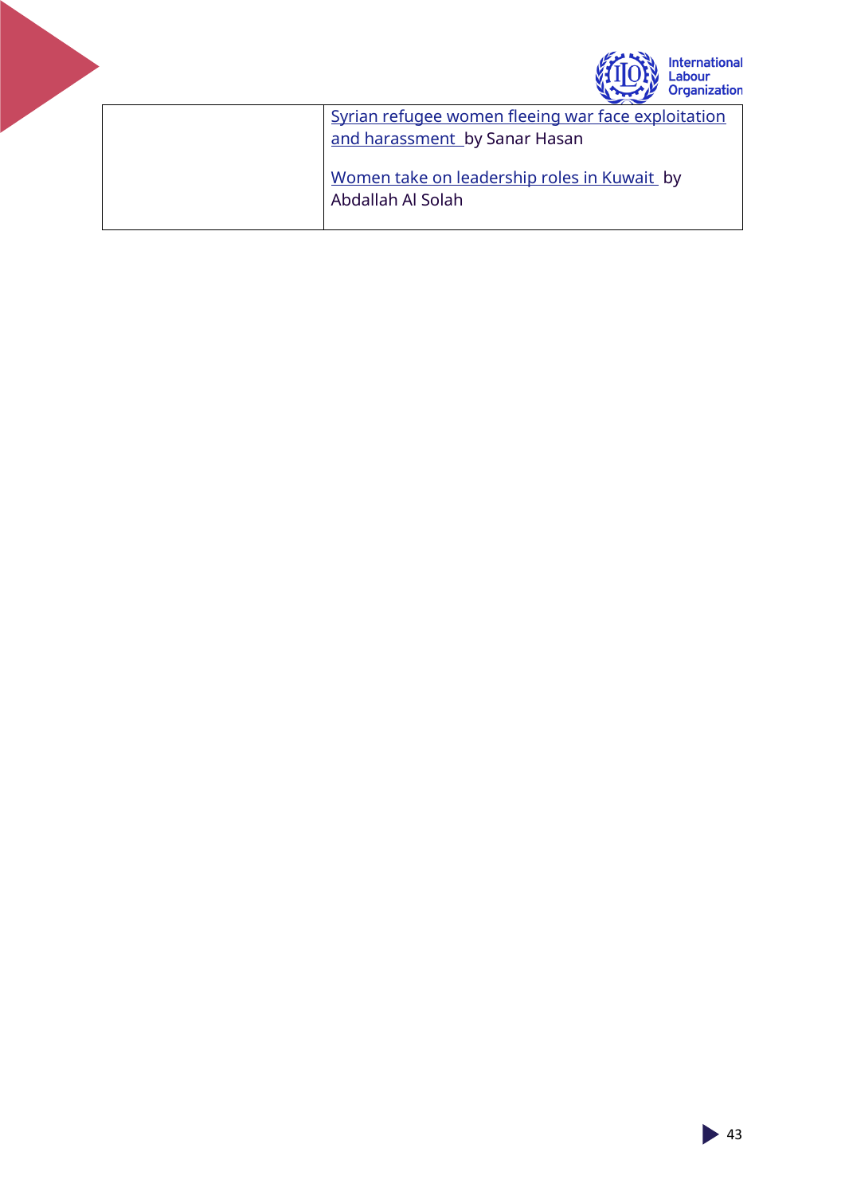| | |
|---|---|
| | Syrian refugee women fleeing war face exploitation and harassment by Sanar Hasan<br><br>Women take on leadership roles in Kuwait by Abdallah Al Solah |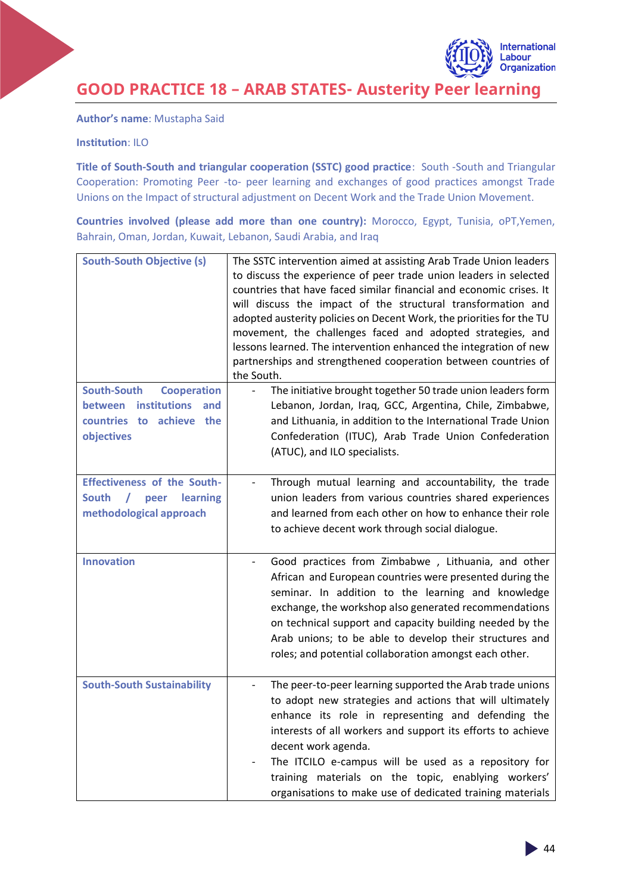# GOOD PRACTICE 18 – ARAB STATES- Austerity Peer learning

**Author's name**: Mustapha Said

**Institution**: ILO

**Title of South-South and triangular cooperation (SSTC) good practice**: South -South and Triangular Cooperation: Promoting Peer -to- peer learning and exchanges of good practices amongst Trade Unions on the Impact of structural adjustment on Decent Work and the Trade Union Movement.

**Countries involved (please add more than one country):** Morocco, Egypt, Tunisia, oPT,Yemen, Bahrain, Oman, Jordan, Kuwait, Lebanon, Saudi Arabia, and Iraq

| | |
|---|---|
| **South-South Objective (s)** | The SSTC intervention aimed at assisting Arab Trade Union leaders to discuss the experience of peer trade union leaders in selected countries that have faced similar financial and economic crises. It will discuss the impact of the structural transformation and adopted austerity policies on Decent Work, the priorities for the TU movement, the challenges faced and adopted strategies, and lessons learned. The intervention enhanced the integration of new partnerships and strengthened cooperation between countries of the South. |
| **South-South Cooperation between institutions and countries to achieve the objectives** | - The initiative brought together 50 trade union leaders form Lebanon, Jordan, Iraq, GCC, Argentina, Chile, Zimbabwe, and Lithuania, in addition to the International Trade Union Confederation (ITUC), Arab Trade Union Confederation (ATUC), and ILO specialists. |
| **Effectiveness of the South-South / peer learning methodological approach** | - Through mutual learning and accountability, the trade union leaders from various countries shared experiences and learned from each other on how to enhance their role to achieve decent work through social dialogue. |
| **Innovation** | - Good practices from Zimbabwe , Lithuania, and other African and European countries were presented during the seminar. In addition to the learning and knowledge exchange, the workshop also generated recommendations on technical support and capacity building needed by the Arab unions; to be able to develop their structures and roles; and potential collaboration amongst each other. |
| **South-South Sustainability** | - The peer-to-peer learning supported the Arab trade unions to adopt new strategies and actions that will ultimately enhance its role in representing and defending the interests of all workers and support its efforts to achieve decent work agenda.<br>- The ITCILO e-campus will be used as a repository for training materials on the topic, enabling workers' organisations to make use of dedicated training materials |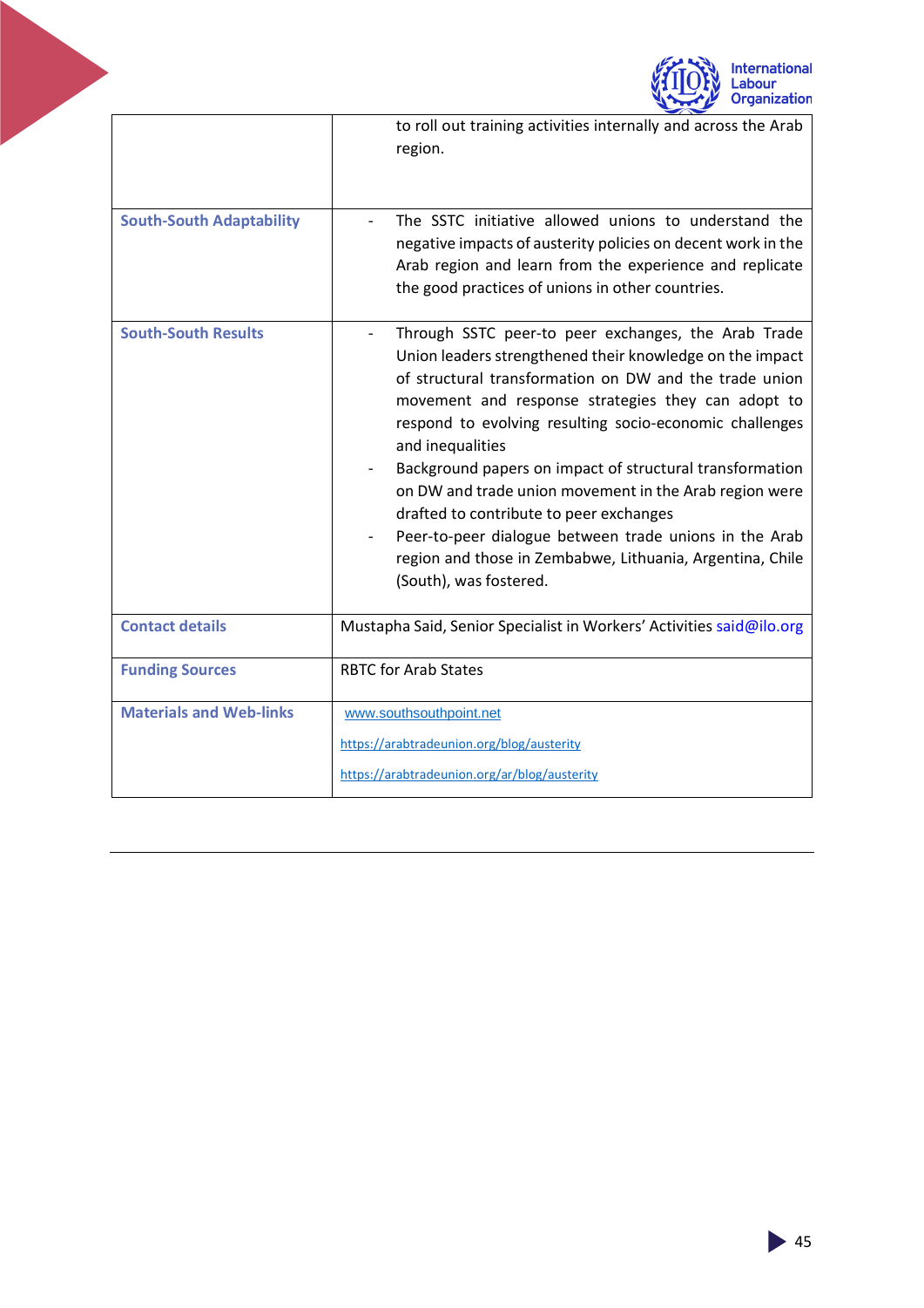| | |
|---|---|
| | to roll out training activities internally and across the Arab region. |
| **South-South Adaptability** | - The SSTC initiative allowed unions to understand the negative impacts of austerity policies on decent work in the Arab region and learn from the experience and replicate the good practices of unions in other countries. |
| **South-South Results** | - Through SSTC peer-to peer exchanges, the Arab Trade Union leaders strengthened their knowledge on the impact of structural transformation on DW and the trade union movement and response strategies they can adopt to respond to evolving resulting socio-economic challenges and inequalities<br>- Background papers on impact of structural transformation on DW and trade union movement in the Arab region were drafted to contribute to peer exchanges<br>- Peer-to-peer dialogue between trade unions in the Arab region and those in Zembabwe, Lithuania, Argentina, Chile (South), was fostered. |
| **Contact details** | Mustapha Said, Senior Specialist in Workers' Activities said@ilo.org |
| **Funding Sources** | RBTC for Arab States |
| **Materials and Web-links** | www.southsouthpoint.net<br>https://arabtradeunion.org/blog/austerity<br>https://arabtradeunion.org/ar/blog/austerity |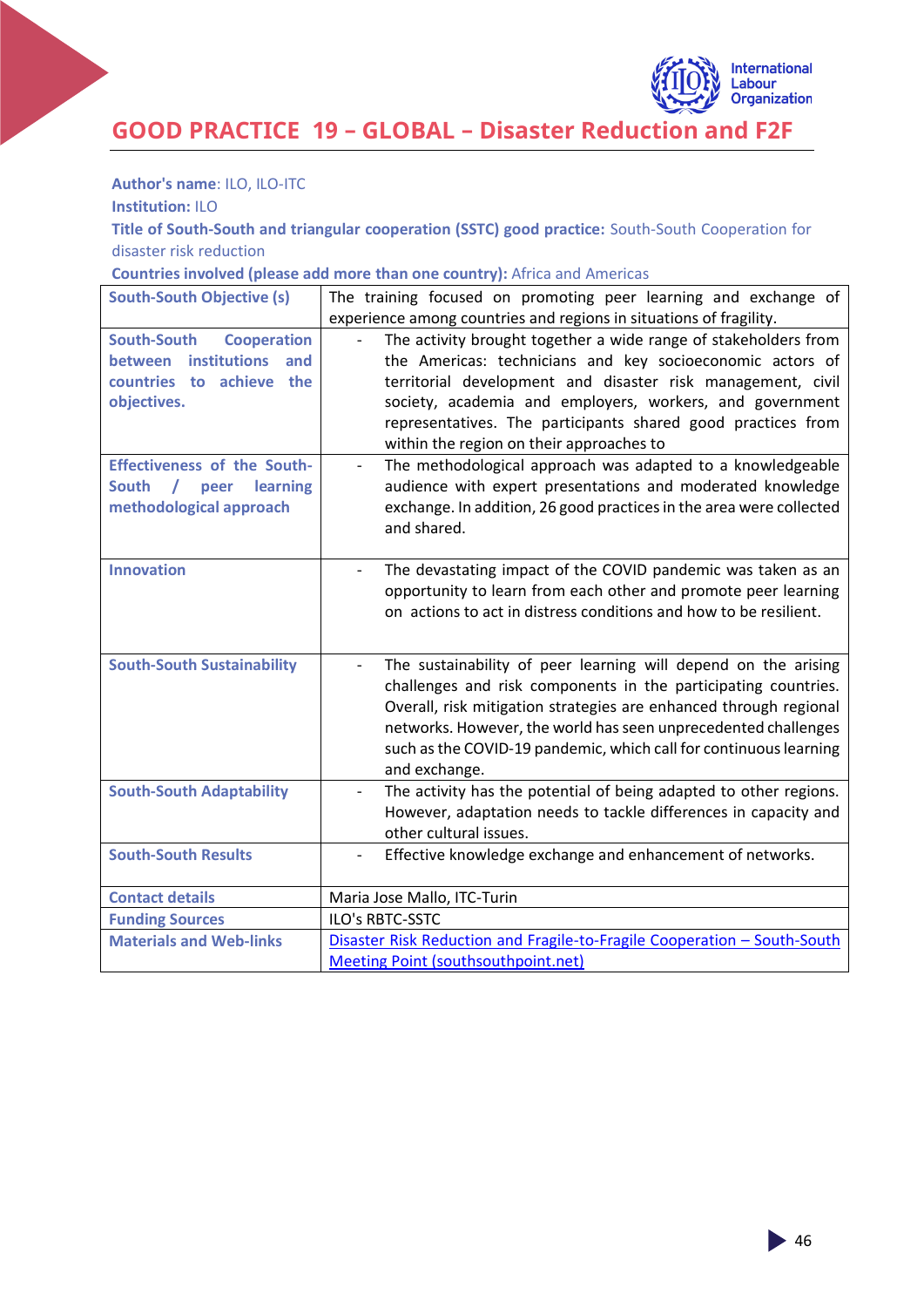# GOOD PRACTICE 19 – GLOBAL – Disaster Reduction and F2F

**Author's name**: ILO, ILO-ITC
**Institution:** ILO
**Title of South-South and triangular cooperation (SSTC) good practice:** South-South Cooperation for disaster risk reduction
**Countries involved (please add more than one country):** Africa and Americas

| | |
|---|---|
| **South-South Objective (s)** | The training focused on promoting peer learning and exchange of experience among countries and regions in situations of fragility. |
| **South-South Cooperation between institutions and countries to achieve the objectives.** | - The activity brought together a wide range of stakeholders from the Americas: technicians and key socioeconomic actors of territorial development and disaster risk management, civil society, academia and employers, workers, and government representatives. The participants shared good practices from within the region on their approaches to |
| **Effectiveness of the South-South / peer learning methodological approach** | - The methodological approach was adapted to a knowledgeable audience with expert presentations and moderated knowledge exchange. In addition, 26 good practices in the area were collected and shared. |
| **Innovation** | - The devastating impact of the COVID pandemic was taken as an opportunity to learn from each other and promote peer learning on actions to act in distress conditions and how to be resilient. |
| **South-South Sustainability** | - The sustainability of peer learning will depend on the arising challenges and risk components in the participating countries. Overall, risk mitigation strategies are enhanced through regional networks. However, the world has seen unprecedented challenges such as the COVID-19 pandemic, which call for continuous learning and exchange. |
| **South-South Adaptability** | - The activity has the potential of being adapted to other regions. However, adaptation needs to tackle differences in capacity and other cultural issues. |
| **South-South Results** | - Effective knowledge exchange and enhancement of networks. |
| **Contact details** | Maria Jose Mallo, ITC-Turin |
| **Funding Sources** | ILO's RBTC-SSTC |
| **Materials and Web-links** | [Disaster Risk Reduction and Fragile-to-Fragile Cooperation – South-South Meeting Point (southsouthpoint.net)]() |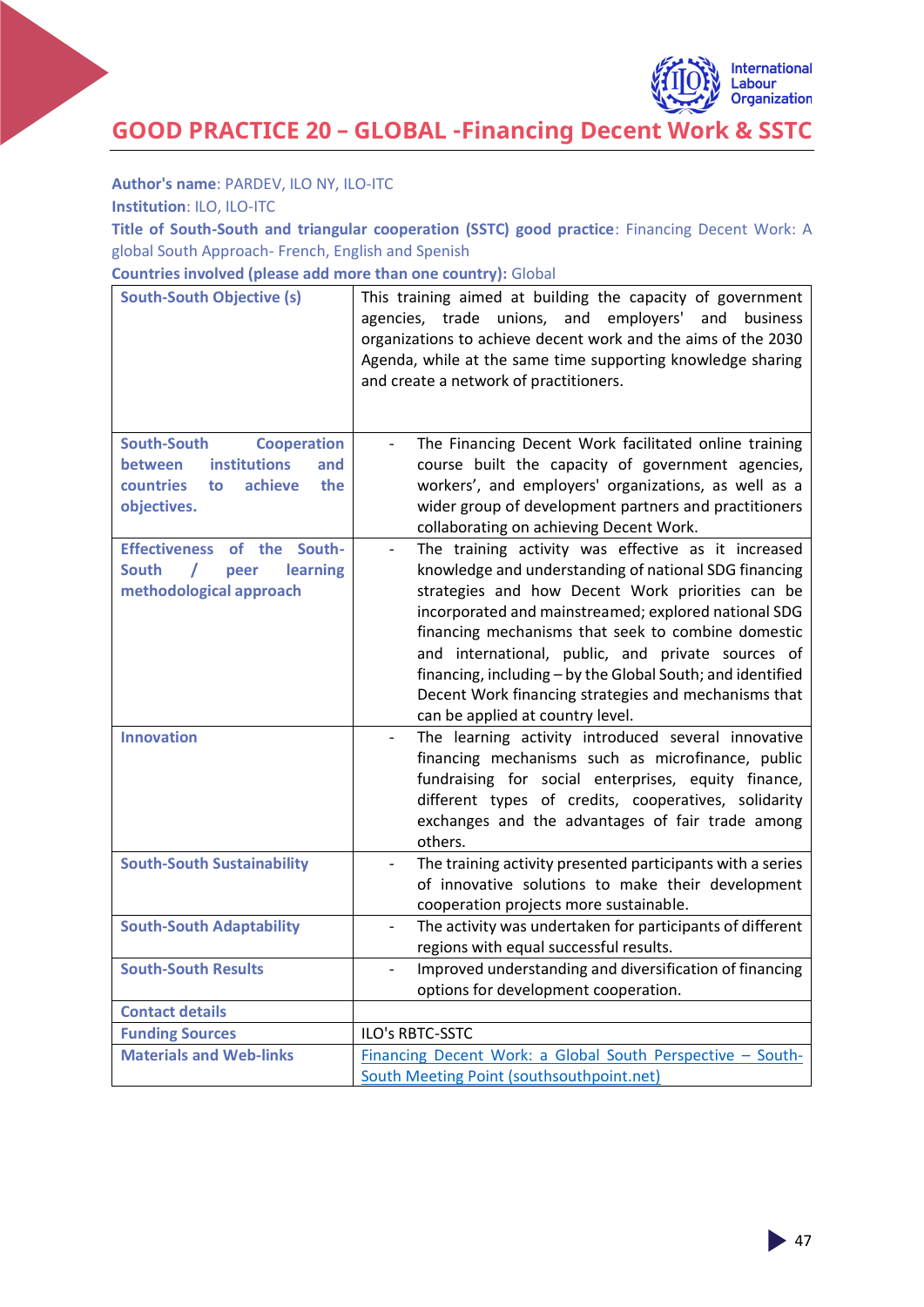# GOOD PRACTICE 20 – GLOBAL -Financing Decent Work & SSTC

**Author's name**: PARDEV, ILO NY, ILO-ITC

**Institution**: ILO, ILO-ITC

**Title of South-South and triangular cooperation (SSTC) good practice**: Financing Decent Work: A global South Approach- French, English and Spanish

**Countries involved (please add more than one country):** Global

| South-South Objective (s) | This training aimed at building the capacity of government agencies, trade unions, and employers' and business organizations to achieve decent work and the aims of the 2030 Agenda, while at the same time supporting knowledge sharing and create a network of practitioners. |
|---|---|
| South-South Cooperation between institutions and countries to achieve the objectives. | - The Financing Decent Work facilitated online training course built the capacity of government agencies, workers', and employers' organizations, as well as a wider group of development partners and practitioners collaborating on achieving Decent Work. |
| Effectiveness of the South-South / peer learning methodological approach | - The training activity was effective as it increased knowledge and understanding of national SDG financing strategies and how Decent Work priorities can be incorporated and mainstreamed; explored national SDG financing mechanisms that seek to combine domestic and international, public, and private sources of financing, including – by the Global South; and identified Decent Work financing strategies and mechanisms that can be applied at country level. |
| Innovation | - The learning activity introduced several innovative financing mechanisms such as microfinance, public fundraising for social enterprises, equity finance, different types of credits, cooperatives, solidarity exchanges and the advantages of fair trade among others. |
| South-South Sustainability | - The training activity presented participants with a series of innovative solutions to make their development cooperation projects more sustainable. |
| South-South Adaptability | - The activity was undertaken for participants of different regions with equal successful results. |
| South-South Results | - Improved understanding and diversification of financing options for development cooperation. |
| Contact details | |
| Funding Sources | ILO's RBTC-SSTC |
| Materials and Web-links | [Financing Decent Work: a Global South Perspective – South-South Meeting Point (southsouthpoint.net)](southsouthpoint.net) |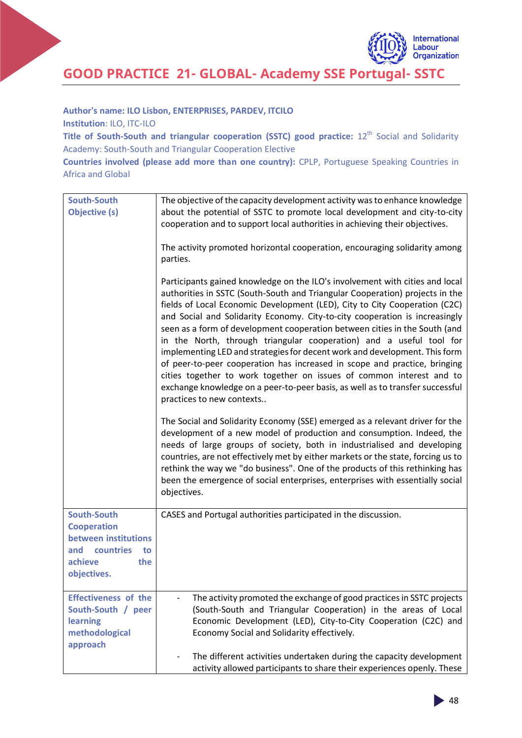# GOOD PRACTICE 21- GLOBAL- Academy SSE Portugal- SSTC

**Author's name: ILO Lisbon, ENTERPRISES, PARDEV, ITCILO**

**Institution**: ILO, ITC-ILO

**Title of South-South and triangular cooperation (SSTC) good practice:** 12th Social and Solidarity Academy: South-South and Triangular Cooperation Elective

**Countries involved (please add more than one country):** CPLP, Portuguese Speaking Countries in Africa and Global

| | |
|---|---|
| **South-South Objective (s)** | The objective of the capacity development activity was to enhance knowledge about the potential of SSTC to promote local development and city-to-city cooperation and to support local authorities in achieving their objectives.<br><br>The activity promoted horizontal cooperation, encouraging solidarity among parties.<br><br>Participants gained knowledge on the ILO's involvement with cities and local authorities in SSTC (South-South and Triangular Cooperation) projects in the fields of Local Economic Development (LED), City to City Cooperation (C2C) and Social and Solidarity Economy. City-to-city cooperation is increasingly seen as a form of development cooperation between cities in the South (and in the North, through triangular cooperation) and a useful tool for implementing LED and strategies for decent work and development. This form of peer-to-peer cooperation has increased in scope and practice, bringing cities together to work together on issues of common interest and to exchange knowledge on a peer-to-peer basis, as well as to transfer successful practices to new contexts..<br><br>The Social and Solidarity Economy (SSE) emerged as a relevant driver for the development of a new model of production and consumption. Indeed, the needs of large groups of society, both in industrialised and developing countries, are not effectively met by either markets or the state, forcing us to rethink the way we "do business". One of the products of this rethinking has been the emergence of social enterprises, enterprises with essentially social objectives. |
| **South-South Cooperation between institutions and countries to achieve the objectives.** | CASES and Portugal authorities participated in the discussion. |
| **Effectiveness of the South-South / peer learning methodological approach** | - The activity promoted the exchange of good practices in SSTC projects (South-South and Triangular Cooperation) in the areas of Local Economic Development (LED), City-to-City Cooperation (C2C) and Economy Social and Solidarity effectively.<br><br>- The different activities undertaken during the capacity development activity allowed participants to share their experiences openly. These |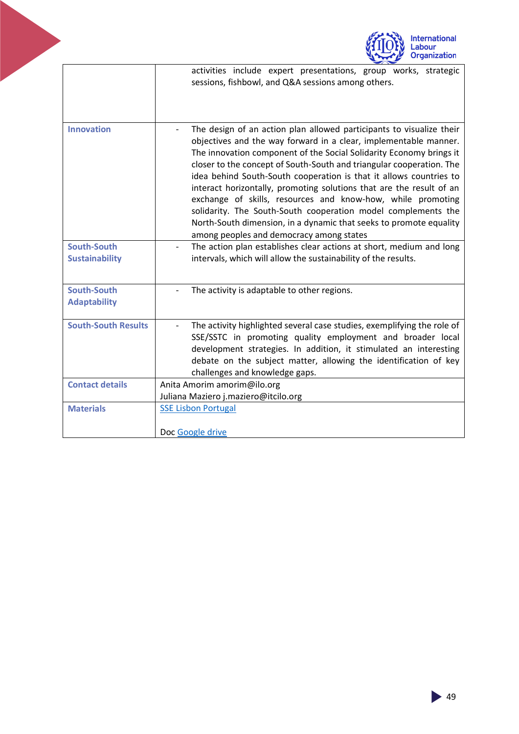| | |
|---|---|
| | activities include expert presentations, group works, strategic sessions, fishbowl, and Q&A sessions among others. |
| **Innovation** | - The design of an action plan allowed participants to visualize their objectives and the way forward in a clear, implementable manner. The innovation component of the Social Solidarity Economy brings it closer to the concept of South-South and triangular cooperation. The idea behind South-South cooperation is that it allows countries to interact horizontally, promoting solutions that are the result of an exchange of skills, resources and know-how, while promoting solidarity. The South-South cooperation model complements the North-South dimension, in a dynamic that seeks to promote equality among peoples and democracy among states |
| **South-South Sustainability** | - The action plan establishes clear actions at short, medium and long intervals, which will allow the sustainability of the results. |
| **South-South Adaptability** | - The activity is adaptable to other regions. |
| **South-South Results** | - The activity highlighted several case studies, exemplifying the role of SSE/SSTC in promoting quality employment and broader local development strategies. In addition, it stimulated an interesting debate on the subject matter, allowing the identification of key challenges and knowledge gaps. |
| **Contact details** | Anita Amorim amorim@ilo.org<br>Juliana Maziero j.maziero@itcilo.org |
| **Materials** | SSE Lisbon Portugal<br><br>Doc Google drive |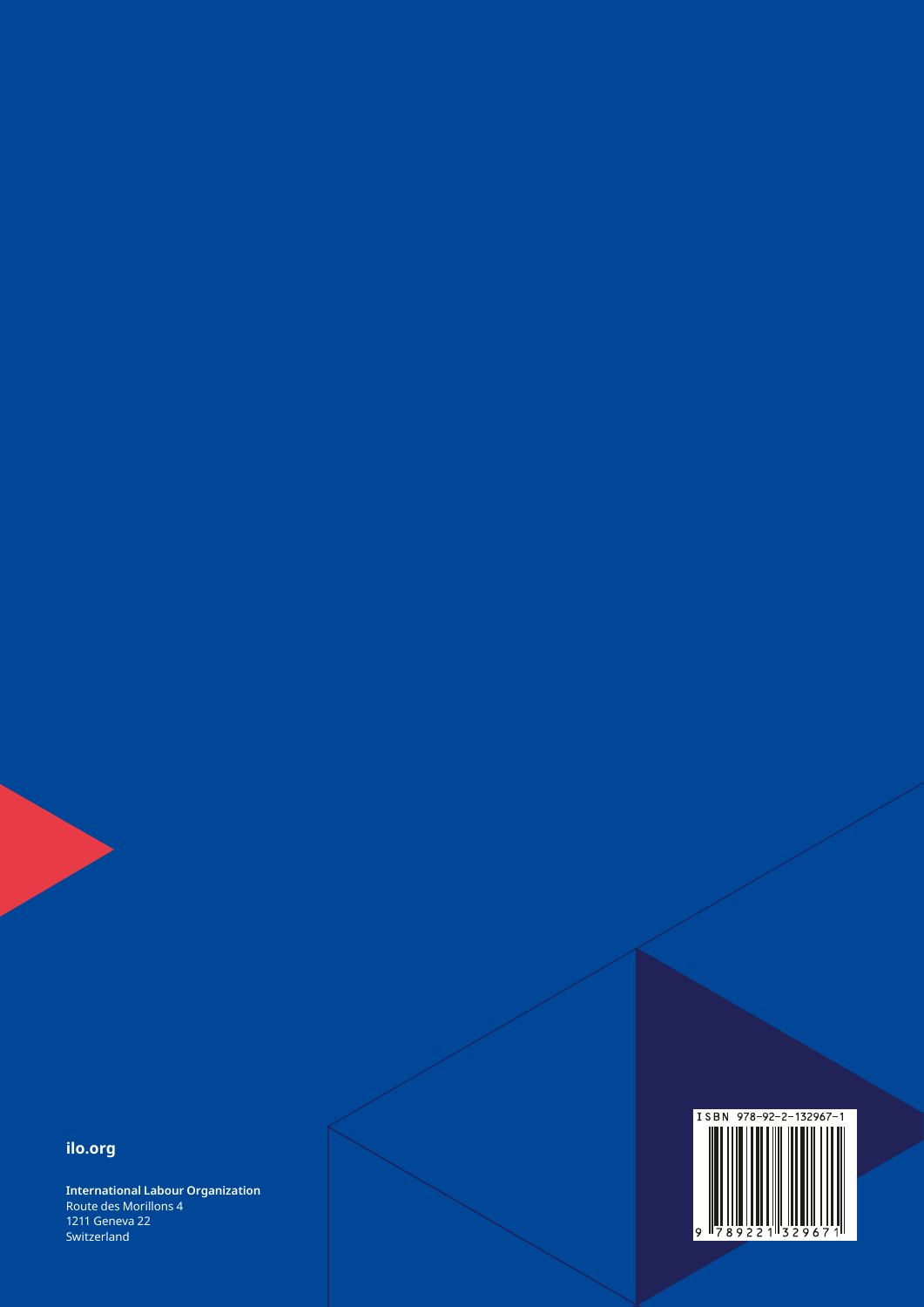**ilo.org**

**International Labour Organization**
Route des Morillons 4
1211 Geneva 22
Switzerland

ISBN 978-92-2-132967-1